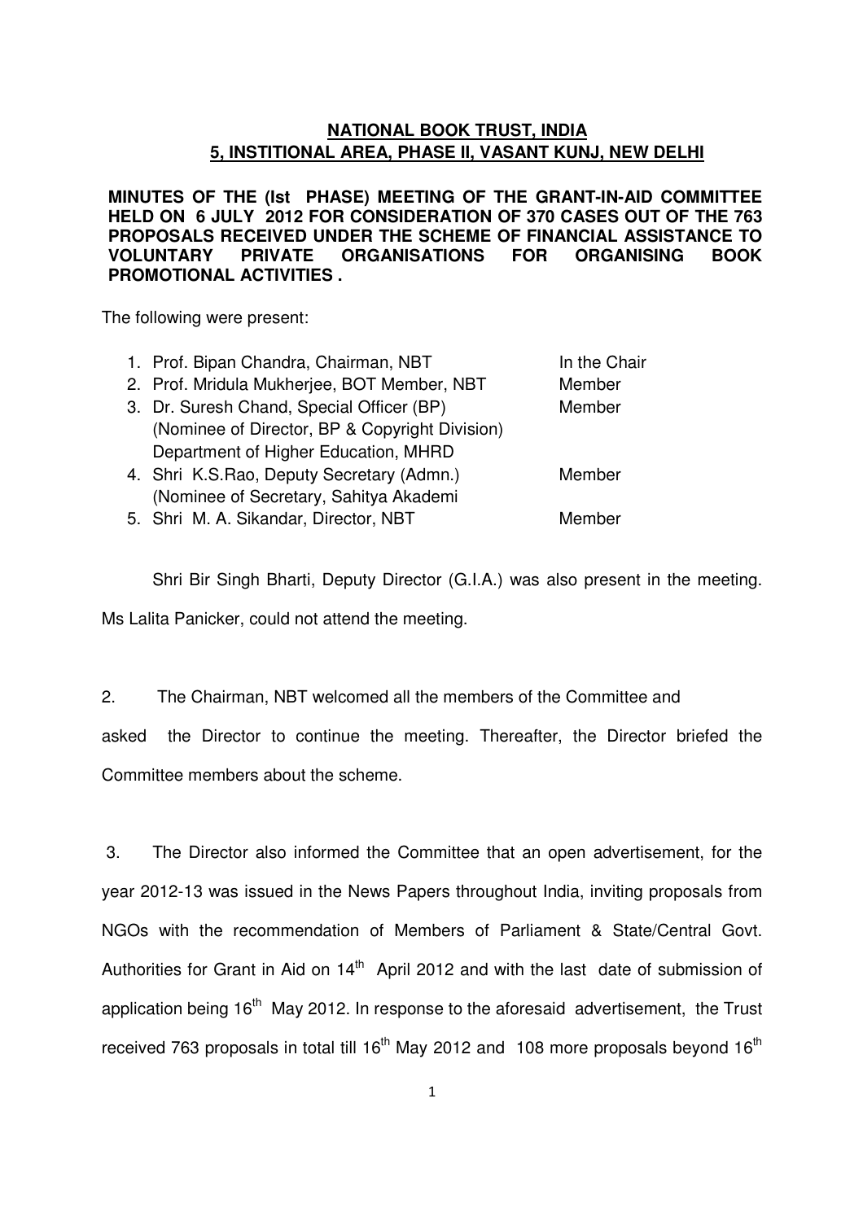# NATIONAL BOOK TRUST, INDIA
## 5, INSTITIONAL AREA, PHASE II, VASANT KUNJ, NEW DELHI

**MINUTES OF THE (Ist PHASE) MEETING OF THE GRANT-IN-AID COMMITTEE HELD ON 6 JULY 2012 FOR CONSIDERATION OF 370 CASES OUT OF THE 763 PROPOSALS RECEIVED UNDER THE SCHEME OF FINANCIAL ASSISTANCE TO VOLUNTARY PRIVATE ORGANISATIONS FOR ORGANISING BOOK PROMOTIONAL ACTIVITIES .**

The following were present:

| | |
|---|---|
| 1. Prof. Bipan Chandra, Chairman, NBT | In the Chair |
| 2. Prof. Mridula Mukherjee, BOT Member, NBT | Member |
| 3. Dr. Suresh Chand, Special Officer (BP) (Nominee of Director, BP & Copyright Division) Department of Higher Education, MHRD | Member |
| 4. Shri K.S.Rao, Deputy Secretary (Admn.) (Nominee of Secretary, Sahitya Akademi | Member |
| 5. Shri M. A. Sikandar, Director, NBT | Member |

Shri Bir Singh Bharti, Deputy Director (G.I.A.) was also present in the meeting. Ms Lalita Panicker, could not attend the meeting.

2. The Chairman, NBT welcomed all the members of the Committee and asked the Director to continue the meeting. Thereafter, the Director briefed the Committee members about the scheme.

3. The Director also informed the Committee that an open advertisement, for the year 2012-13 was issued in the News Papers throughout India, inviting proposals from NGOs with the recommendation of Members of Parliament & State/Central Govt. Authorities for Grant in Aid on 14th April 2012 and with the last date of submission of application being 16th May 2012. In response to the aforesaid advertisement, the Trust received 763 proposals in total till 16th May 2012 and 108 more proposals beyond 16th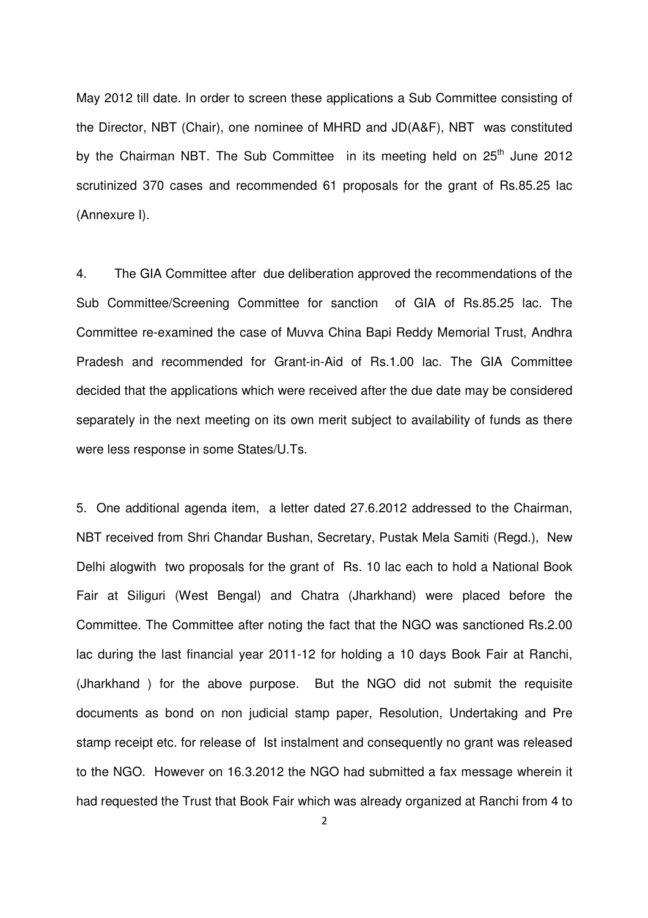May 2012 till date. In order to screen these applications a Sub Committee consisting of the Director, NBT (Chair), one nominee of MHRD and JD(A&F), NBT was constituted by the Chairman NBT. The Sub Committee in its meeting held on 25th June 2012 scrutinized 370 cases and recommended 61 proposals for the grant of Rs.85.25 lac (Annexure I).

4. The GIA Committee after due deliberation approved the recommendations of the Sub Committee/Screening Committee for sanction of GIA of Rs.85.25 lac. The Committee re-examined the case of Muvva China Bapi Reddy Memorial Trust, Andhra Pradesh and recommended for Grant-in-Aid of Rs.1.00 lac. The GIA Committee decided that the applications which were received after the due date may be considered separately in the next meeting on its own merit subject to availability of funds as there were less response in some States/U.Ts.

5. One additional agenda item, a letter dated 27.6.2012 addressed to the Chairman, NBT received from Shri Chandar Bushan, Secretary, Pustak Mela Samiti (Regd.), New Delhi alogwith two proposals for the grant of Rs. 10 lac each to hold a National Book Fair at Siliguri (West Bengal) and Chatra (Jharkhand) were placed before the Committee. The Committee after noting the fact that the NGO was sanctioned Rs.2.00 lac during the last financial year 2011-12 for holding a 10 days Book Fair at Ranchi, (Jharkhand ) for the above purpose. But the NGO did not submit the requisite documents as bond on non judicial stamp paper, Resolution, Undertaking and Pre stamp receipt etc. for release of Ist instalment and consequently no grant was released to the NGO. However on 16.3.2012 the NGO had submitted a fax message wherein it had requested the Trust that Book Fair which was already organized at Ranchi from 4 to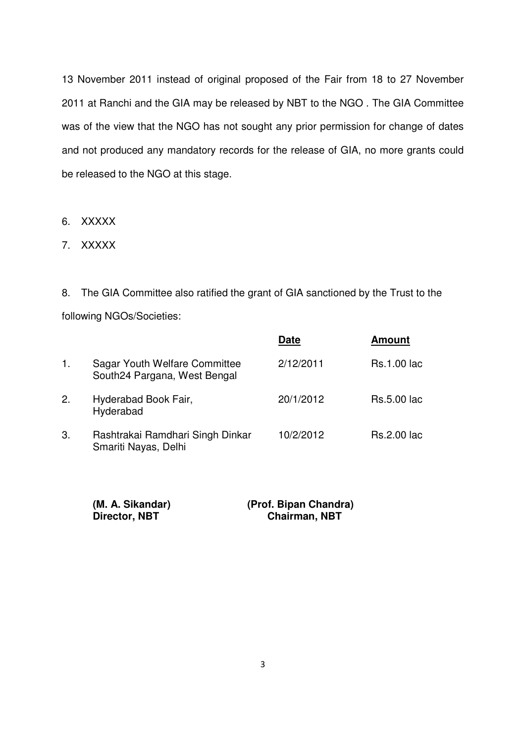13 November 2011 instead of original proposed of the Fair from 18 to 27 November 2011 at Ranchi and the GIA may be released by NBT to the NGO . The GIA Committee was of the view that the NGO has not sought any prior permission for change of dates and not produced any mandatory records for the release of GIA, no more grants could be released to the NGO at this stage.

6. XXXXX

7. XXXXX

8. The GIA Committee also ratified the grant of GIA sanctioned by the Trust to the following NGOs/Societies:

| | | **Date** | **Amount** |
|---|---|---|---|
| 1. | Sagar Youth Welfare Committee South24 Pargana, West Bengal | 2/12/2011 | Rs.1.00 lac |
| 2. | Hyderabad Book Fair, Hyderabad | 20/1/2012 | Rs.5.00 lac |
| 3. | Rashtrakai Ramdhari Singh Dinkar Smariti Nayas, Delhi | 10/2/2012 | Rs.2.00 lac |

**(M. A. Sikandar)**
**Director, NBT**

**(Prof. Bipan Chandra)**
**Chairman, NBT**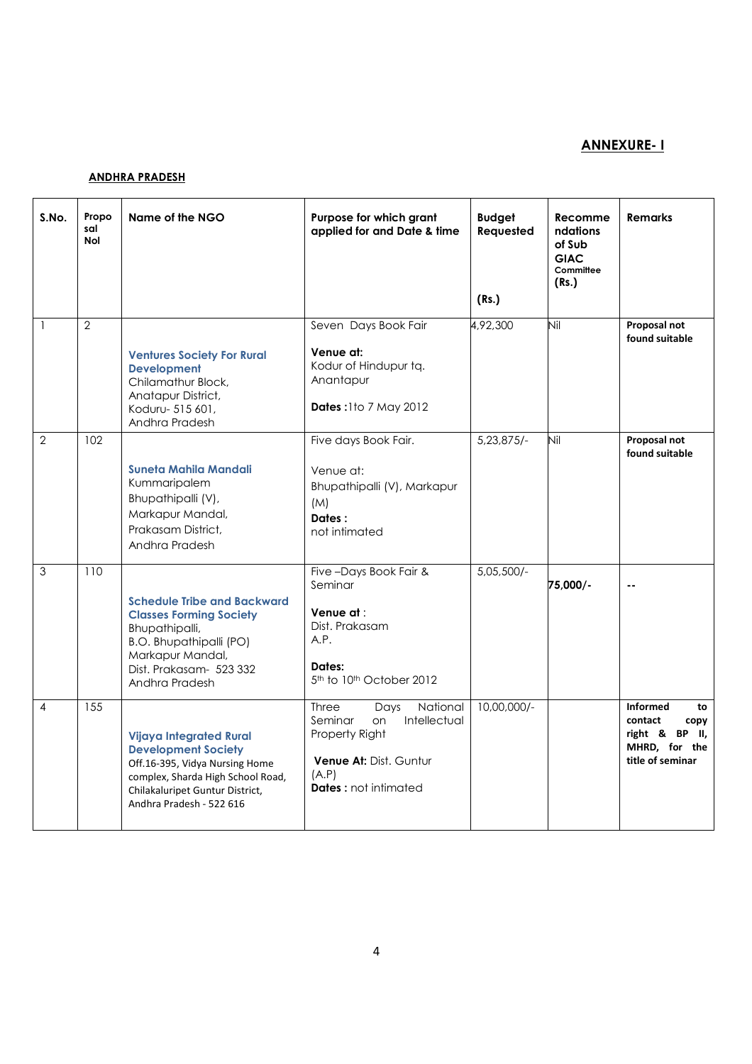**ANNEXURE- I**

**ANDHRA PRADESH**

| S.No. | Proposal NoI | Name of the NGO | Purpose for which grant applied for and Date & time | Budget Requested (Rs.) | Recommendations of Sub GIAC Committee (Rs.) | Remarks |
|---|---|---|---|---|---|---|
| 1 | 2 | **Ventures Society For Rural Development** Chilamathur Block, Anatapur District, Koduru- 515 601, Andhra Pradesh | Seven Days Book Fair **Venue at:** Kodur of Hindupur tq. Anantapur **Dates :** 1to 7 May 2012 | 4,92,300 | Nil | **Proposal not found suitable** |
| 2 | 102 | **Suneta Mahila Mandali** Kummaripalem Bhupathipalli (V), Markapur Mandal, Prakasam District, Andhra Pradesh | Five days Book Fair. Venue at: Bhupathipalli (V), Markapur (M) **Dates :** not intimated | 5,23,875/- | Nil | **Proposal not found suitable** |
| 3 | 110 | **Schedule Tribe and Backward Classes Forming Society** Bhupathipalli, B.O. Bhupathipalli (PO) Markapur Mandal, Dist. Prakasam- 523 332 Andhra Pradesh | Five –Days Book Fair & Seminar **Venue at :** Dist. Prakasam A.P. **Dates:** 5th to 10th October 2012 | 5,05,500/- | **75,000/-** | -- |
| 4 | 155 | **Vijaya Integrated Rural Development Society** Off.16-395, Vidya Nursing Home complex, Sharda High School Road, Chilakaluripet Guntur District, Andhra Pradesh - 522 616 | Three Days National Seminar on Intellectual Property Right **Venue At:** Dist. Guntur (A.P) **Dates :** not intimated | 10,00,000/- | | **Informed to contact copy right & BP II, MHRD, for the title of seminar** |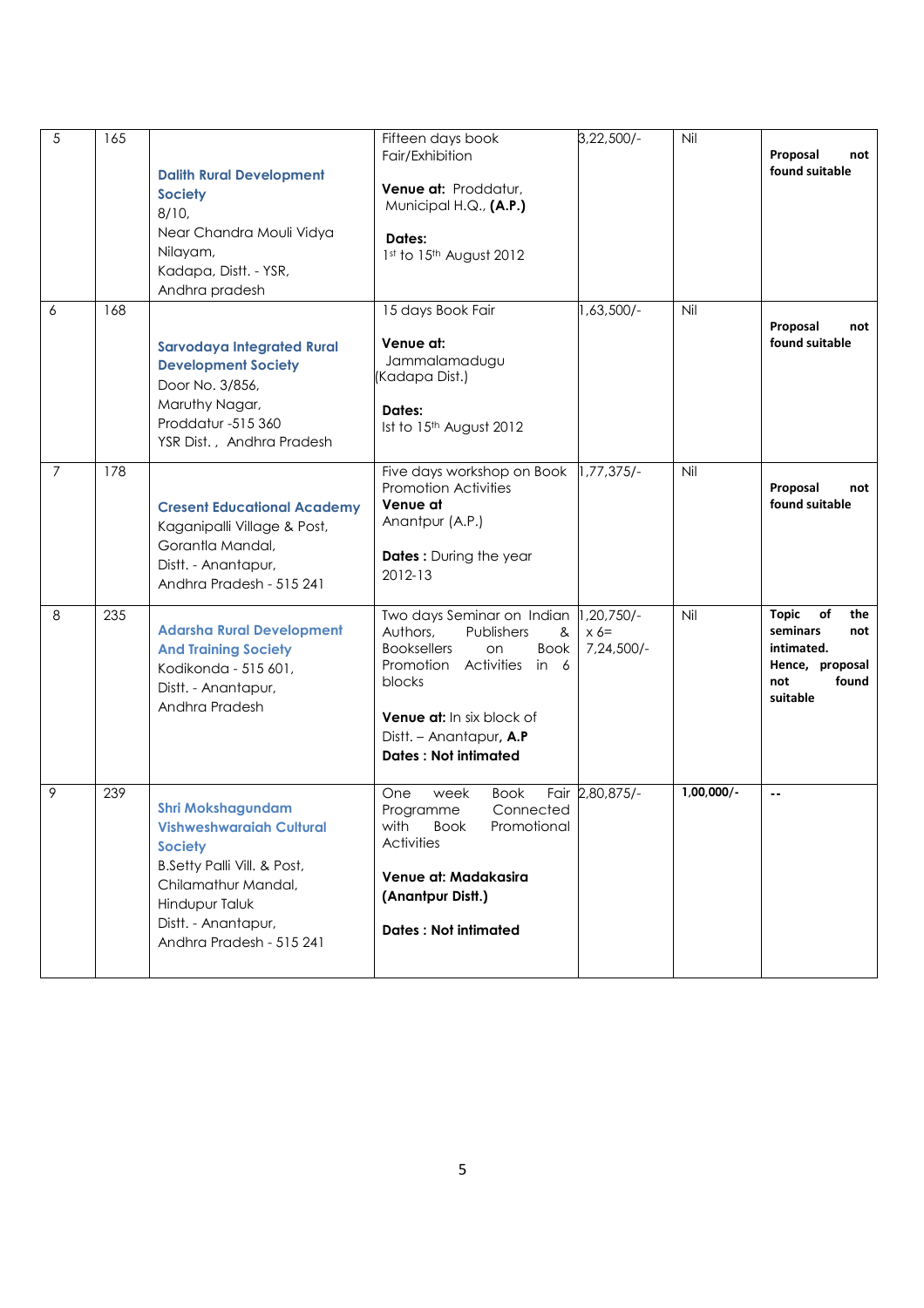| 5 | 165 | **Dalith Rural Development Society** 8/10, Near Chandra Mouli Vidya Nilayam, Kadapa, Distt. - YSR, Andhra pradesh | Fifteen days book Fair/Exhibition<br><br>**Venue at:** Proddatur, Municipal H.Q., **(A.P.)**<br><br>**Dates:** 1st to 15th August 2012 | 3,22,500/- | Nil | **Proposal not found suitable** |
|---|---|---|---|---|---|---|
| 6 | 168 | **Sarvodaya Integrated Rural Development Society** Door No. 3/856, Maruthy Nagar, Proddatur -515 360 YSR Dist. , Andhra Pradesh | 15 days Book Fair<br><br>**Venue at:** Jammalamadugu (Kadapa Dist.)<br><br>**Dates:** Ist to 15th August 2012 | 1,63,500/- | Nil | **Proposal not found suitable** |
| 7 | 178 | **Cresent Educational Academy** Kaganipalli Village & Post, Gorantla Mandal, Distt. - Anantapur, Andhra Pradesh - 515 241 | Five days workshop on Book Promotion Activities<br>**Venue at** Anantpur (A.P.)<br><br>**Dates :** During the year 2012-13 | 1,77,375/- | Nil | **Proposal not found suitable** |
| 8 | 235 | **Adarsha Rural Development And Training Society** Kodikonda - 515 601, Distt. - Anantapur, Andhra Pradesh | Two days Seminar on Indian Authors, Publishers & Booksellers on Book Promotion Activities in 6 blocks<br><br>**Venue at:** In six block of Distt. – Anantapur, **A.P**<br>**Dates : Not intimated** | 1,20,750/- x 6= 7,24,500/- | Nil | **Topic of the seminars not intimated. Hence, proposal not found suitable** |
| 9 | 239 | **Shri Mokshagundam Vishweshwaraiah Cultural Society** B.Setty Palli Vill. & Post, Chilamathur Mandal, Hindupur Taluk Distt. - Anantapur, Andhra Pradesh - 515 241 | One week Book Fair Programme Connected with Book Promotional Activities<br><br>**Venue at: Madakasira (Anantpur Distt.)**<br><br>**Dates : Not intimated** | 2,80,875/- | **1,00,000/-** | **--** |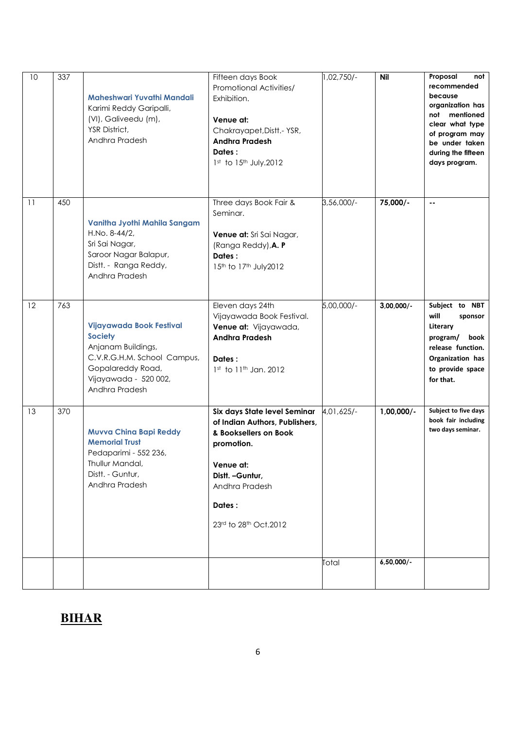| 10 | 337 | **Maheshwari Yuvathi Mandali** Karimi Reddy Garipalli, (Vl), Galiveedu (m), YSR District, Andhra Pradesh | Fifteen days Book Promotional Activities/ Exhibition. **Venue at:** Chakrayapet,Distt.- YSR, **Andhra Pradesh** **Dates :** 1st to 15th July.2012 | 1,02,750/- | **Nil** | **Proposal not recommended because organization has not mentioned clear what type of program may be under taken during the fifteen days program.** |
|---|---|---|---|---|---|---|
| 11 | 450 | **Vanitha Jyothi Mahila Sangam** H.No. 8-44/2, Sri Sai Nagar, Saroor Nagar Balapur, Distt. - Ranga Reddy, Andhra Pradesh | Three days Book Fair & Seminar. **Venue at:** Sri Sai Nagar, (Ranga Reddy),**A. P** **Dates :** 15th to 17th July2012 | 3,56,000/- | **75,000/-** | **--** |
| 12 | 763 | **Vijayawada Book Festival Society** Anjanam Buildings, C.V.R.G.H.M. School Campus, Gopalareddy Road, Vijayawada - 520 002, Andhra Pradesh | Eleven days 24th Vijayawada Book Festival. **Venue at:** Vijayawada, **Andhra Pradesh** **Dates :** 1st to 11th Jan. 2012 | 5,00,000/- | **3,00,000/-** | **Subject to NBT will sponsor Literary program/ book release function. Organization has to provide space for that.** |
| 13 | 370 | **Muvva China Bapi Reddy Memorial Trust** Pedaparimi - 552 236, Thullur Mandal, Distt. - Guntur, Andhra Pradesh | **Six days State level Seminar of Indian Authors, Publishers, & Booksellers on Book promotion.** **Venue at:** **Distt. –Guntur,** Andhra Pradesh **Dates :** 23rd to 28th Oct.2012 | 4,01,625/- | **1,00,000/-** | **Subject to five days book fair including two days seminar.** |
| | | | | Total | **6,50,000/-** | |

## BIHAR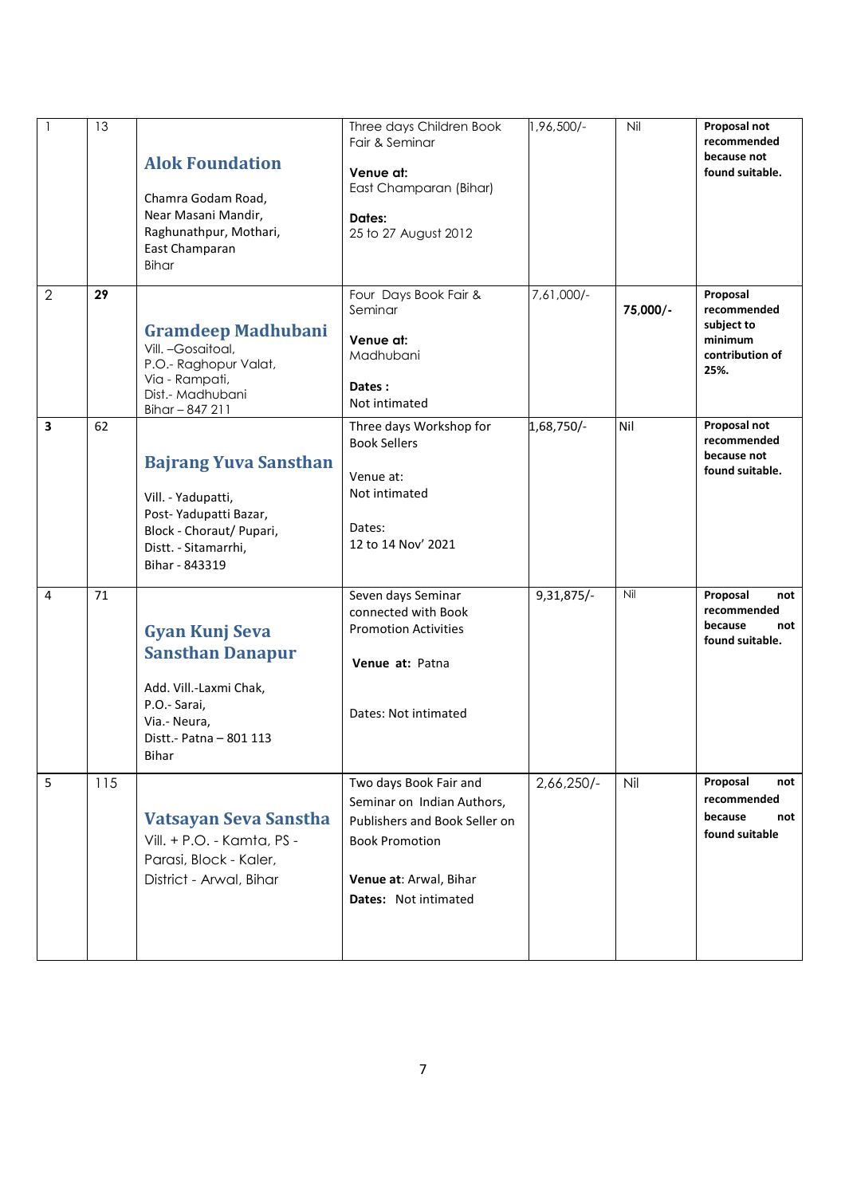| | | | | | | |
|---|---|---|---|---|---|---|
| 1 | 13 | **Alok Foundation**<br><br>Chamra Godam Road, Near Masani Mandir, Raghunathpur, Mothari, East Champaran Bihar | Three days Children Book Fair & Seminar<br><br>**Venue at:**<br>East Champaran (Bihar)<br><br>**Dates:**<br>25 to 27 August 2012 | 1,96,500/- | Nil | **Proposal not recommended because not found suitable.** |
| 2 | **29** | **Gramdeep Madhubani**<br>Vill. –Gosaitoal, P.O.- Raghopur Valat, Via - Rampati, Dist.- Madhubani Bihar – 847 211 | Four Days Book Fair & Seminar<br><br>**Venue at:**<br>Madhubani<br><br>**Dates :**<br>Not intimated | 7,61,000/- | **75,000/-** | **Proposal recommended subject to minimum contribution of 25%.** |
| **3** | 62 | **Bajrang Yuva Sansthan**<br><br>Vill. - Yadupatti, Post- Yadupatti Bazar, Block - Choraut/ Pupari, Distt. - Sitamarrhi, Bihar - 843319 | Three days Workshop for Book Sellers<br><br>Venue at:<br>Not intimated<br><br>Dates:<br>12 to 14 Nov' 2021 | 1,68,750/- | Nil | **Proposal not recommended because not found suitable.** |
| 4 | 71 | **Gyan Kunj Seva Sansthan Danapur**<br><br>Add. Vill.-Laxmi Chak, P.O.- Sarai, Via.- Neura, Distt.- Patna – 801 113 Bihar | Seven days Seminar connected with Book Promotion Activities<br><br>**Venue at:** Patna<br><br>Dates: Not intimated | 9,31,875/- | Nil | **Proposal not recommended because not found suitable.** |
| 5 | 115 | **Vatsayan Seva Sanstha**<br>Vill. + P.O. - Kamta, PS - Parasi, Block - Kaler, District - Arwal, Bihar | Two days Book Fair and Seminar on Indian Authors, Publishers and Book Seller on Book Promotion<br><br>**Venue at**: Arwal, Bihar<br>**Dates:** Not intimated | 2,66,250/- | Nil | **Proposal not recommended because not found suitable** |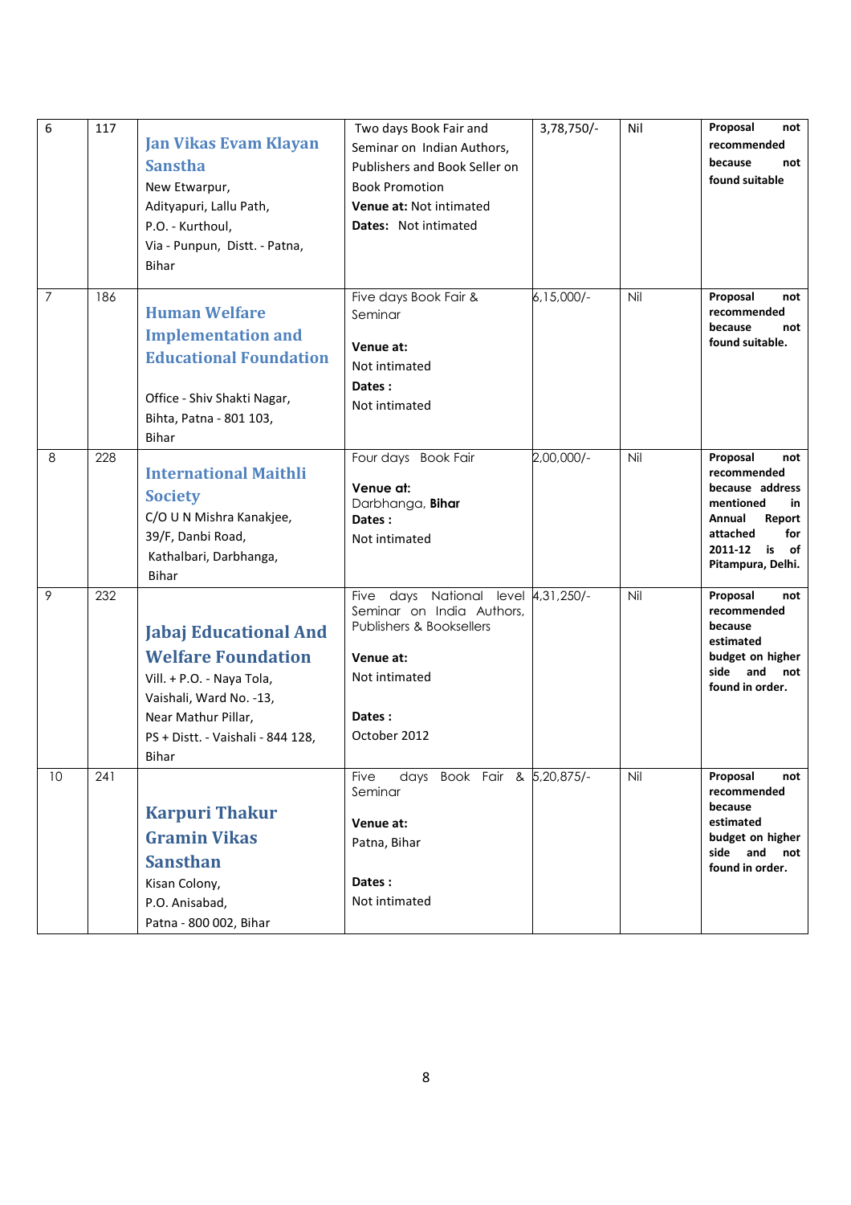| 6 | 117 | **Jan Vikas Evam Klayan Sanstha**<br>New Etwarpur,<br>Adityapuri, Lallu Path,<br>P.O. - Kurthoul,<br>Via - Punpun, Distt. - Patna,<br>Bihar | Two days Book Fair and Seminar on Indian Authors, Publishers and Book Seller on Book Promotion<br>**Venue at:** Not intimated<br>**Dates:** Not intimated | 3,78,750/- | Nil | **Proposal not recommended because not found suitable** |
|---|---|---|---|---|---|---|
| 7 | 186 | **Human Welfare Implementation and Educational Foundation**<br><br>Office - Shiv Shakti Nagar,<br>Bihta, Patna - 801 103,<br>Bihar | Five days Book Fair & Seminar<br><br>**Venue at:**<br>Not intimated<br>**Dates :**<br>Not intimated | 6,15,000/- | Nil | **Proposal not recommended because not found suitable.** |
| 8 | 228 | **International Maithli Society**<br>C/O U N Mishra Kanakjee,<br>39/F, Danbi Road,<br>Kathalbari, Darbhanga,<br>Bihar | Four days Book Fair<br><br>**Venue at:**<br>Darbhanga, **Bihar**<br>**Dates :**<br>Not intimated | 2,00,000/- | Nil | **Proposal not recommended because address mentioned in Annual Report attached for 2011-12 is of Pitampura, Delhi.** |
| 9 | 232 | **Jabaj Educational And Welfare Foundation**<br>Vill. + P.O. - Naya Tola,<br>Vaishali, Ward No. -13,<br>Near Mathur Pillar,<br>PS + Distt. - Vaishali - 844 128,<br>Bihar | Five days National level Seminar on India Authors, Publishers & Booksellers<br><br>**Venue at:**<br>Not intimated<br><br>**Dates :**<br>October 2012 | 4,31,250/- | Nil | **Proposal not recommended because estimated budget on higher side and not found in order.** |
| 10 | 241 | **Karpuri Thakur Gramin Vikas Sansthan**<br>Kisan Colony,<br>P.O. Anisabad,<br>Patna - 800 002, Bihar | Five days Book Fair & Seminar<br><br>**Venue at:**<br>Patna, Bihar<br><br>**Dates :**<br>Not intimated | 5,20,875/- | Nil | **Proposal not recommended because estimated budget on higher side and not found in order.** |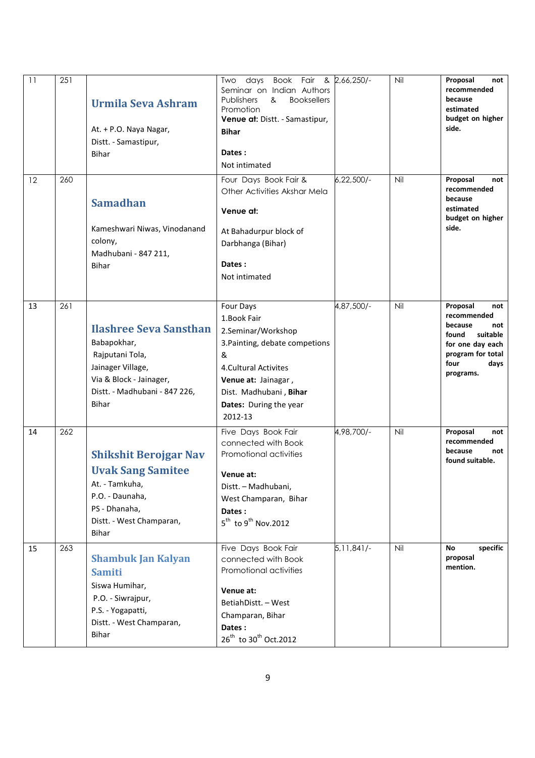| 11 | 251 | **Urmila Seva Ashram**<br><br>At. + P.O. Naya Nagar,<br>Distt. - Samastipur,<br>Bihar | Two days Book Fair & Seminar on Indian Authors Publishers & Booksellers Promotion<br>**Venue at:** Distt. - Samastipur, **Bihar**<br><br>**Dates :**<br>Not intimated | 2,66,250/- | Nil | **Proposal not recommended because estimated budget on higher side.** |
|---|---|---|---|---|---|---|
| 12 | 260 | **Samadhan**<br><br>Kameshwari Niwas, Vinodanand colony,<br>Madhubani - 847 211,<br>Bihar | Four Days Book Fair & Other Activities Akshar Mela<br><br>**Venue at:**<br><br>At Bahadurpur block of Darbhanga (Bihar)<br><br>**Dates :**<br>Not intimated | 6,22,500/- | Nil | **Proposal not recommended because estimated budget on higher side.** |
| 13 | 261 | **Ilashree Seva Sansthan**<br>Babapokhar,<br>Rajputani Tola,<br>Jainager Village,<br>Via & Block - Jainager,<br>Distt. - Madhubani - 847 226,<br>Bihar | Four Days<br>1.Book Fair<br>2.Seminar/Workshop<br>3.Painting, debate competions &<br>4.Cultural Activites<br>**Venue at:** Jainagar , Dist. Madhubani , **Bihar**<br>**Dates:** During the year 2012-13 | 4,87,500/- | Nil | **Proposal not recommended because not found suitable for one day each program for total four days programs.** |
| 14 | 262 | **Shikshit Berojgar Nav Uvak Sang Samitee**<br>At. - Tamkuha,<br>P.O. - Daunaha,<br>PS - Dhanaha,<br>Distt. - West Champaran,<br>Bihar | Five Days Book Fair connected with Book Promotional activities<br><br>**Venue at:**<br>Distt. – Madhubani, West Champaran, Bihar<br>**Dates :**<br>5th to 9th Nov.2012 | 4,98,700/- | Nil | **Proposal not recommended because not found suitable.** |
| 15 | 263 | **Shambuk Jan Kalyan Samiti**<br>Siswa Humihar,<br>P.O. - Siwrajpur,<br>P.S. - Yogapatti,<br>Distt. - West Champaran,<br>Bihar | Five Days Book Fair connected with Book Promotional activities<br><br>**Venue at:**<br>BetiahDistt. – West Champaran, Bihar<br>**Dates :**<br>26th to 30th Oct.2012 | 5,11,841/- | Nil | **No specific proposal mention.** |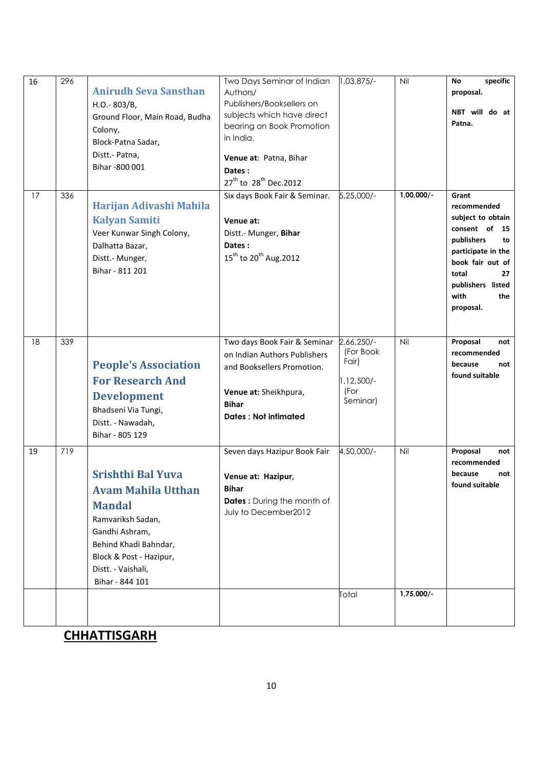| 16 | 296 | **Anirudh Seva Sansthan**<br>H.O.- 803/B,<br>Ground Floor, Main Road, Budha Colony,<br>Block-Patna Sadar,<br>Distt.- Patna,<br>Bihar -800 001 | Two Days Seminar of Indian Authors/ Publishers/Booksellers on subjects which have direct bearing on Book Promotion in India.<br><br>**Venue at**: Patna, Bihar<br>**Dates :**<br>27th to 28th Dec.2012 | 1,03,875/- | Nil | **No specific proposal.**<br><br>**NBT will do at Patna.** |
|---|---|---|---|---|---|---|
| 17 | 336 | **Harijan Adivashi Mahila Kalyan Samiti**<br>Veer Kunwar Singh Colony,<br>Dalhatta Bazar,<br>Distt.- Munger,<br>Bihar - 811 201 | Six days Book Fair & Seminar.<br><br>**Venue at:**<br>Distt.- Munger, **Bihar**<br>**Dates :**<br>15th to 20th Aug.2012 | 5,25,000/- | **1,00,000/-** | **Grant recommended subject to obtain consent of 15 publishers to participate in the book fair out of total 27 publishers listed with the proposal.** |
| 18 | 339 | **People's Association For Research And Development**<br>Bhadseni Via Tungi,<br>Distt. - Nawadah,<br>Bihar - 805 129 | Two days Book Fair & Seminar on Indian Authors Publishers and Booksellers Promotion.<br><br>**Venue at:** Sheikhpura, **Bihar**<br>**Dates : Not intimated** | 2,66,250/- (For Book Fair)<br><br>1,12,500/- (For Seminar) | Nil | **Proposal not recommended because not found suitable** |
| 19 | 719 | **Srishthi Bal Yuva Avam Mahila Utthan Mandal**<br>Ramvariksh Sadan,<br>Gandhi Ashram,<br>Behind Khadi Bahndar,<br>Block & Post - Hazipur,<br>Distt. - Vaishali,<br>Bihar - 844 101 | Seven days Hazipur Book Fair<br><br>**Venue at: Hazipur, Bihar**<br>**Dates :** During the month of July to December2012 | 4,50,000/- | Nil | **Proposal not recommended because not found suitable** |
| | | | | Total | **1,75,000/-** | |

## CHHATTISGARH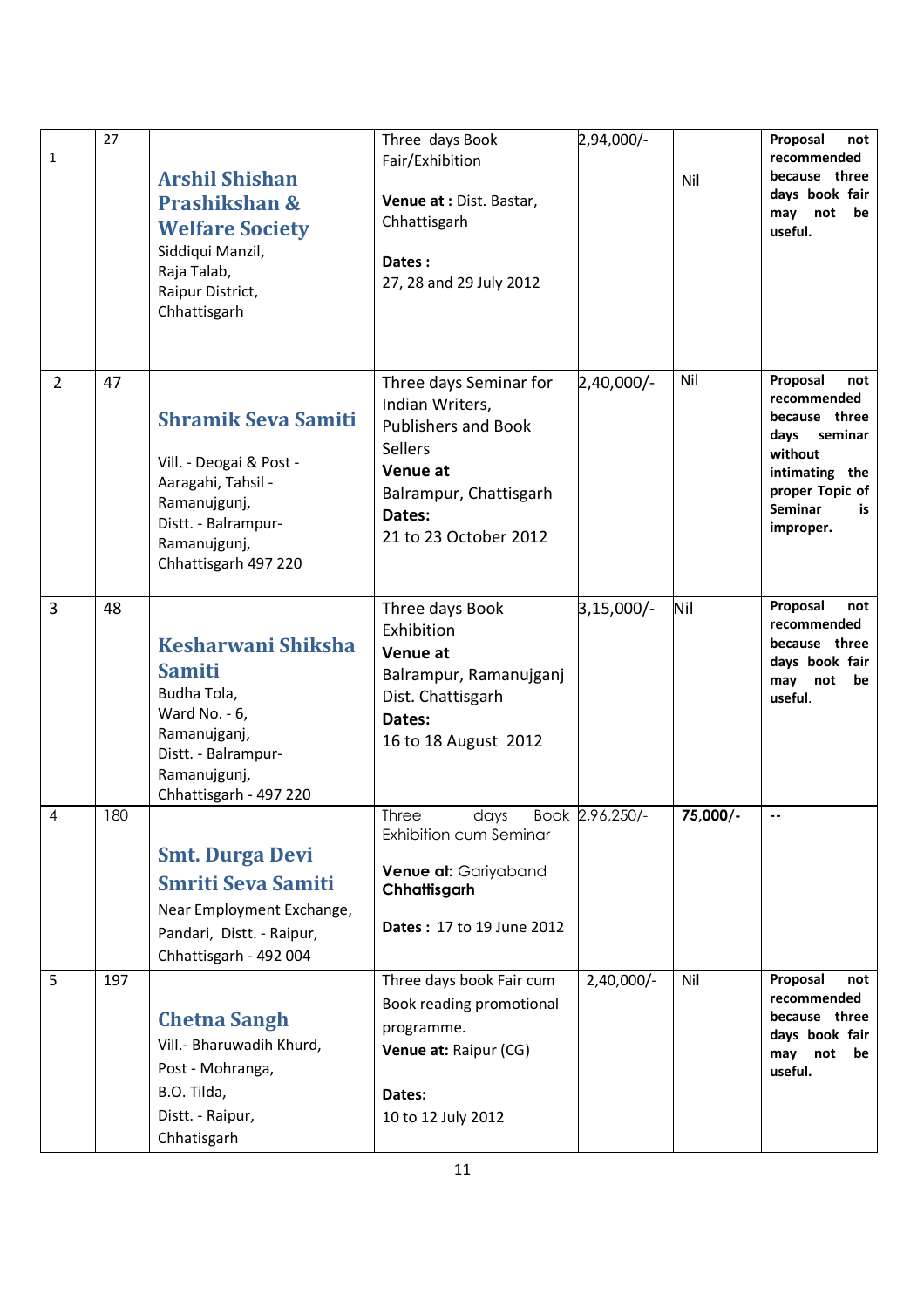| 1 | 27 | **Arshil Shishan Prashikshan & Welfare Society**<br>Siddiqui Manzil,<br>Raja Talab,<br>Raipur District,<br>Chhattisgarh | Three days Book Fair/Exhibition<br><br>**Venue at :** Dist. Bastar, Chhattisgarh<br><br>**Dates :**<br>27, 28 and 29 July 2012 | 2,94,000/- | Nil | **Proposal not recommended because three days book fair may not be useful.** |
|---|---|---|---|---|---|---|
| 2 | 47 | **Shramik Seva Samiti**<br><br>Vill. - Deogai & Post - Aaragahi, Tahsil - Ramanujgunj,<br>Distt. - Balrampur-Ramanujgunj,<br>Chhattisgarh 497 220 | Three days Seminar for Indian Writers, Publishers and Book Sellers<br>**Venue at**<br>Balrampur, Chattisgarh<br>**Dates:**<br>21 to 23 October 2012 | 2,40,000/- | Nil | **Proposal not recommended because three days seminar without intimating the proper Topic of Seminar is improper.** |
| 3 | 48 | **Kesharwani Shiksha Samiti**<br>Budha Tola,<br>Ward No. - 6,<br>Ramanujganj,<br>Distt. - Balrampur-Ramanujgunj,<br>Chhattisgarh - 497 220 | Three days Book Exhibition<br>**Venue at**<br>Balrampur, Ramanujganj Dist. Chattisgarh<br>**Dates:**<br>16 to 18 August 2012 | 3,15,000/- | Nil | **Proposal not recommended because three days book fair may not be useful.** |
| 4 | 180 | **Smt. Durga Devi Smriti Seva Samiti**<br>Near Employment Exchange,<br>Pandari, Distt. - Raipur,<br>Chhattisgarh - 492 004 | Three days Book Exhibition cum Seminar<br><br>**Venue at:** Gariyaband **Chhattisgarh**<br><br>**Dates :** 17 to 19 June 2012 | 2,96,250/- | **75,000/-** | **--** |
| 5 | 197 | **Chetna Sangh**<br>Vill.- Bharuwadih Khurd,<br>Post - Mohranga,<br>B.O. Tilda,<br>Distt. - Raipur,<br>Chhatisgarh | Three days book Fair cum Book reading promotional programme.<br>**Venue at:** Raipur (CG)<br><br>**Dates:**<br>10 to 12 July 2012 | 2,40,000/- | Nil | **Proposal not recommended because three days book fair may not be useful.** |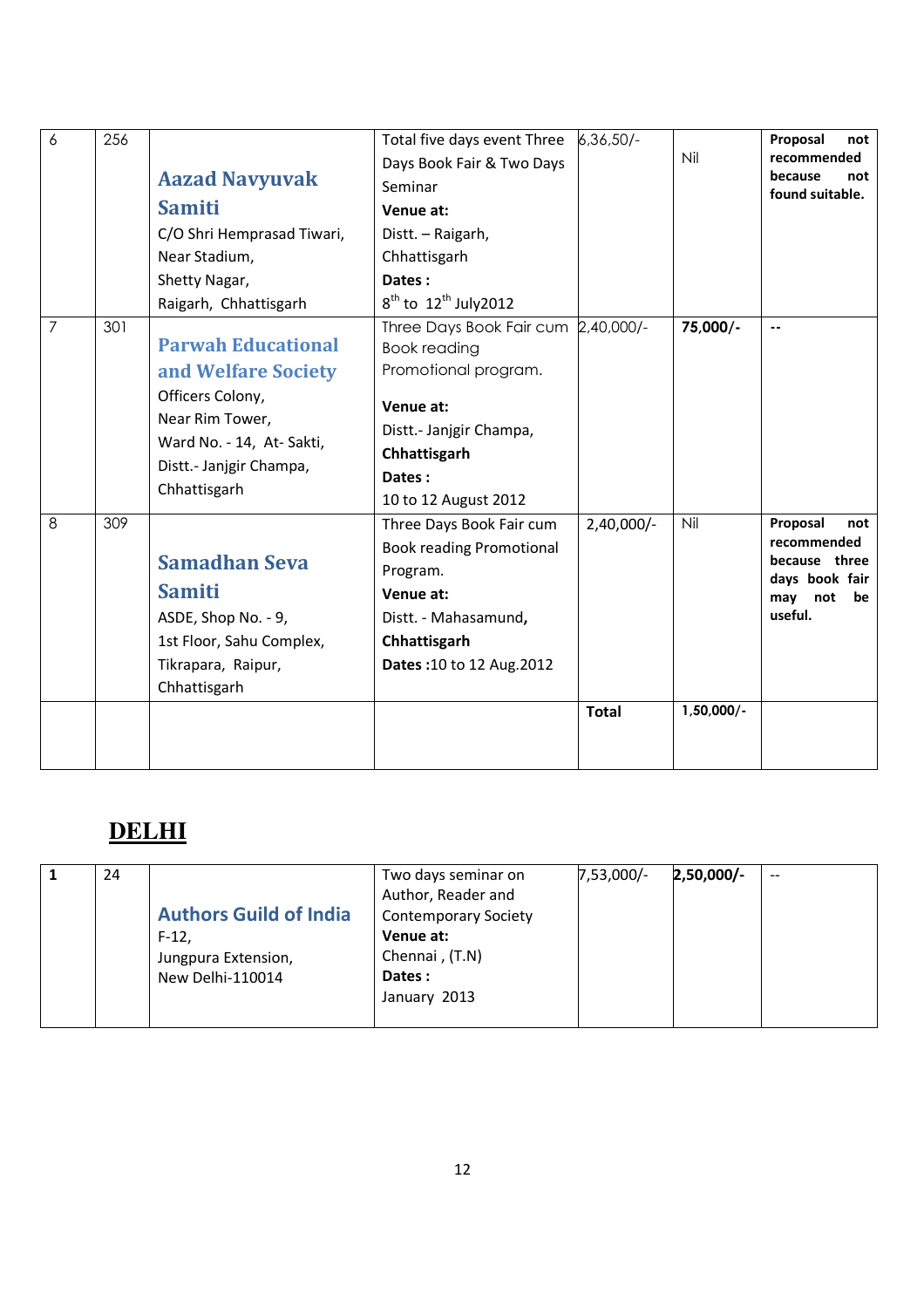| 6 | 256 | **Aazad Navyuvak Samiti**<br>C/O Shri Hemprasad Tiwari,<br>Near Stadium,<br>Shetty Nagar,<br>Raigarh, Chhattisgarh | Total five days event Three Days Book Fair & Two Days Seminar<br>**Venue at:**<br>Distt. – Raigarh, Chhattisgarh<br>**Dates :**<br>8th to 12th July2012 | 6,36,50/- | Nil | **Proposal not recommended because not found suitable.** |
|---|---|---|---|---|---|---|
| 7 | 301 | **Parwah Educational and Welfare Society**<br>Officers Colony,<br>Near Rim Tower,<br>Ward No. - 14, At- Sakti,<br>Distt.- Janjgir Champa,<br>Chhattisgarh | Three Days Book Fair cum Book reading Promotional program.<br>**Venue at:**<br>Distt.- Janjgir Champa, **Chhattisgarh**<br>**Dates :**<br>10 to 12 August 2012 | 2,40,000/- | **75,000/-** | -- |
| 8 | 309 | **Samadhan Seva Samiti**<br>ASDE, Shop No. - 9,<br>1st Floor, Sahu Complex,<br>Tikrapara, Raipur,<br>Chhattisgarh | Three Days Book Fair cum Book reading Promotional Program.<br>**Venue at:**<br>Distt. - Mahasamund, **Chhattisgarh**<br>**Dates :**10 to 12 Aug.2012 | 2,40,000/- | Nil | **Proposal not recommended because three days book fair may not be useful.** |
| | | | | **Total** | 1,50,000/- | |

# DELHI

| 1 | 24 | **Authors Guild of India**<br>F-12,<br>Jungpura Extension,<br>New Delhi-110014 | Two days seminar on Author, Reader and Contemporary Society<br>**Venue at:**<br>Chennai , (T.N)<br>**Dates :**<br>January 2013 | 7,53,000/- | **2,50,000/-** | -- |
|---|---|---|---|---|---|---|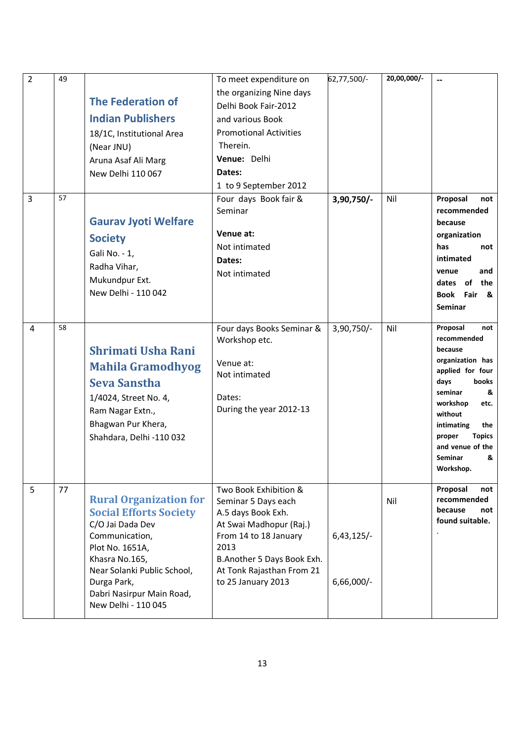| 2 | 49 | **The Federation of Indian Publishers**<br>18/1C, Institutional Area<br>(Near JNU)<br>Aruna Asaf Ali Marg<br>New Delhi 110 067 | To meet expenditure on the organizing Nine days Delhi Book Fair-2012 and various Book Promotional Activities Therein.<br>**Venue:** Delhi<br>**Dates:**<br>1 to 9 September 2012 | 62,77,500/- | **20,00,000/-** | -- |
|---|---|---|---|---|---|---|
| 3 | 57 | **Gaurav Jyoti Welfare Society**<br>Gali No. - 1,<br>Radha Vihar,<br>Mukundpur Ext.<br>New Delhi - 110 042 | Four days Book fair & Seminar<br><br>**Venue at:**<br>Not intimated<br>**Dates:**<br>Not intimated | **3,90,750/-** | Nil | **Proposal not recommended because organization has not intimated venue and dates of the Book Fair & Seminar** |
| 4 | 58 | **Shrimati Usha Rani Mahila Gramodhyog Seva Sanstha**<br>1/4024, Street No. 4,<br>Ram Nagar Extn.,<br>Bhagwan Pur Khera,<br>Shahdara, Delhi -110 032 | Four days Books Seminar & Workshop etc.<br><br>Venue at:<br>Not intimated<br><br>Dates:<br>During the year 2012-13 | 3,90,750/- | Nil | **Proposal not recommended because organization has applied for four days books seminar & workshop etc. without intimating the proper Topics and venue of the Seminar & Workshop.** |
| 5 | 77 | **Rural Organization for Social Efforts Society**<br>C/O Jai Dada Dev Communication,<br>Plot No. 1651A,<br>Khasra No.165,<br>Near Solanki Public School,<br>Durga Park,<br>Dabri Nasirpur Main Road,<br>New Delhi - 110 045 | Two Book Exhibition & Seminar 5 Days each<br>A.5 days Book Exh.<br>At Swai Madhopur (Raj.)<br>From 14 to 18 January 2013<br>B.Another 5 Days Book Exh.<br>At Tonk Rajasthan From 21 to 25 January 2013 | 6,43,125/-<br><br>6,66,000/- | Nil | **Proposal not recommended because not found suitable.**<br>. |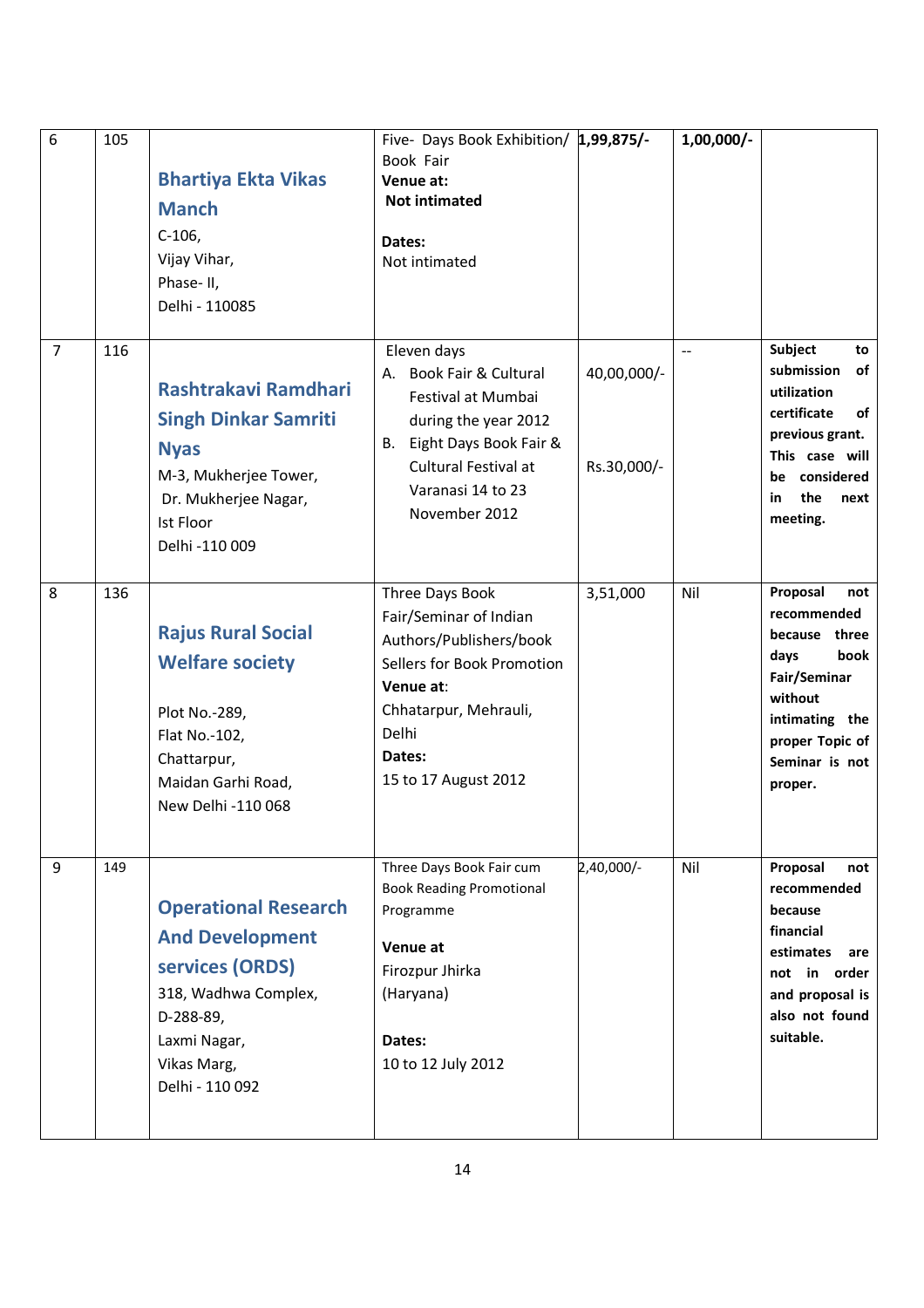| 6 | 105 | **Bhartiya Ekta Vikas Manch**<br>C-106,<br>Vijay Vihar,<br>Phase- II,<br>Delhi - 110085 | Five- Days Book Exhibition/ Book Fair<br>**Venue at:**<br>**Not intimated**<br><br>**Dates:**<br>Not intimated | **1,99,875/-** | **1,00,000/-** | |
|---|---|---|---|---|---|---|
| 7 | 116 | **Rashtrakavi Ramdhari Singh Dinkar Samriti Nyas**<br>M-3, Mukherjee Tower,<br>Dr. Mukherjee Nagar,<br>Ist Floor<br>Delhi -110 009 | Eleven days<br>A. Book Fair & Cultural Festival at Mumbai during the year 2012<br>B. Eight Days Book Fair & Cultural Festival at Varanasi 14 to 23 November 2012 | 40,00,000/-<br><br>Rs.30,000/- | -- | **Subject to submission of utilization certificate of previous grant. This case will be considered in the next meeting.** |
| 8 | 136 | **Rajus Rural Social Welfare society**<br><br>Plot No.-289,<br>Flat No.-102,<br>Chattarpur,<br>Maidan Garhi Road,<br>New Delhi -110 068 | Three Days Book Fair/Seminar of Indian Authors/Publishers/book Sellers for Book Promotion<br>**Venue at**:<br>Chhatarpur, Mehrauli, Delhi<br>**Dates:**<br>15 to 17 August 2012 | 3,51,000 | Nil | **Proposal not recommended because three days book Fair/Seminar without intimating the proper Topic of Seminar is not proper.** |
| 9 | 149 | **Operational Research And Development services (ORDS)**<br>318, Wadhwa Complex,<br>D-288-89,<br>Laxmi Nagar,<br>Vikas Marg,<br>Delhi - 110 092 | Three Days Book Fair cum Book Reading Promotional Programme<br><br>**Venue at**<br>Firozpur Jhirka (Haryana)<br><br>**Dates:**<br>10 to 12 July 2012 | 2,40,000/- | Nil | **Proposal not recommended because financial estimates are not in order and proposal is also not found suitable.** |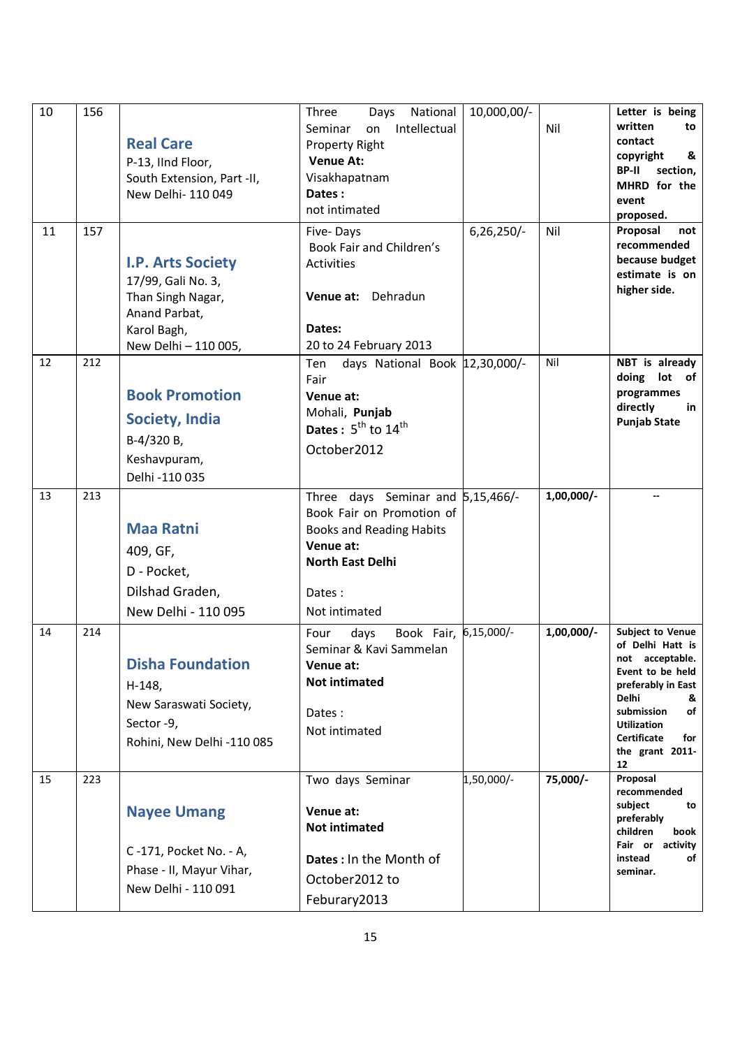| 10 | 156 | **Real Care**<br>P-13, IInd Floor,<br>South Extension, Part -II,<br>New Delhi- 110 049 | Three Days National Seminar on Intellectual Property Right<br>**Venue At:**<br>Visakhapatnam<br>**Dates :**<br>not intimated | 10,000,00/- | Nil | **Letter is being written to contact copyright & BP-II section, MHRD for the event proposed.** |
|---|---|---|---|---|---|---|
| 11 | 157 | **I.P. Arts Society**<br>17/99, Gali No. 3,<br>Than Singh Nagar,<br>Anand Parbat,<br>Karol Bagh,<br>New Delhi – 110 005, | Five- Days Book Fair and Children's Activities<br>**Venue at:** Dehradun<br>**Dates:**<br>20 to 24 February 2013 | 6,26,250/- | Nil | **Proposal not recommended because budget estimate is on higher side.** |
| 12 | 212 | **Book Promotion Society, India**<br>B-4/320 B,<br>Keshavpuram,<br>Delhi -110 035 | Ten days National Book Fair<br>**Venue at:**<br>Mohali, **Punjab**<br>**Dates :** 5th to 14th October2012 | 12,30,000/- | Nil | **NBT is already doing lot of programmes directly in Punjab State** |
| 13 | 213 | **Maa Ratni**<br>409, GF,<br>D - Pocket,<br>Dilshad Graden,<br>New Delhi - 110 095 | Three days Seminar and Book Fair on Promotion of Books and Reading Habits<br>**Venue at:**<br>**North East Delhi**<br>Dates :<br>Not intimated | 5,15,466/- | **1,00,000/-** | -- |
| 14 | 214 | **Disha Foundation**<br>H-148,<br>New Saraswati Society,<br>Sector -9,<br>Rohini, New Delhi -110 085 | Four days Book Fair, Seminar & Kavi Sammelan<br>**Venue at:**<br>**Not intimated**<br>Dates :<br>Not intimated | 6,15,000/- | **1,00,000/-** | **Subject to Venue of Delhi Hatt is not acceptable. Event to be held preferably in East Delhi & submission of Utilization Certificate for the grant 2011-12** |
| 15 | 223 | **Nayee Umang**<br>C -171, Pocket No. - A,<br>Phase - II, Mayur Vihar,<br>New Delhi - 110 091 | Two days Seminar<br>**Venue at:**<br>**Not intimated**<br>**Dates :** In the Month of October2012 to Feburary2013 | 1,50,000/- | **75,000/-** | **Proposal recommended subject to preferably children book Fair or activity instead of seminar.** |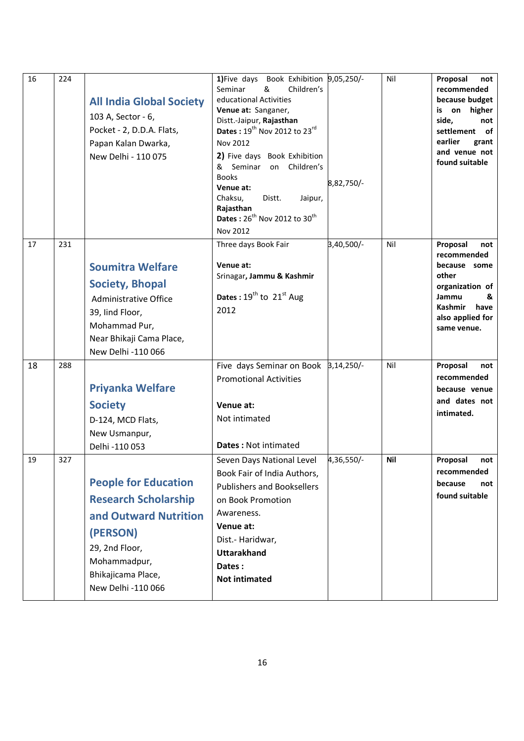| 16 | 224 | **All India Global Society**<br>103 A, Sector - 6,<br>Pocket - 2, D.D.A. Flats,<br>Papan Kalan Dwarka,<br>New Delhi - 110 075 | **1)**Five days Book Exhibition Seminar & Children's educational Activities<br>**Venue at:** Sanganer, Distt.-Jaipur, **Rajasthan**<br>**Dates :** 19th Nov 2012 to 23rd Nov 2012<br>**2)** Five days Book Exhibition & Seminar on Children's Books<br>**Venue at:**<br>Chaksu, Distt. Jaipur, **Rajasthan**<br>**Dates :** 26th Nov 2012 to 30th Nov 2012 | 9,05,250/-<br><br>8,82,750/- | Nil | **Proposal not recommended because budget is on higher side, not settlement of earlier grant and venue not found suitable** |
|---|---|---|---|---|---|---|
| 17 | 231 | **Soumitra Welfare Society, Bhopal**<br>Administrative Office<br>39, IInd Floor,<br>Mohammad Pur,<br>Near Bhikaji Cama Place,<br>New Delhi -110 066 | Three days Book Fair<br><br>**Venue at:**<br>Srinagar**, Jammu & Kashmir**<br><br>**Dates :** 19th to 21st Aug 2012 | 3,40,500/- | Nil | **Proposal not recommended because some other organization of Jammu & Kashmir have also applied for same venue.** |
| 18 | 288 | **Priyanka Welfare Society**<br>D-124, MCD Flats,<br>New Usmanpur,<br>Delhi -110 053 | Five days Seminar on Book Promotional Activities<br><br>**Venue at:**<br>Not intimated<br><br>**Dates :** Not intimated | 3,14,250/- | Nil | **Proposal not recommended because venue and dates not intimated.** |
| 19 | 327 | **People for Education Research Scholarship and Outward Nutrition (PERSON)**<br>29, 2nd Floor,<br>Mohammadpur,<br>Bhikajicama Place,<br>New Delhi -110 066 | Seven Days National Level Book Fair of India Authors, Publishers and Booksellers on Book Promotion Awareness.<br>**Venue at:**<br>Dist.- Haridwar,<br>**Uttarakhand**<br>**Dates :**<br>**Not intimated** | 4,36,550/- | **Nil** | **Proposal not recommended because not found suitable** |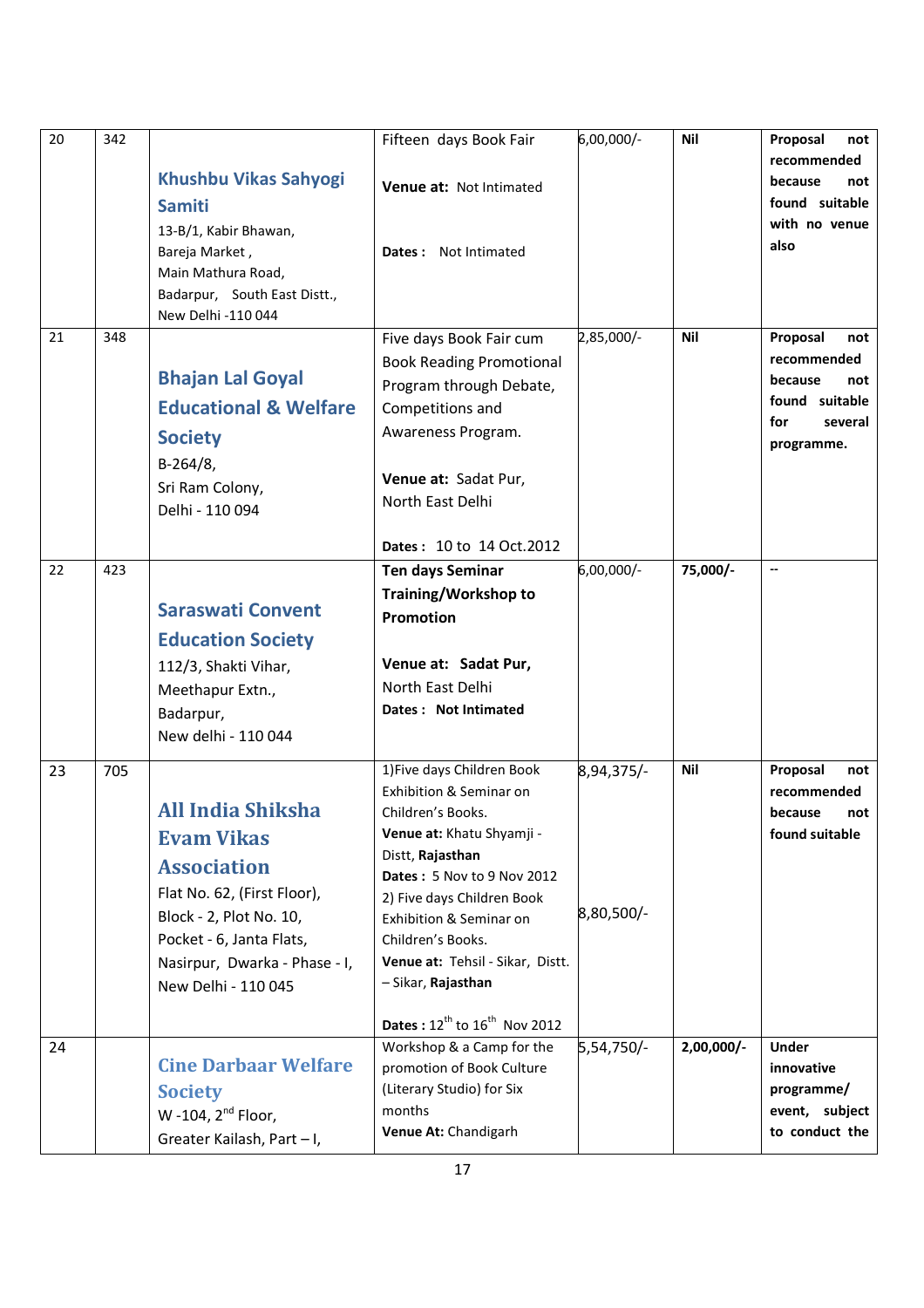| 20 | 342 | **Khushbu Vikas Sahyogi Samiti**<br>13-B/1, Kabir Bhawan,<br>Bareja Market ,<br>Main Mathura Road,<br>Badarpur, South East Distt.,<br>New Delhi -110 044 | Fifteen days Book Fair<br><br>**Venue at:** Not Intimated<br><br>**Dates :** Not Intimated | 6,00,000/- | **Nil** | **Proposal not recommended because not found suitable with no venue also** |
|---|---|---|---|---|---|---|
| 21 | 348 | **Bhajan Lal Goyal Educational & Welfare Society**<br>B-264/8,<br>Sri Ram Colony,<br>Delhi - 110 094 | Five days Book Fair cum Book Reading Promotional Program through Debate, Competitions and Awareness Program.<br><br>**Venue at:** Sadat Pur, North East Delhi<br><br>**Dates :** 10 to 14 Oct.2012 | 2,85,000/- | **Nil** | **Proposal not recommended because not found suitable for several programme.** |
| 22 | 423 | **Saraswati Convent Education Society**<br>112/3, Shakti Vihar,<br>Meethapur Extn.,<br>Badarpur,<br>New delhi - 110 044 | **Ten days Seminar Training/Workshop to Promotion**<br><br>**Venue at: Sadat Pur,** North East Delhi<br>**Dates : Not Intimated** | 6,00,000/- | **75,000/-** | **--** |
| 23 | 705 | **All India Shiksha Evam Vikas Association**<br>Flat No. 62, (First Floor),<br>Block - 2, Plot No. 10,<br>Pocket - 6, Janta Flats,<br>Nasirpur, Dwarka - Phase - I,<br>New Delhi - 110 045 | 1)Five days Children Book Exhibition & Seminar on Children's Books.<br>**Venue at:** Khatu Shyamji - Distt, **Rajasthan**<br>**Dates :** 5 Nov to 9 Nov 2012<br>2) Five days Children Book Exhibition & Seminar on Children's Books.<br>**Venue at:** Tehsil - Sikar, Distt. – Sikar, **Rajasthan**<br><br>**Dates :** 12th to 16th Nov 2012 | 8,94,375/-<br><br><br><br>8,80,500/- | **Nil** | **Proposal not recommended because not found suitable** |
| 24 | | **Cine Darbaar Welfare Society**<br>W -104, 2nd Floor,<br>Greater Kailash, Part – I, | Workshop & a Camp for the promotion of Book Culture (Literary Studio) for Six months<br>**Venue At:** Chandigarh | 5,54,750/- | **2,00,000/-** | **Under innovative programme/ event, subject to conduct the** |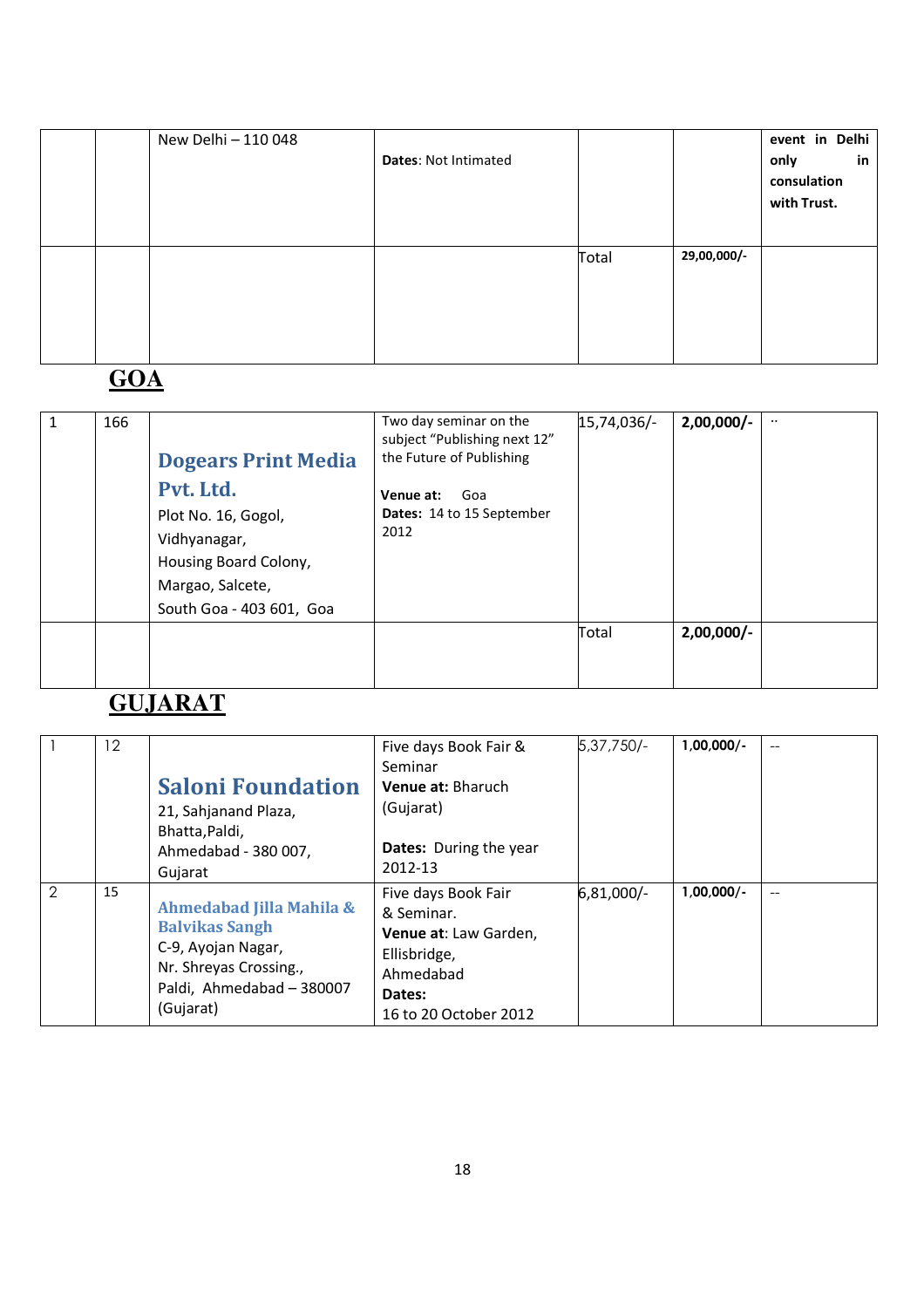| | | | | | |
|---|---|---|---|---|---|
| | | New Delhi – 110 048 | **Dates**: Not Intimated | | | **event in Delhi only in consulation with Trust.** |
| | | | | Total | **29,00,000/-** | |

## GOA

| | | | | | | |
|---|---|---|---|---|---|---|
| 1 | 166 | **Dogears Print Media Pvt. Ltd.** Plot No. 16, Gogol, Vidhyanagar, Housing Board Colony, Margao, Salcete, South Goa - 403 601, Goa | Two day seminar on the subject "Publishing next 12" the Future of Publishing **Venue at:** Goa **Dates:** 14 to 15 September 2012 | 15,74,036/- | **2,00,000/-** | .. |
| | | | | Total | **2,00,000/-** | |

## GUJARAT

| | | | | | | |
|---|---|---|---|---|---|---|
| 1 | 12 | **Saloni Foundation** 21, Sahjanand Plaza, Bhatta,Paldi, Ahmedabad - 380 007, Gujarat | Five days Book Fair & Seminar **Venue at:** Bharuch (Gujarat) **Dates:** During the year 2012-13 | 5,37,750/- | 1,00,000/- | -- |
| 2 | 15 | **Ahmedabad Jilla Mahila & Balvikas Sangh** C-9, Ayojan Nagar, Nr. Shreyas Crossing., Paldi, Ahmedabad – 380007 (Gujarat) | Five days Book Fair & Seminar. **Venue at**: Law Garden, Ellisbridge, Ahmedabad **Dates:** 16 to 20 October 2012 | 6,81,000/- | 1,00,000/- | -- |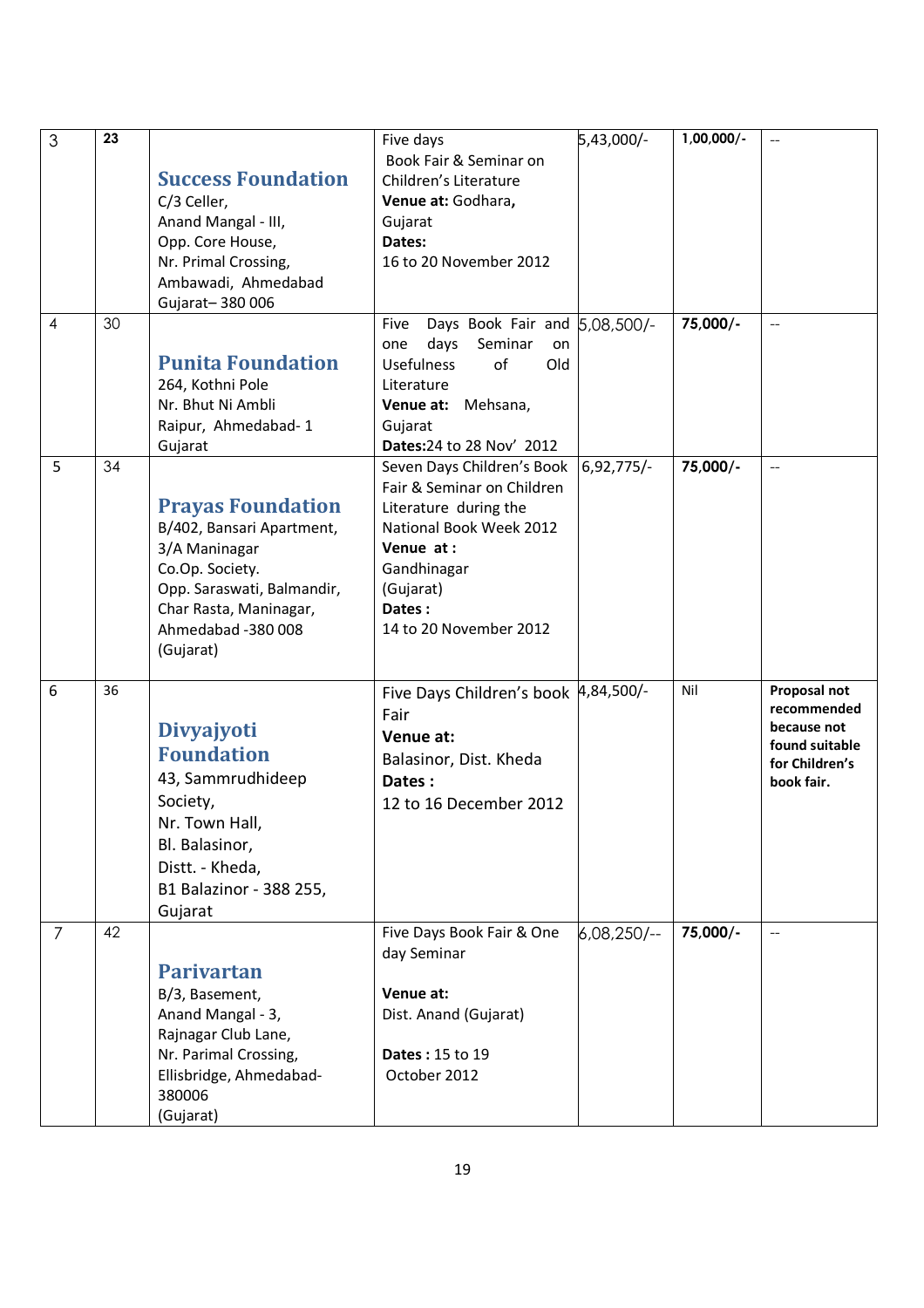| 3 | 23 | **Success Foundation**<br>C/3 Celler,<br>Anand Mangal - III,<br>Opp. Core House,<br>Nr. Primal Crossing,<br>Ambawadi, Ahmedabad<br>Gujarat– 380 006 | Five days<br>Book Fair & Seminar on Children's Literature<br>**Venue at:** Godhara, Gujarat<br>**Dates:**<br>16 to 20 November 2012 | 5,43,000/- | **1,00,000/-** | -- |
|---|---|---|---|---|---|---|
| 4 | 30 | **Punita Foundation**<br>264, Kothni Pole<br>Nr. Bhut Ni Ambli<br>Raipur, Ahmedabad- 1<br>Gujarat | Five Days Book Fair and one days Seminar on Usefulness of Old Literature<br>**Venue at:** Mehsana, Gujarat<br>**Dates:**24 to 28 Nov' 2012 | 5,08,500/- | **75,000/-** | -- |
| 5 | 34 | **Prayas Foundation**<br>B/402, Bansari Apartment,<br>3/A Maninagar<br>Co.Op. Society.<br>Opp. Saraswati, Balmandir,<br>Char Rasta, Maninagar,<br>Ahmedabad -380 008<br>(Gujarat) | Seven Days Children's Book Fair & Seminar on Children Literature during the National Book Week 2012<br>**Venue at :**<br>Gandhinagar<br>(Gujarat)<br>**Dates :**<br>14 to 20 November 2012 | 6,92,775/- | **75,000/-** | -- |
| 6 | 36 | **Divyajyoti Foundation**<br>43, Sammrudhideep Society,<br>Nr. Town Hall,<br>Bl. Balasinor,<br>Distt. - Kheda,<br>B1 Balazinor - 388 255,<br>Gujarat | Five Days Children's book Fair<br>**Venue at:**<br>Balasinor, Dist. Kheda<br>**Dates :**<br>12 to 16 December 2012 | 4,84,500/- | Nil | **Proposal not recommended because not found suitable for Children's book fair.** |
| 7 | 42 | **Parivartan**<br>B/3, Basement,<br>Anand Mangal - 3,<br>Rajnagar Club Lane,<br>Nr. Parimal Crossing,<br>Ellisbridge, Ahmedabad-380006<br>(Gujarat) | Five Days Book Fair & One day Seminar<br><br>**Venue at:**<br>Dist. Anand (Gujarat)<br><br>**Dates :** 15 to 19 October 2012 | 6,08,250/-- | **75,000/-** | -- |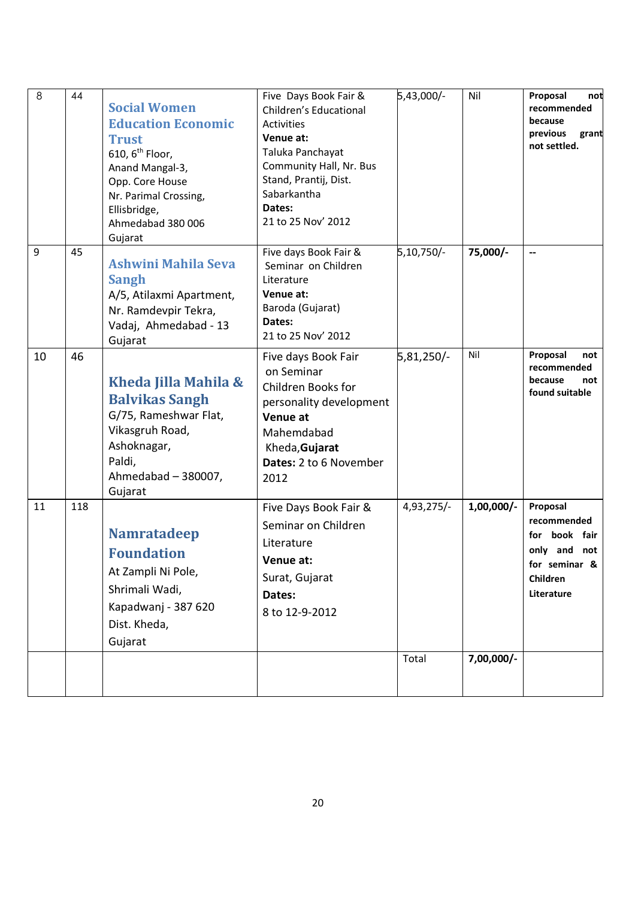| 8 | 44 | **Social Women Education Economic Trust**<br>610, 6th Floor,<br>Anand Mangal-3,<br>Opp. Core House<br>Nr. Parimal Crossing,<br>Ellisbridge,<br>Ahmedabad 380 006<br>Gujarat | Five Days Book Fair & Children's Educational Activities<br>**Venue at:**<br>Taluka Panchayat Community Hall, Nr. Bus Stand, Prantij, Dist. Sabarkantha<br>**Dates:**<br>21 to 25 Nov' 2012 | 5,43,000/- | Nil | **Proposal not recommended because previous grant not settled.** |
|---|---|---|---|---|---|---|
| 9 | 45 | **Ashwini Mahila Seva Sangh**<br>A/5, Atilaxmi Apartment,<br>Nr. Ramdevpir Tekra,<br>Vadaj, Ahmedabad - 13<br>Gujarat | Five days Book Fair & Seminar on Children Literature<br>**Venue at:**<br>Baroda (Gujarat)<br>**Dates:**<br>21 to 25 Nov' 2012 | 5,10,750/- | **75,000/-** | -- |
| 10 | 46 | **Kheda Jilla Mahila & Balvikas Sangh**<br>G/75, Rameshwar Flat,<br>Vikasgruh Road,<br>Ashoknagar,<br>Paldi,<br>Ahmedabad – 380007,<br>Gujarat | Five days Book Fair on Seminar Children Books for personality development<br>**Venue at**<br>Mahemdabad<br>Kheda,**Gujarat**<br>**Dates:** 2 to 6 November 2012 | 5,81,250/- | Nil | **Proposal not recommended because not found suitable** |
| 11 | 118 | **Namratadeep Foundation**<br>At Zampli Ni Pole,<br>Shrimali Wadi,<br>Kapadwanj - 387 620<br>Dist. Kheda,<br>Gujarat | Five Days Book Fair & Seminar on Children Literature<br>**Venue at:**<br>Surat, Gujarat<br>**Dates:**<br>8 to 12-9-2012 | 4,93,275/- | **1,00,000/-** | **Proposal recommended for book fair only and not for seminar & Children Literature** |
| | | | | Total | **7,00,000/-** | |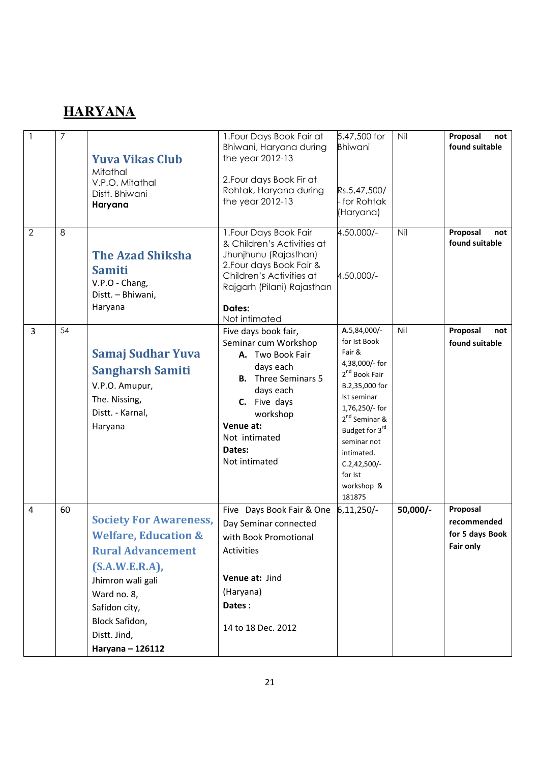## HARYANA

| | | | | | | |
|---|---|---|---|---|---|---|
| 1 | 7 | **Yuva Vikas Club**<br>Mitathal<br>V.P.O. Mitathal<br>Distt. Bhiwani<br>**Haryana** | 1.Four Days Book Fair at Bhiwani, Haryana during the year 2012-13<br><br>2.Four days Book Fir at Rohtak, Haryana during the year 2012-13 | 5,47,500 for Bhiwani<br><br>Rs.5,47,500/- for Rohtak (Haryana) | Nil | **Proposal not found suitable** |
| 2 | 8 | **The Azad Shiksha Samiti**<br>V.P.O - Chang,<br>Distt. – Bhiwani,<br>Haryana | 1.Four Days Book Fair & Children's Activities at Jhunjhunu (Rajasthan)<br>2.Four days Book Fair & Children's Activities at Rajgarh (Pilani) Rajasthan<br><br>**Dates:**<br>Not intimated | 4,50,000/-<br><br>4,50,000/- | Nil | **Proposal not found suitable** |
| 3 | 54 | **Samaj Sudhar Yuva Sangharsh Samiti**<br>V.P.O. Amupur,<br>The. Nissing,<br>Distt. - Karnal,<br>Haryana | Five days book fair, Seminar cum Workshop<br>**A.** Two Book Fair days each<br>**B.** Three Seminars 5 days each<br>**C.** Five days workshop<br>**Venue at:**<br>Not intimated<br>**Dates:**<br>Not intimated | **A.**5,84,000/- for Ist Book Fair &<br>4,38,000/- for 2nd Book Fair<br>B.2,35,000 for Ist seminar<br>1,76,250/- for 2nd Seminar & Budget for 3rd seminar not intimated.<br>C.2,42,500/- for Ist workshop & 181875 | Nil | **Proposal not found suitable** |
| 4 | 60 | **Society For Awareness, Welfare, Education & Rural Advancement (S.A.W.E.R.A),**<br>Jhimron wali gali<br>Ward no. 8,<br>Safidon city,<br>Block Safidon,<br>Distt. Jind,<br>**Haryana – 126112** | Five Days Book Fair & One Day Seminar connected with Book Promotional Activities<br><br>**Venue at:** Jind (Haryana)<br>**Dates :**<br><br>14 to 18 Dec. 2012 | 6,11,250/- | **50,000/-** | **Proposal recommended for 5 days Book Fair only** |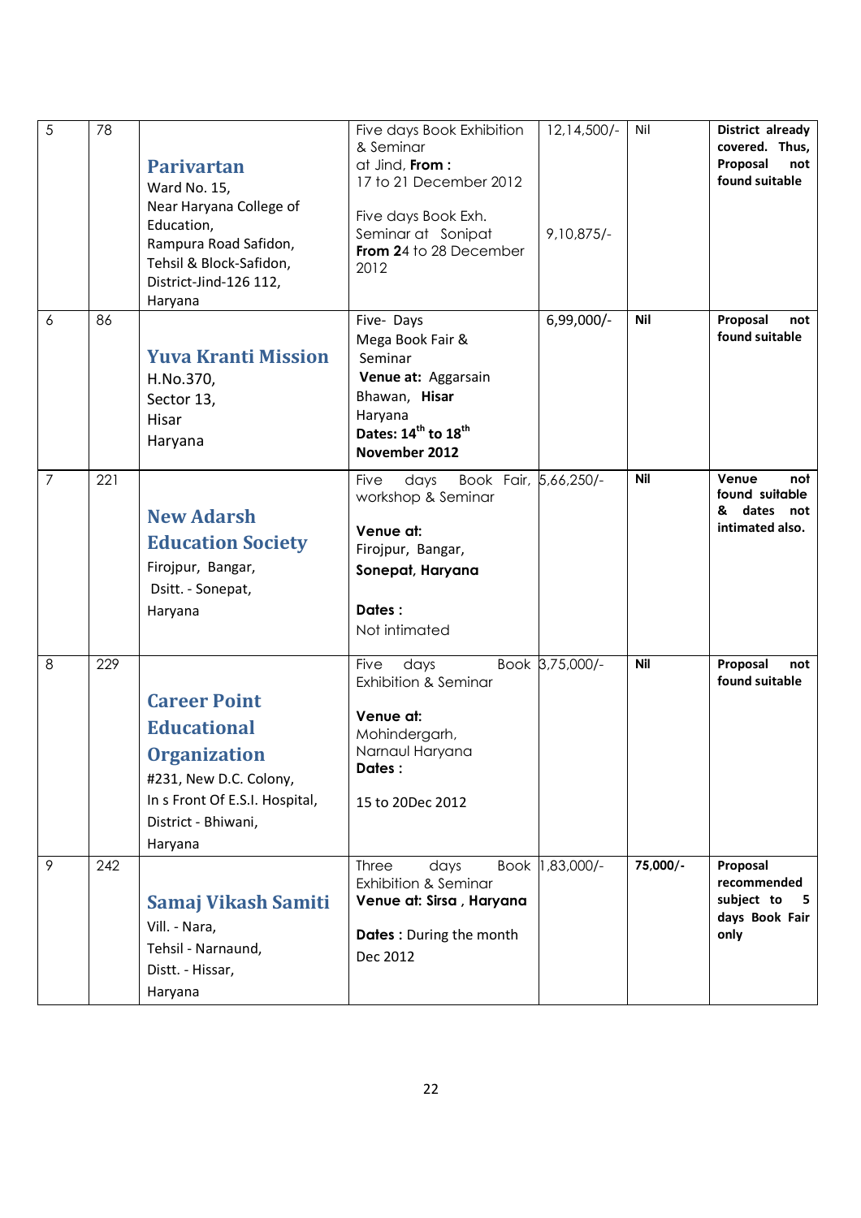| 5 | 78 | **Parivartan**<br>Ward No. 15,<br>Near Haryana College of Education,<br>Rampura Road Safidon,<br>Tehsil & Block-Safidon,<br>District-Jind-126 112,<br>Haryana | Five days Book Exhibition & Seminar at Jind, **From :** 17 to 21 December 2012<br><br>Five days Book Exh. Seminar at Sonipat **From 2**4 to 28 December 2012 | 12,14,500/-<br><br><br><br>9,10,875/- | Nil | **District already covered. Thus, Proposal not found suitable** |
|---|---|---|---|---|---|---|
| 6 | 86 | **Yuva Kranti Mission**<br>H.No.370,<br>Sector 13,<br>Hisar<br>Haryana | Five- Days Mega Book Fair & Seminar<br>**Venue at:** Aggarsain Bhawan, **Hisar** Haryana<br>**Dates: 14th to 18th November 2012** | 6,99,000/- | **Nil** | **Proposal not found suitable** |
| 7 | 221 | **New Adarsh Education Society**<br>Firojpur, Bangar,<br>Dsitt. - Sonepat,<br>Haryana | Five days Book Fair, workshop & Seminar<br><br>**Venue at:**<br>Firojpur, Bangar,<br>**Sonepat**, **Haryana**<br><br>**Dates :**<br>Not intimated | 5,66,250/- | **Nil** | **Venue not found suitable & dates not intimated also.** |
| 8 | 229 | **Career Point Educational Organization**<br>#231, New D.C. Colony,<br>In s Front Of E.S.I. Hospital,<br>District - Bhiwani,<br>Haryana | Five days Book Exhibition & Seminar<br><br>**Venue at:**<br>Mohindergarh,<br>Narnaul Haryana<br>**Dates :**<br><br>15 to 20Dec 2012 | 3,75,000/- | **Nil** | **Proposal not found suitable** |
| 9 | 242 | **Samaj Vikash Samiti**<br>Vill. - Nara,<br>Tehsil - Narnaund,<br>Distt. - Hissar,<br>Haryana | Three days Book Exhibition & Seminar<br>**Venue at: Sirsa , Haryana**<br><br>**Dates :** During the month Dec 2012 | 1,83,000/- | **75,000/-** | **Proposal recommended subject to 5 days Book Fair only** |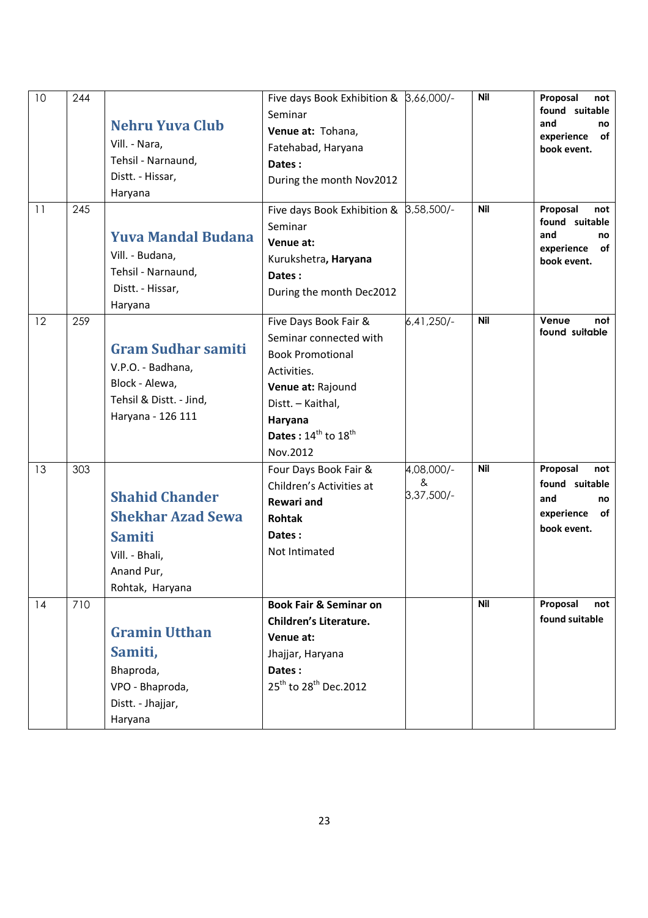| 10 | 244 | **Nehru Yuva Club**<br>Vill. - Nara,<br>Tehsil - Narnaund,<br>Distt. - Hissar,<br>Haryana | Five days Book Exhibition & Seminar<br>**Venue at:** Tohana, Fatehabad, Haryana<br>**Dates :**<br>During the month Nov2012 | 3,66,000/- | **Nil** | **Proposal not found suitable and no experience of book event.** |
|---|---|---|---|---|---|---|
| 11 | 245 | **Yuva Mandal Budana**<br>Vill. - Budana,<br>Tehsil - Narnaund,<br>Distt. - Hissar,<br>Haryana | Five days Book Exhibition & Seminar<br>**Venue at:**<br>Kurukshetra**, Haryana**<br>**Dates :**<br>During the month Dec2012 | 3,58,500/- | **Nil** | **Proposal not found suitable and no experience of book event.** |
| 12 | 259 | **Gram Sudhar samiti**<br>V.P.O. - Badhana,<br>Block - Alewa,<br>Tehsil & Distt. - Jind,<br>Haryana - 126 111 | Five Days Book Fair & Seminar connected with Book Promotional Activities.<br>**Venue at:** Rajound Distt. – Kaithal,<br>**Haryana**<br>**Dates :** 14th to 18th Nov.2012 | 6,41,250/- | **Nil** | **Venue not found suitable** |
| 13 | 303 | **Shahid Chander Shekhar Azad Sewa Samiti**<br>Vill. - Bhali,<br>Anand Pur,<br>Rohtak, Haryana | Four Days Book Fair & Children's Activities at **Rewari and Rohtak**<br>**Dates :**<br>Not Intimated | 4,08,000/-<br>&<br>3,37,500/- | **Nil** | **Proposal not found suitable and no experience of book event.** |
| 14 | 710 | **Gramin Utthan Samiti,**<br>Bhaproda,<br>VPO - Bhaproda,<br>Distt. - Jhajjar,<br>Haryana | **Book Fair & Seminar on Children's Literature.**<br>**Venue at:**<br>Jhajjar, Haryana<br>**Dates :**<br>25th to 28th Dec.2012 | | **Nil** | **Proposal not found suitable** |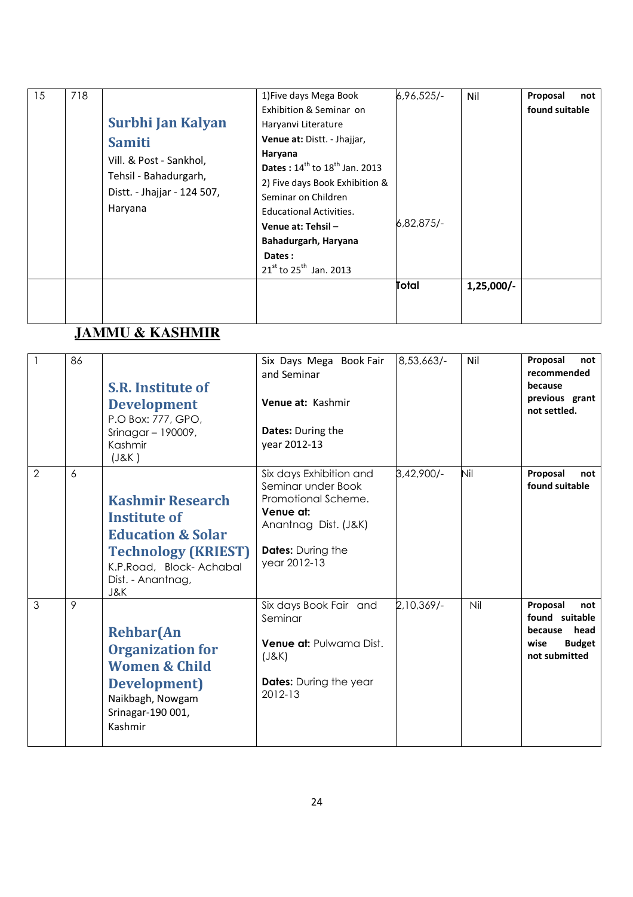| 15 | 718 | **Surbhi Jan Kalyan Samiti** Vill. & Post - Sankhol, Tehsil - Bahadurgarh, Distt. - Jhajjar - 124 507, Haryana | 1)Five days Mega Book Exhibition & Seminar on Haryanvi Literature **Venue at:** Distt. - Jhajjar, **Haryana** **Dates :** 14th to 18th Jan. 2013 2) Five days Book Exhibition & Seminar on Children Educational Activities. **Venue at: Tehsil – Bahadurgarh, Haryana** **Dates :** 21st to 25th Jan. 2013 | 6,96,525/- 6,82,875/- | Nil | **Proposal not found suitable** |
|---|---|---|---|---|---|---|
| | | | | **Total** | **1,25,000/-** | |

## JAMMU & KASHMIR

| 1 | 86 | **S.R. Institute of Development** P.O Box: 777, GPO, Srinagar – 190009, Kashmir (J&K ) | Six Days Mega Book Fair and Seminar **Venue at:** Kashmir **Dates:** During the year 2012-13 | 8,53,663/- | Nil | **Proposal not recommended because previous grant not settled.** |
|---|---|---|---|---|---|---|
| 2 | 6 | **Kashmir Research Institute of Education & Solar Technology (KRIEST)** K.P.Road, Block- Achabal Dist. - Anantnag, J&K | Six days Exhibition and Seminar under Book Promotional Scheme. **Venue at:** Anantnag Dist. (J&K) **Dates:** During the year 2012-13 | 3,42,900/- | Nil | **Proposal not found suitable** |
| 3 | 9 | **Rehbar(An Organization for Women & Child Development)** Naikbagh, Nowgam Srinagar-190 001, Kashmir | Six days Book Fair and Seminar **Venue at:** Pulwama Dist. (J&K) **Dates:** During the year 2012-13 | 2,10,369/- | Nil | **Proposal not found suitable because head wise Budget not submitted** |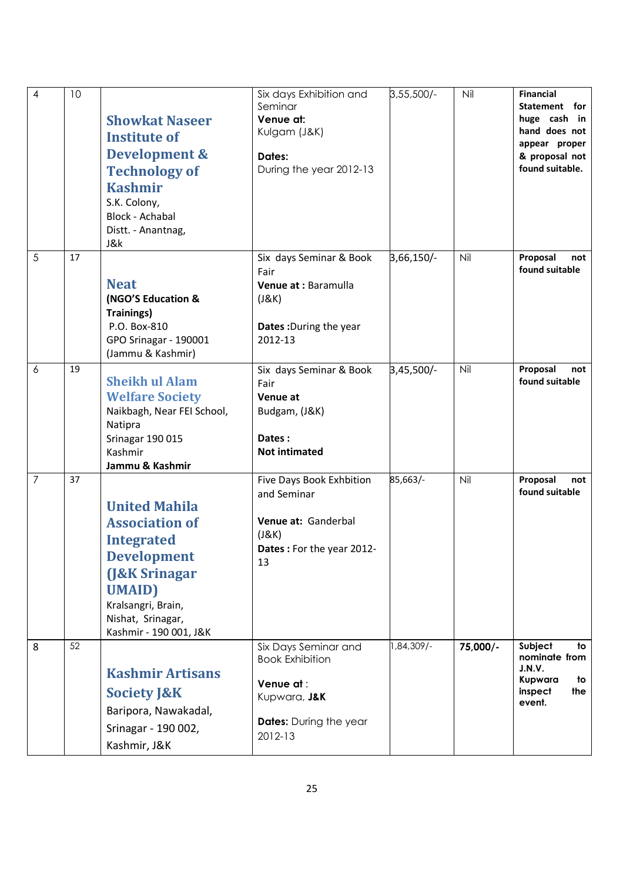| 4 | 10 | **Showkat Naseer Institute of Development & Technology of Kashmir**<br>S.K. Colony,<br>Block - Achabal<br>Distt. - Anantnag,<br>J&k | Six days Exhibition and Seminar<br>**Venue at:**<br>Kulgam (J&K)<br><br>**Dates:**<br>During the year 2012-13 | 3,55,500/- | Nil | **Financial Statement for huge cash in hand does not appear proper & proposal not found suitable.** |
|---|---|---|---|---|---|---|
| 5 | 17 | **Neat**<br>**(NGO'S Education & Trainings)**<br>P.O. Box-810<br>GPO Srinagar - 190001<br>(Jammu & Kashmir) | Six days Seminar & Book Fair<br>**Venue at :** Baramulla (J&K)<br><br>**Dates :**During the year 2012-13 | 3,66,150/- | Nil | **Proposal not found suitable** |
| 6 | 19 | **Sheikh ul Alam Welfare Society**<br>Naikbagh, Near FEI School, Natipra<br>Srinagar 190 015<br>Kashmir<br>**Jammu & Kashmir** | Six days Seminar & Book Fair<br>**Venue at**<br>Budgam, (J&K)<br><br>**Dates :**<br>**Not intimated** | 3,45,500/- | Nil | **Proposal not found suitable** |
| 7 | 37 | **United Mahila Association of Integrated Development (J&K Srinagar UMAID)**<br>Kralsangri, Brain,<br>Nishat, Srinagar,<br>Kashmir - 190 001, J&K | Five Days Book Exhbition and Seminar<br><br>**Venue at:** Ganderbal (J&K)<br>**Dates :** For the year 2012-13 | 85,663/- | Nil | **Proposal not found suitable** |
| 8 | 52 | **Kashmir Artisans Society J&K**<br>Baripora, Nawakadal,<br>Srinagar - 190 002,<br>Kashmir, J&K | Six Days Seminar and Book Exhibition<br><br>**Venue at** :<br>Kupwara, **J&K**<br><br>**Dates:** During the year 2012-13 | 1,84,309/- | **75,000/-** | **Subject to nominate from J.N.V. Kupwara to inspect the event.** |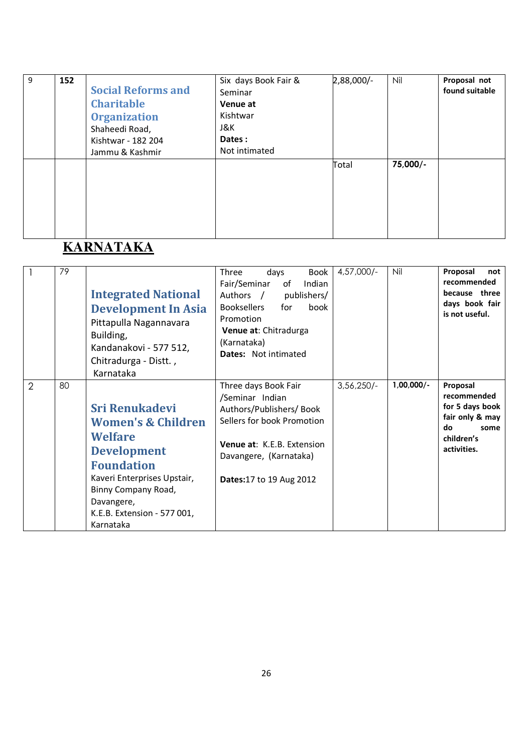| 9 | **152** | **Social Reforms and Charitable Organization** Shaheedi Road, Kishtwar - 182 204 Jammu & Kashmir | Six days Book Fair & Seminar **Venue at** Kishtwar J&K **Dates :** Not intimated | 2,88,000/- | Nil | **Proposal not found suitable** |
|---|---|---|---|---|---|---|
| | | | | Total | **75,000/-** | |

## KARNATAKA

| 1 | 79 | **Integrated National Development In Asia** Pittapulla Nagannavara Building, Kandanakovi - 577 512, Chitradurga - Distt. , Karnataka | Three days Book Fair/Seminar of Indian Authors / publishers/ Booksellers for book Promotion **Venue at**: Chitradurga (Karnataka) **Dates:** Not intimated | 4,57,000/- | Nil | **Proposal not recommended because three days book fair is not useful.** |
|---|---|---|---|---|---|---|
| 2 | 80 | **Sri Renukadevi Women's & Children Welfare Development Foundation** Kaveri Enterprises Upstair, Binny Company Road, Davangere, K.E.B. Extension - 577 001, Karnataka | Three days Book Fair /Seminar Indian Authors/Publishers/ Book Sellers for book Promotion **Venue at**: K.E.B. Extension Davangere, (Karnataka) **Dates:**17 to 19 Aug 2012 | 3,56,250/- | **1,00,000/-** | **Proposal recommended for 5 days book fair only & may do some children's activities.** |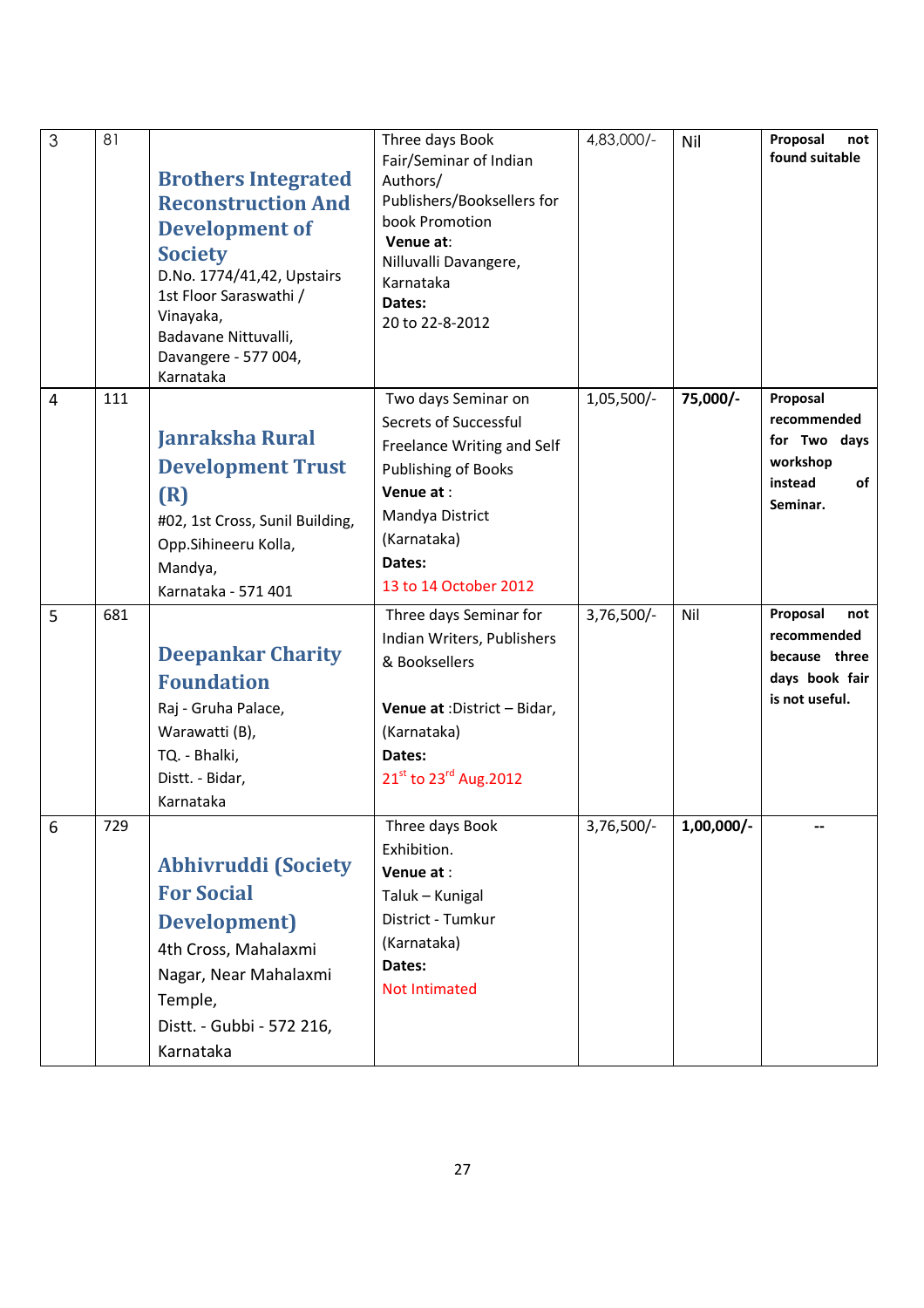| 3 | 81 | **Brothers Integrated Reconstruction And Development of Society** D.No. 1774/41,42, Upstairs 1st Floor Saraswathi / Vinayaka, Badavane Nittuvalli, Davangere - 577 004, Karnataka | Three days Book Fair/Seminar of Indian Authors/ Publishers/Booksellers for book Promotion **Venue at**: Nilluvalli Davangere, Karnataka **Dates:** 20 to 22-8-2012 | 4,83,000/- | Nil | **Proposal not found suitable** |
|---|---|---|---|---|---|---|
| 4 | 111 | **Janraksha Rural Development Trust (R)** #02, 1st Cross, Sunil Building, Opp.Sihineeru Kolla, Mandya, Karnataka - 571 401 | Two days Seminar on Secrets of Successful Freelance Writing and Self Publishing of Books **Venue at** : Mandya District (Karnataka) **Dates:** 13 to 14 October 2012 | 1,05,500/- | **75,000/-** | **Proposal recommended for Two days workshop instead of Seminar.** |
| 5 | 681 | **Deepankar Charity Foundation** Raj - Gruha Palace, Warawatti (B), TQ. - Bhalki, Distt. - Bidar, Karnataka | Three days Seminar for Indian Writers, Publishers & Booksellers **Venue at** :District – Bidar, (Karnataka) **Dates:** 21st to 23rd Aug.2012 | 3,76,500/- | Nil | **Proposal not recommended because three days book fair is not useful.** |
| 6 | 729 | **Abhivruddi (Society For Social Development)** 4th Cross, Mahalaxmi Nagar, Near Mahalaxmi Temple, Distt. - Gubbi - 572 216, Karnataka | Three days Book Exhibition. **Venue at** : Taluk – Kunigal District - Tumkur (Karnataka) **Dates:** Not Intimated | 3,76,500/- | **1,00,000/-** | -- |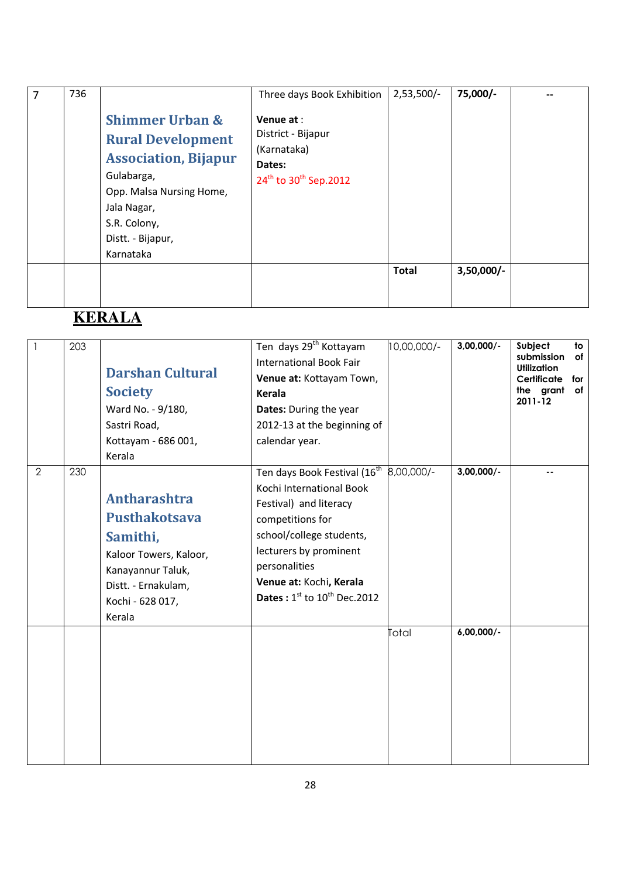| 7 | 736 | **Shimmer Urban & Rural Development Association, Bijapur** Gulabarga, Opp. Malsa Nursing Home, Jala Nagar, S.R. Colony, Distt. - Bijapur, Karnataka | Three days Book Exhibition **Venue at** : District - Bijapur (Karnataka) **Dates:** 24th to 30th Sep.2012 | 2,53,500/- | **75,000/-** | -- |
|---|---|---|---|---|---|---|
| | | | | **Total** | **3,50,000/-** | |

## KERALA

| 1 | 203 | **Darshan Cultural Society** Ward No. - 9/180, Sastri Road, Kottayam - 686 001, Kerala | Ten days 29th Kottayam International Book Fair **Venue at:** Kottayam Town, **Kerala** **Dates:** During the year 2012-13 at the beginning of calendar year. | 10,00,000/- | **3,00,000/-** | **Subject to submission of Utilization Certificate for the grant of 2011-12** |
|---|---|---|---|---|---|---|
| 2 | 230 | **Antharashtra Pusthakotsava Samithi,** Kaloor Towers, Kaloor, Kanayannur Taluk, Distt. - Ernakulam, Kochi - 628 017, Kerala | Ten days Book Festival (16th Kochi International Book Festival) and literacy competitions for school/college students, lecturers by prominent personalities **Venue at:** Kochi, **Kerala** **Dates :** 1st to 10th Dec.2012 | 8,00,000/- | **3,00,000/-** | -- |
| | | | | Total | **6,00,000/-** | |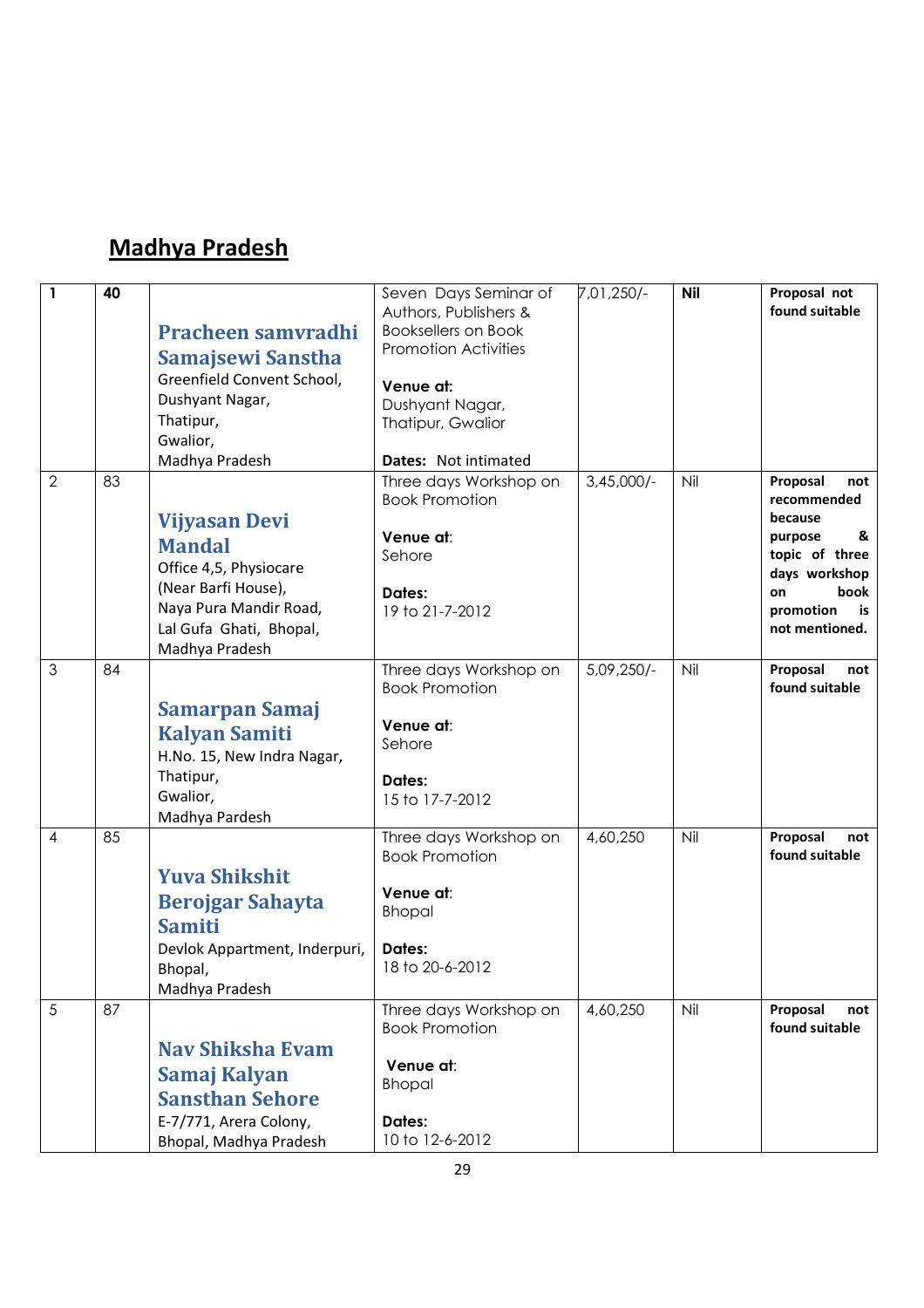## Madhya Pradesh

| 1 | 40 | **Pracheen samvradhi Samajsewi Sanstha** Greenfield Convent School, Dushyant Nagar, Thatipur, Gwalior, Madhya Pradesh | Seven Days Seminar of Authors, Publishers & Booksellers on Book Promotion Activities<br><br>**Venue at:** Dushyant Nagar, Thatipur, Gwalior<br><br>**Dates:** Not intimated | 7,01,250/- | **Nil** | **Proposal not found suitable** |
|---|---|---|---|---|---|---|
| 2 | 83 | **Vijyasan Devi Mandal** Office 4,5, Physiocare (Near Barfi House), Naya Pura Mandir Road, Lal Gufa Ghati, Bhopal, Madhya Pradesh | Three days Workshop on Book Promotion<br><br>**Venue at:** Sehore<br><br>**Dates:** 19 to 21-7-2012 | 3,45,000/- | Nil | **Proposal not recommended because purpose & topic of three days workshop on book promotion is not mentioned.** |
| 3 | 84 | **Samarpan Samaj Kalyan Samiti** H.No. 15, New Indra Nagar, Thatipur, Gwalior, Madhya Pardesh | Three days Workshop on Book Promotion<br><br>**Venue at:** Sehore<br><br>**Dates:** 15 to 17-7-2012 | 5,09,250/- | Nil | **Proposal not found suitable** |
| 4 | 85 | **Yuva Shikshit Berojgar Sahayta Samiti** Devlok Appartment, Inderpuri, Bhopal, Madhya Pradesh | Three days Workshop on Book Promotion<br><br>**Venue at:** Bhopal<br><br>**Dates:** 18 to 20-6-2012 | 4,60,250 | Nil | **Proposal not found suitable** |
| 5 | 87 | **Nav Shiksha Evam Samaj Kalyan Sansthan Sehore** E-7/771, Arera Colony, Bhopal, Madhya Pradesh | Three days Workshop on Book Promotion<br><br>**Venue at:** Bhopal<br><br>**Dates:** 10 to 12-6-2012 | 4,60,250 | Nil | **Proposal not found suitable** |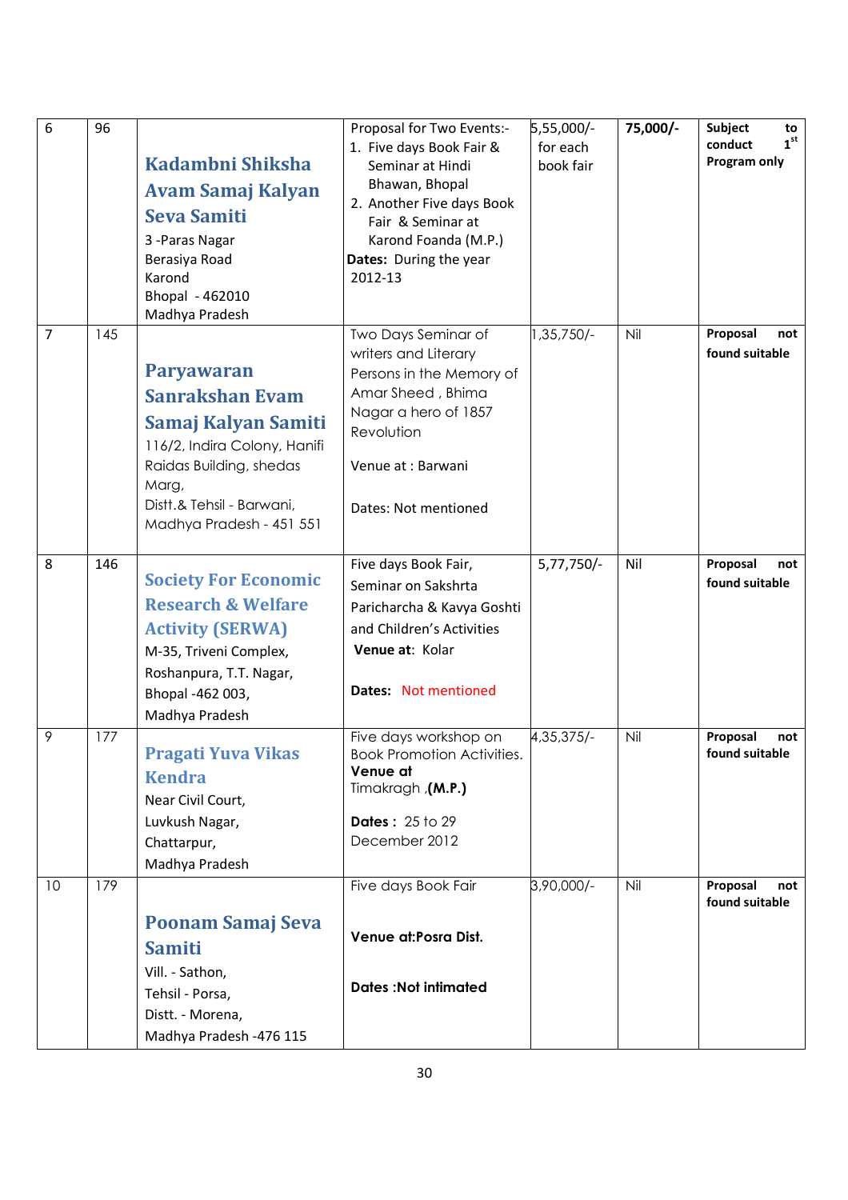| 6 | 96 | **Kadambni Shiksha Avam Samaj Kalyan Seva Samiti**<br>3 -Paras Nagar<br>Berasiya Road<br>Karond<br>Bhopal - 462010<br>Madhya Pradesh | Proposal for Two Events:-<br>1. Five days Book Fair & Seminar at Hindi Bhawan, Bhopal<br>2. Another Five days Book Fair & Seminar at Karond Foanda (M.P.)<br>**Dates:** During the year 2012-13 | 5,55,000/- for each book fair | **75,000/-** | **Subject to conduct 1st Program only** |
|---|---|---|---|---|---|---|
| 7 | 145 | **Paryawaran Sanrakshan Evam Samaj Kalyan Samiti**<br>116/2, Indira Colony, Hanifi Raidas Building, shedas Marg,<br>Distt.& Tehsil - Barwani,<br>Madhya Pradesh - 451 551 | Two Days Seminar of writers and Literary Persons in the Memory of Amar Sheed , Bhima Nagar a hero of 1857 Revolution<br><br>Venue at : Barwani<br><br>Dates: Not mentioned | 1,35,750/- | Nil | **Proposal not found suitable** |
| 8 | 146 | **Society For Economic Research & Welfare Activity (SERWA)**<br>M-35, Triveni Complex,<br>Roshanpura, T.T. Nagar,<br>Bhopal -462 003,<br>Madhya Pradesh | Five days Book Fair, Seminar on Sakshrta Paricharcha & Kavya Goshti and Children's Activities<br>**Venue at:** Kolar<br><br>**Dates:** Not mentioned | 5,77,750/- | Nil | **Proposal not found suitable** |
| 9 | 177 | **Pragati Yuva Vikas Kendra**<br>Near Civil Court,<br>Luvkush Nagar,<br>Chattarpur,<br>Madhya Pradesh | Five days workshop on Book Promotion Activities.<br>**Venue at** Timakragh ,**(M.P.)**<br><br>**Dates :** 25 to 29 December 2012 | 4,35,375/- | Nil | **Proposal not found suitable** |
| 10 | 179 | **Poonam Samaj Seva Samiti**<br>Vill. - Sathon,<br>Tehsil - Porsa,<br>Distt. - Morena,<br>Madhya Pradesh -476 115 | Five days Book Fair<br><br>**Venue at:Posra Dist.**<br><br>**Dates :Not intimated** | 3,90,000/- | Nil | **Proposal not found suitable** |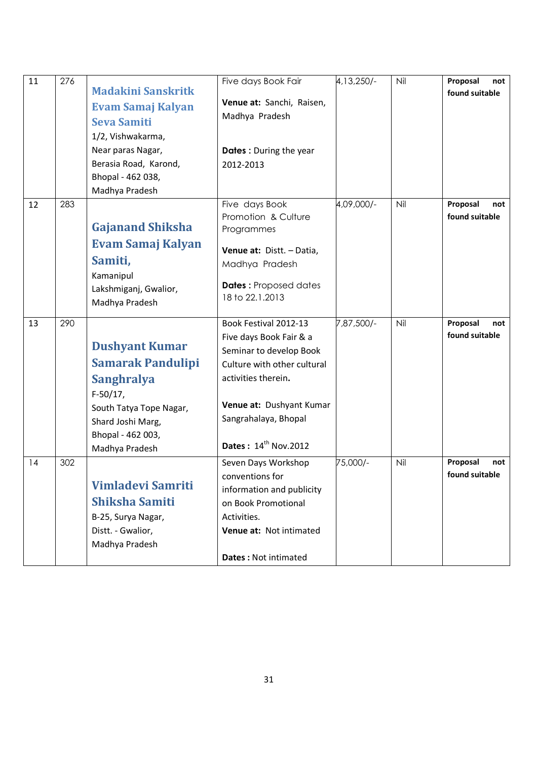| 11 | 276 | **Madakini Sanskritk Evam Samaj Kalyan Seva Samiti** 1/2, Vishwakarma, Near paras Nagar, Berasia Road, Karond, Bhopal - 462 038, Madhya Pradesh | Five days Book Fair **Venue at:** Sanchi, Raisen, Madhya Pradesh **Dates :** During the year 2012-2013 | 4,13,250/- | Nil | **Proposal not found suitable** |
|---|---|---|---|---|---|---|
| 12 | 283 | **Gajanand Shiksha Evam Samaj Kalyan Samiti,** Kamanipul Lakshmiganj, Gwalior, Madhya Pradesh | Five days Book Promotion & Culture Programmes **Venue at:** Distt. – Datia, Madhya Pradesh **Dates :** Proposed dates 18 to 22.1.2013 | 4,09,000/- | Nil | **Proposal not found suitable** |
| 13 | 290 | **Dushyant Kumar Samarak Pandulipi Sanghralya** F-50/17, South Tatya Tope Nagar, Shard Joshi Marg, Bhopal - 462 003, Madhya Pradesh | Book Festival 2012-13 Five days Book Fair & a Seminar to develop Book Culture with other cultural activities therein. **Venue at:** Dushyant Kumar Sangrahalaya, Bhopal **Dates :** 14th Nov.2012 | 7,87,500/- | Nil | **Proposal not found suitable** |
| 14 | 302 | **Vimladevi Samriti Shiksha Samiti** B-25, Surya Nagar, Distt. - Gwalior, Madhya Pradesh | Seven Days Workshop conventions for information and publicity on Book Promotional Activities. **Venue at:** Not intimated **Dates :** Not intimated | 75,000/- | Nil | **Proposal not found suitable** |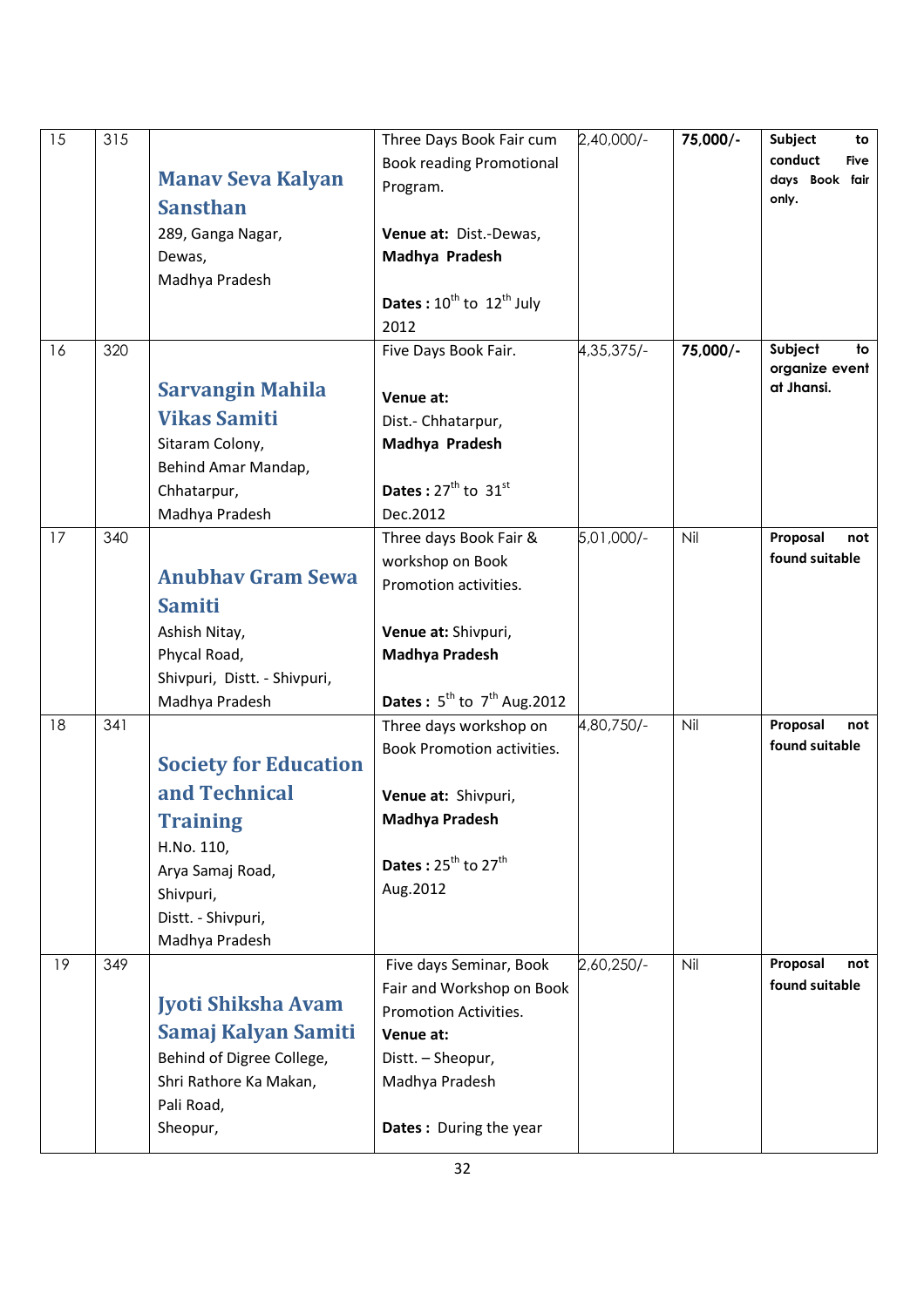| 15 | 315 | **Manav Seva Kalyan Sansthan**<br>289, Ganga Nagar,<br>Dewas,<br>Madhya Pradesh | Three Days Book Fair cum Book reading Promotional Program.<br><br>**Venue at:** Dist.-Dewas, **Madhya Pradesh**<br><br>**Dates :** 10th to 12th July 2012 | 2,40,000/- | **75,000/-** | **Subject to conduct Five days Book fair only.** |
|---|---|---|---|---|---|---|
| 16 | 320 | **Sarvangin Mahila Vikas Samiti**<br>Sitaram Colony,<br>Behind Amar Mandap,<br>Chhatarpur,<br>Madhya Pradesh | Five Days Book Fair.<br><br>**Venue at:**<br>Dist.- Chhatarpur,<br>**Madhya Pradesh**<br><br>**Dates :** 27th to 31st Dec.2012 | 4,35,375/- | **75,000/-** | **Subject to organize event at Jhansi.** |
| 17 | 340 | **Anubhav Gram Sewa Samiti**<br>Ashish Nitay,<br>Phycal Road,<br>Shivpuri, Distt. - Shivpuri,<br>Madhya Pradesh | Three days Book Fair & workshop on Book Promotion activities.<br><br>**Venue at:** Shivpuri, **Madhya Pradesh**<br><br>**Dates :** 5th to 7th Aug.2012 | 5,01,000/- | Nil | **Proposal not found suitable** |
| 18 | 341 | **Society for Education and Technical Training**<br>H.No. 110,<br>Arya Samaj Road,<br>Shivpuri,<br>Distt. - Shivpuri,<br>Madhya Pradesh | Three days workshop on Book Promotion activities.<br><br>**Venue at:** Shivpuri, **Madhya Pradesh**<br><br>**Dates :** 25th to 27th Aug.2012 | 4,80,750/- | Nil | **Proposal not found suitable** |
| 19 | 349 | **Jyoti Shiksha Avam Samaj Kalyan Samiti**<br>Behind of Digree College,<br>Shri Rathore Ka Makan,<br>Pali Road,<br>Sheopur, | Five days Seminar, Book Fair and Workshop on Book Promotion Activities.<br>**Venue at:**<br>Distt. – Sheopur,<br>Madhya Pradesh<br><br>**Dates :** During the year | 2,60,250/- | Nil | **Proposal not found suitable** |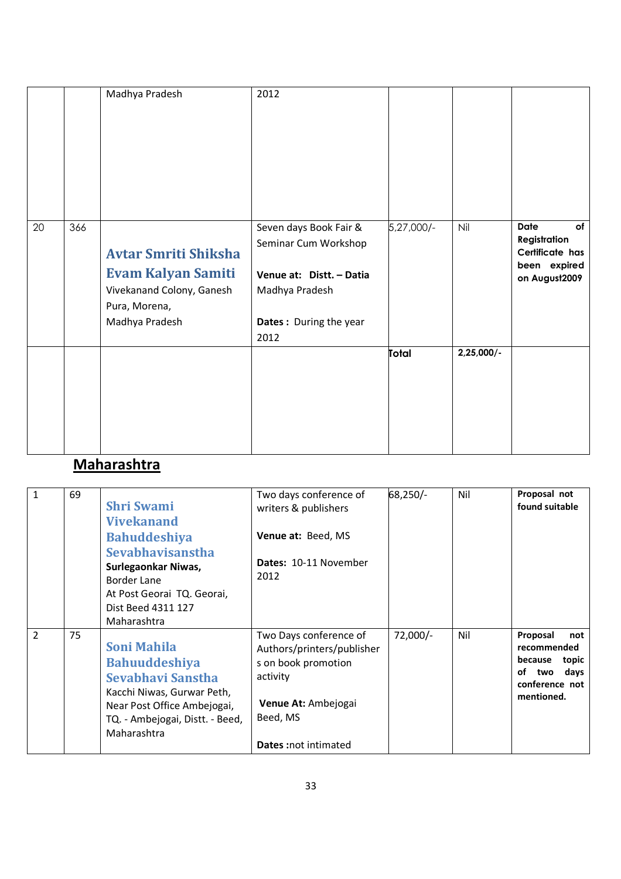| | | | | | | |
|---|---|---|---|---|---|---|
| | | Madhya Pradesh | 2012 | | | |
| 20 | 366 | **Avtar Smriti Shiksha Evam Kalyan Samiti** Vivekanand Colony, Ganesh Pura, Morena, Madhya Pradesh | Seven days Book Fair & Seminar Cum Workshop<br><br>**Venue at: Distt. – Datia** Madhya Pradesh<br><br>**Dates :** During the year 2012 | 5,27,000/- | Nil | **Date of Registration Certificate has been expired on August2009** |
| | | | | **Total** | **2,25,000/-** | |

## Maharashtra

| | | | | | | |
|---|---|---|---|---|---|---|
| 1 | 69 | **Shri Swami Vivekanand Bahuddeshiya Sevabhavisanstha** **Surlegaonkar Niwas,** Border Lane At Post Georai TQ. Georai, Dist Beed 4311 127 Maharashtra | Two days conference of writers & publishers<br><br>**Venue at:** Beed, MS<br><br>**Dates:** 10-11 November 2012 | 68,250/- | Nil | **Proposal not found suitable** |
| 2 | 75 | **Soni Mahila Bahuuddeshiya Sevabhavi Sanstha** Kacchi Niwas, Gurwar Peth, Near Post Office Ambejogai, TQ. - Ambejogai, Distt. - Beed, Maharashtra | Two Days conference of Authors/printers/publishers on book promotion activity<br><br>**Venue At:** Ambejogai Beed, MS<br><br>**Dates :**not intimated | 72,000/- | Nil | **Proposal not recommended because topic of two days conference not mentioned.** |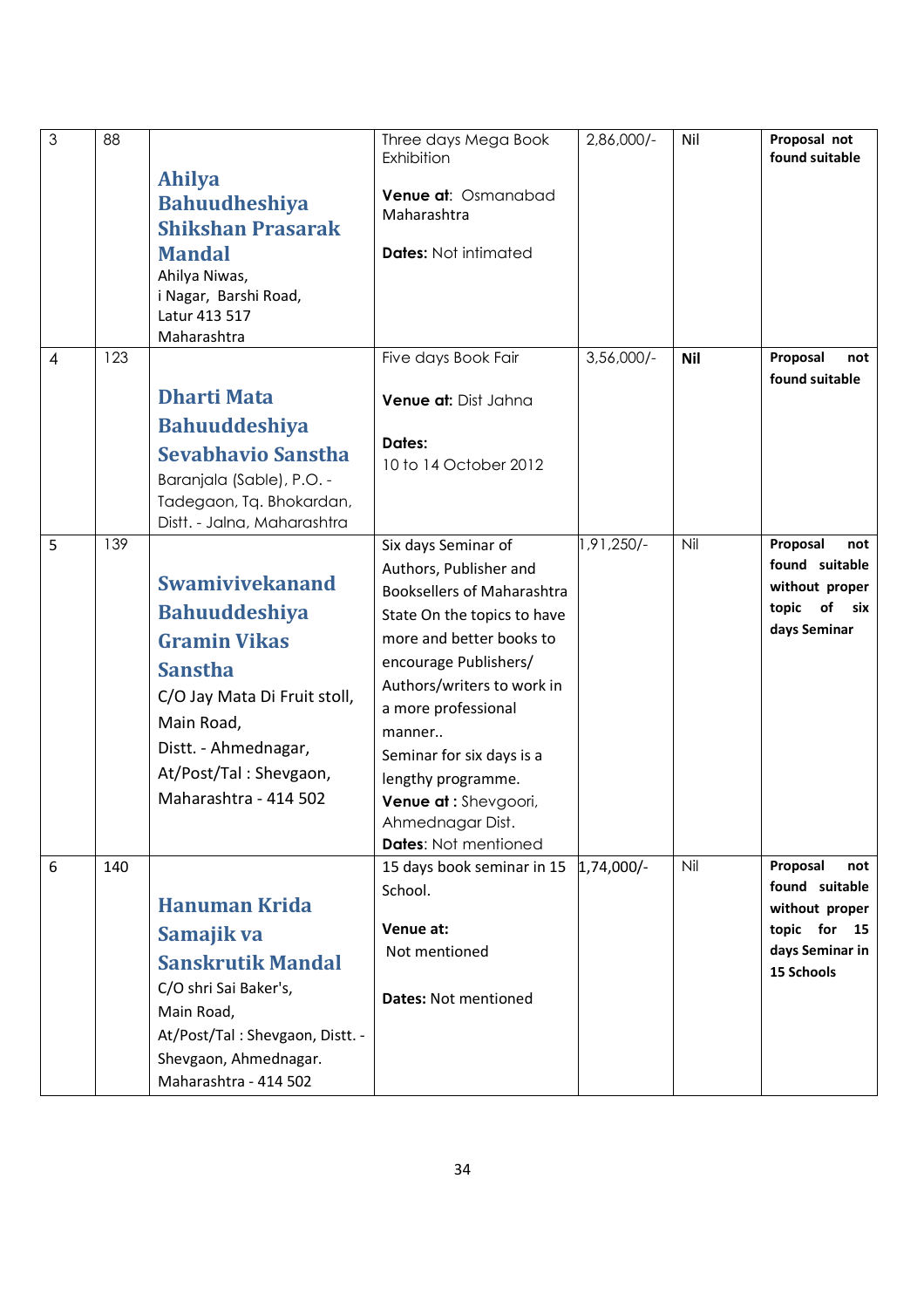| 3 | 88 | **Ahilya Bahuudheshiya Shikshan Prasarak Mandal** Ahilya Niwas, i Nagar, Barshi Road, Latur 413 517 Maharashtra | Three days Mega Book Exhibition<br><br>**Venue at**: Osmanabad Maharashtra<br><br>**Dates:** Not intimated | 2,86,000/- | Nil | **Proposal not found suitable** |
|---|---|---|---|---|---|---|
| 4 | 123 | **Dharti Mata Bahuuddeshiya Sevabhavio Sanstha** Baranjala (Sable), P.O. - Tadegaon, Tq. Bhokardan, Distt. - Jalna, Maharashtra | Five days Book Fair<br><br>**Venue at:** Dist Jahna<br><br>**Dates:**<br>10 to 14 October 2012 | 3,56,000/- | **Nil** | **Proposal not found suitable** |
| 5 | 139 | **Swamivivekanand Bahuuddeshiya Gramin Vikas Sanstha** C/O Jay Mata Di Fruit stoll, Main Road, Distt. - Ahmednagar, At/Post/Tal : Shevgaon, Maharashtra - 414 502 | Six days Seminar of Authors, Publisher and Booksellers of Maharashtra State On the topics to have more and better books to encourage Publishers/ Authors/writers to work in a more professional manner..<br>Seminar for six days is a lengthy programme.<br>**Venue at :** Shevgoori, Ahmednagar Dist.<br>**Dates**: Not mentioned | 1,91,250/- | Nil | **Proposal not found suitable without proper topic of six days Seminar** |
| 6 | 140 | **Hanuman Krida Samajik va Sanskrutik Mandal** C/O shri Sai Baker's, Main Road, At/Post/Tal : Shevgaon, Distt. - Shevgaon, Ahmednagar. Maharashtra - 414 502 | 15 days book seminar in 15 School.<br><br>**Venue at:**<br>Not mentioned<br><br>**Dates:** Not mentioned | 1,74,000/- | Nil | **Proposal not found suitable without proper topic for 15 days Seminar in 15 Schools** |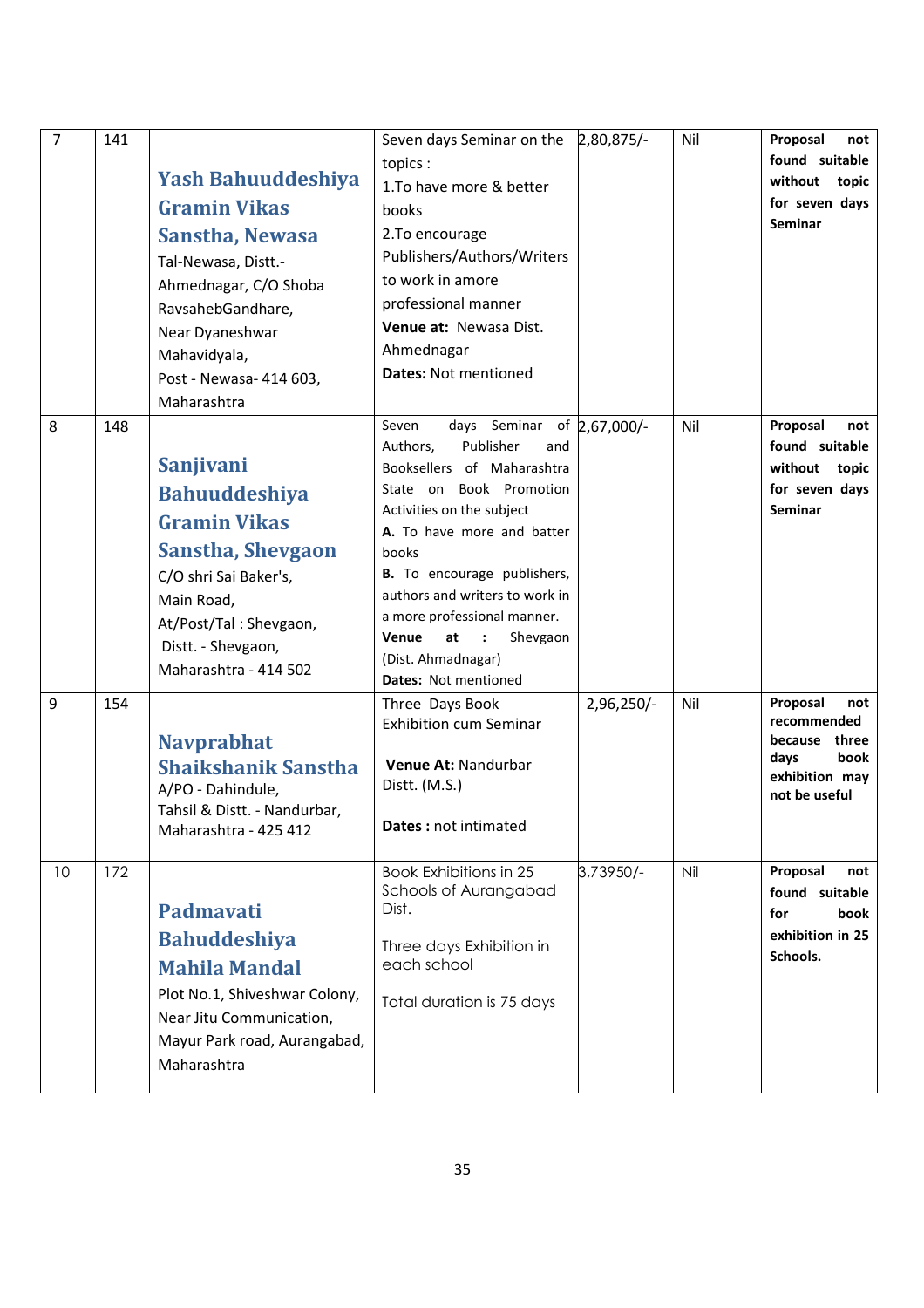| 7 | 141 | **Yash Bahuuddeshiya Gramin Vikas Sanstha, Newasa** Tal-Newasa, Distt.- Ahmednagar, C/O Shoba RavsahebGandhare, Near Dyaneshwar Mahavidyala, Post - Newasa- 414 603, Maharashtra | Seven days Seminar on the topics : 1.To have more & better books 2.To encourage Publishers/Authors/Writers to work in amore professional manner **Venue at:** Newasa Dist. Ahmednagar **Dates:** Not mentioned | 2,80,875/- | Nil | **Proposal not found suitable without topic for seven days Seminar** |
|---|---|---|---|---|---|---|
| 8 | 148 | **Sanjivani Bahuuddeshiya Gramin Vikas Sanstha, Shevgaon** C/O shri Sai Baker's, Main Road, At/Post/Tal : Shevgaon, Distt. - Shevgaon, Maharashtra - 414 502 | Seven days Seminar of Authors, Publisher and Booksellers of Maharashtra State on Book Promotion Activities on the subject **A.** To have more and batter books **B.** To encourage publishers, authors and writers to work in a more professional manner. **Venue at :** Shevgaon (Dist. Ahmadnagar) **Dates:** Not mentioned | 2,67,000/- | Nil | **Proposal not found suitable without topic for seven days Seminar** |
| 9 | 154 | **Navprabhat Shaikshanik Sanstha** A/PO - Dahindule, Tahsil & Distt. - Nandurbar, Maharashtra - 425 412 | Three Days Book Exhibition cum Seminar **Venue At:** Nandurbar Distt. (M.S.) **Dates :** not intimated | 2,96,250/- | Nil | **Proposal not recommended because three days book exhibition may not be useful** |
| 10 | 172 | **Padmavati Bahuddeshiya Mahila Mandal** Plot No.1, Shiveshwar Colony, Near Jitu Communication, Mayur Park road, Aurangabad, Maharashtra | Book Exhibitions in 25 Schools of Aurangabad Dist. Three days Exhibition in each school Total duration is 75 days | 3,73950/- | Nil | **Proposal not found suitable for book exhibition in 25 Schools.** |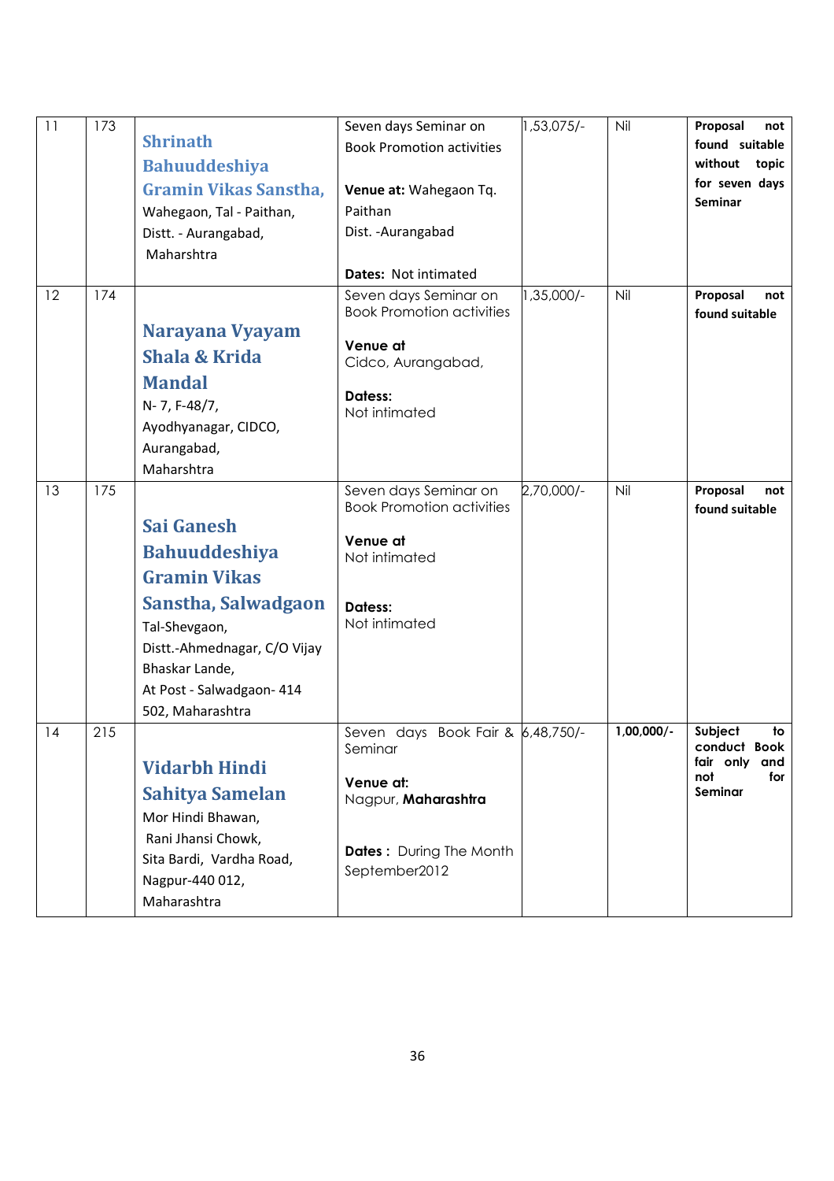| 11 | 173 | **Shrinath Bahuuddeshiya Gramin Vikas Sanstha,** Wahegaon, Tal - Paithan, Distt. - Aurangabad, Maharshtra | Seven days Seminar on Book Promotion activities<br><br>**Venue at:** Wahegaon Tq. Paithan Dist. -Aurangabad<br><br>**Dates:** Not intimated | 1,53,075/- | Nil | **Proposal not found suitable without topic for seven days Seminar** |
|---|---|---|---|---|---|---|
| 12 | 174 | **Narayana Vyayam Shala & Krida Mandal** N- 7, F-48/7, Ayodhyanagar, CIDCO, Aurangabad, Maharshtra | Seven days Seminar on Book Promotion activities<br><br>**Venue at** Cidco, Aurangabad,<br><br>**Datess:** Not intimated | 1,35,000/- | Nil | **Proposal not found suitable** |
| 13 | 175 | **Sai Ganesh Bahuuddeshiya Gramin Vikas Sanstha, Salwadgaon** Tal-Shevgaon, Distt.-Ahmednagar, C/O Vijay Bhaskar Lande, At Post - Salwadgaon- 414 502, Maharashtra | Seven days Seminar on Book Promotion activities<br><br>**Venue at** Not intimated<br><br>**Datess:** Not intimated | 2,70,000/- | Nil | **Proposal not found suitable** |
| 14 | 215 | **Vidarbh Hindi Sahitya Samelan** Mor Hindi Bhawan, Rani Jhansi Chowk, Sita Bardi, Vardha Road, Nagpur-440 012, Maharashtra | Seven days Book Fair & Seminar<br><br>**Venue at:** Nagpur, **Maharashtra**<br><br>**Dates :** During The Month September2012 | 6,48,750/- | **1,00,000/-** | **Subject to conduct Book fair only and not for Seminar** |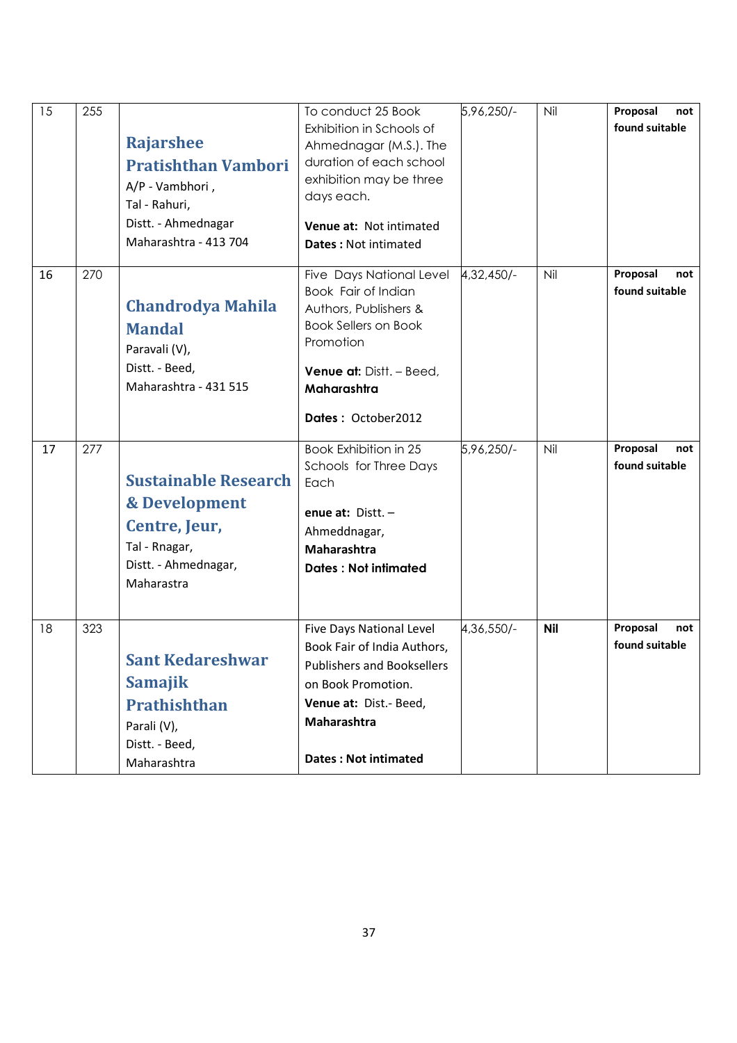| 15 | 255 | **Rajarshee Pratishthan Vambori**<br>A/P - Vambhori ,<br>Tal - Rahuri,<br>Distt. - Ahmednagar<br>Maharashtra - 413 704 | To conduct 25 Book Exhibition in Schools of Ahmednagar (M.S.). The duration of each school exhibition may be three days each.<br><br>**Venue at:** Not intimated<br>**Dates :** Not intimated | 5,96,250/- | Nil | **Proposal not found suitable** |
|---|---|---|---|---|---|---|
| 16 | 270 | **Chandrodya Mahila Mandal**<br>Paravali (V),<br>Distt. - Beed,<br>Maharashtra - 431 515 | Five Days National Level Book Fair of Indian Authors, Publishers & Book Sellers on Book Promotion<br><br>**Venue at:** Distt. – Beed, **Maharashtra**<br><br>**Dates :** October2012 | 4,32,450/- | Nil | **Proposal not found suitable** |
| 17 | 277 | **Sustainable Research & Development Centre, Jeur,**<br>Tal - Rnagar,<br>Distt. - Ahmednagar,<br>Maharastra | Book Exhibition in 25 Schools for Three Days Each<br><br>**enue at:** Distt. – Ahmeddnagar, **Maharashtra**<br>**Dates : Not intimated** | 5,96,250/- | Nil | **Proposal not found suitable** |
| 18 | 323 | **Sant Kedareshwar Samajik Prathishthan**<br>Parali (V),<br>Distt. - Beed,<br>Maharashtra | Five Days National Level Book Fair of India Authors, Publishers and Booksellers on Book Promotion.<br>**Venue at:** Dist.- Beed, **Maharashtra**<br><br>**Dates : Not intimated** | 4,36,550/- | **Nil** | **Proposal not found suitable** |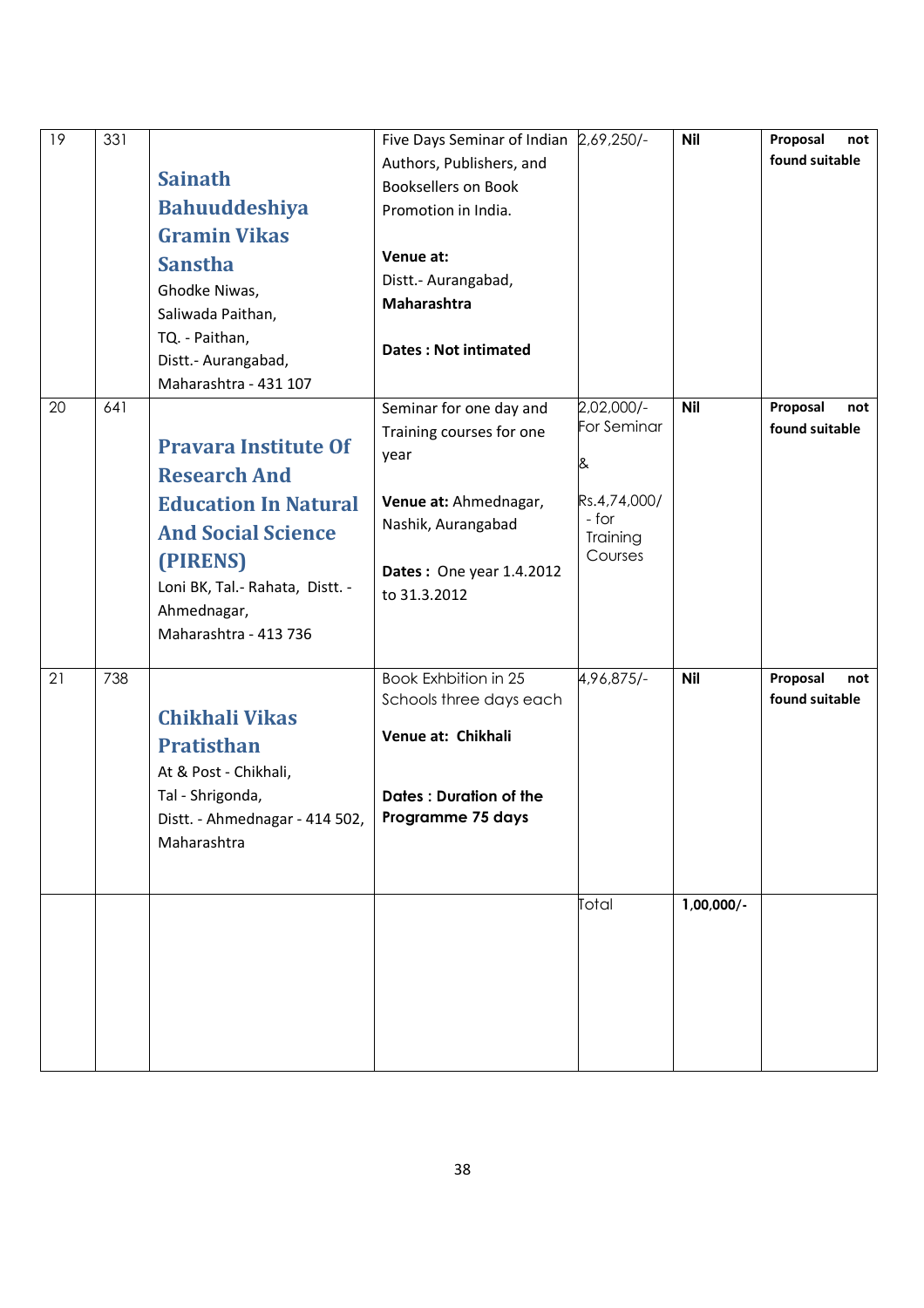| 19 | 331 | **Sainath Bahuuddeshiya Gramin Vikas Sanstha**<br>Ghodke Niwas,<br>Saliwada Paithan,<br>TQ. - Paithan,<br>Distt.- Aurangabad,<br>Maharashtra - 431 107 | Five Days Seminar of Indian Authors, Publishers, and Booksellers on Book Promotion in India.<br><br>**Venue at:**<br>Distt.- Aurangabad, **Maharashtra**<br><br>**Dates : Not intimated** | 2,69,250/- | **Nil** | **Proposal not found suitable** |
|---|---|---|---|---|---|---|
| 20 | 641 | **Pravara Institute Of Research And Education In Natural And Social Science (PIRENS)**<br>Loni BK, Tal.- Rahata, Distt. - Ahmednagar,<br>Maharashtra - 413 736 | Seminar for one day and Training courses for one year<br><br>**Venue at:** Ahmednagar, Nashik, Aurangabad<br><br>**Dates :** One year 1.4.2012 to 31.3.2012 | 2,02,000/- For Seminar<br><br>&<br><br>Rs.4,74,000/ - for Training Courses | **Nil** | **Proposal not found suitable** |
| 21 | 738 | **Chikhali Vikas Pratisthan**<br>At & Post - Chikhali,<br>Tal - Shrigonda,<br>Distt. - Ahmednagar - 414 502,<br>Maharashtra | Book Exhbition in 25 Schools three days each<br><br>**Venue at: Chikhali**<br><br>**Dates : Duration of the Programme 75 days** | 4,96,875/- | **Nil** | **Proposal not found suitable** |
| | | | | Total | **1,00,000/-** | |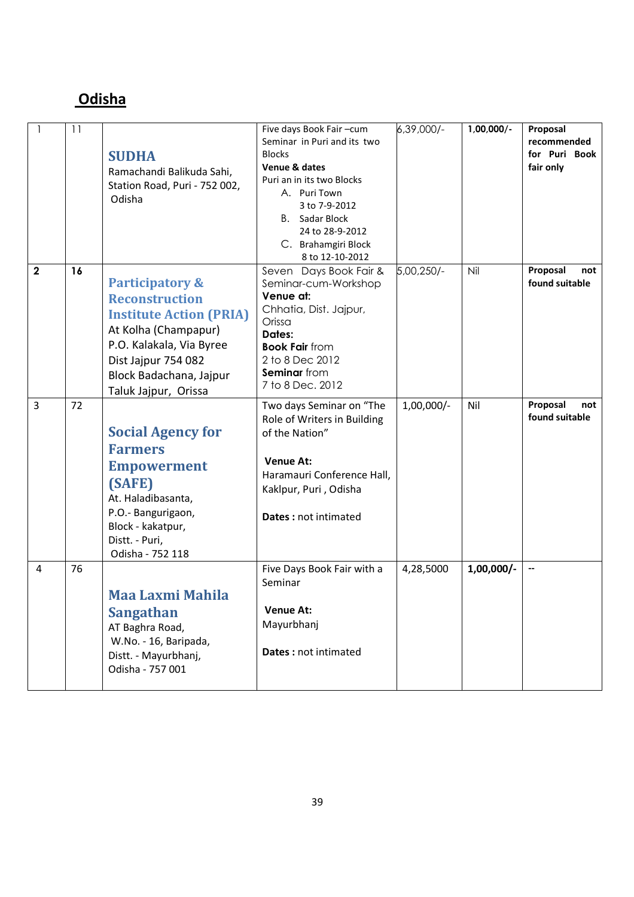## Odisha

| | | | | | | |
|---|---|---|---|---|---|---|
| 1 | 11 | **SUDHA** Ramachandi Balikuda Sahi, Station Road, Puri - 752 002, Odisha | Five days Book Fair –cum Seminar in Puri and its two Blocks **Venue & dates** Puri an in its two Blocks A. Puri Town 3 to 7-9-2012 B. Sadar Block 24 to 28-9-2012 C. Brahamgiri Block 8 to 12-10-2012 | 6,39,000/- | **1,00,000/-** | **Proposal recommended for Puri Book fair only** |
| **2** | **16** | **Participatory & Reconstruction Institute Action (PRIA)** At Kolha (Champapur) P.O. Kalakala, Via Byree Dist Jajpur 754 082 Block Badachana, Jajpur Taluk Jajpur, Orissa | Seven Days Book Fair & Seminar-cum-Workshop **Venue at:** Chhatia, Dist. Jajpur, Orissa **Dates:** **Book Fair** from 2 to 8 Dec 2012 **Seminar** from 7 to 8 Dec. 2012 | 5,00,250/- | Nil | **Proposal not found suitable** |
| 3 | 72 | **Social Agency for Farmers Empowerment (SAFE)** At. Haladibasanta, P.O.- Bangurigaon, Block - kakatpur, Distt. - Puri, Odisha - 752 118 | Two days Seminar on "The Role of Writers in Building of the Nation" **Venue At:** Haramauri Conference Hall, Kaklpur, Puri , Odisha **Dates :** not intimated | 1,00,000/- | Nil | **Proposal not found suitable** |
| 4 | 76 | **Maa Laxmi Mahila Sangathan** AT Baghra Road, W.No. - 16, Baripada, Distt. - Mayurbhanj, Odisha - 757 001 | Five Days Book Fair with a Seminar **Venue At:** Mayurbhanj **Dates :** not intimated | 4,28,5000 | **1,00,000/-** | -- |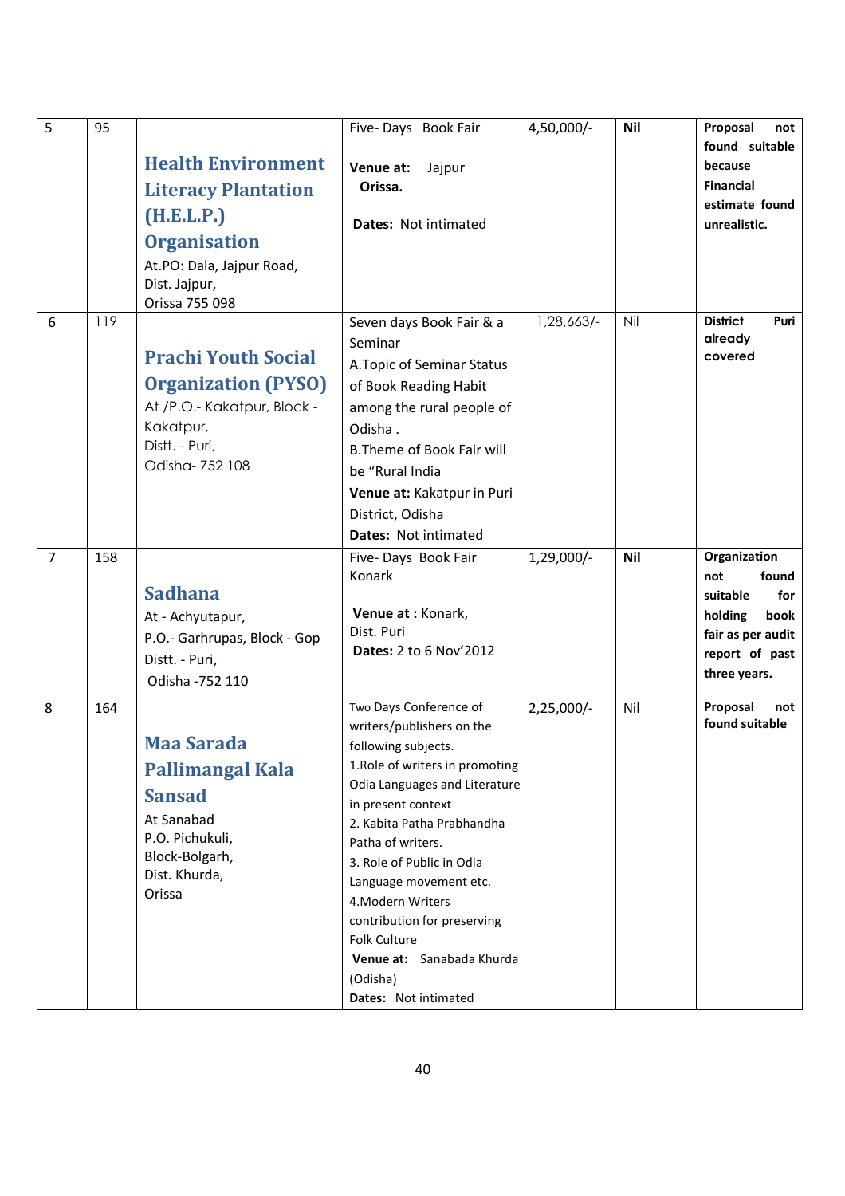| 5 | 95 | **Health Environment Literacy Plantation (H.E.L.P.) Organisation**<br>At.PO: Dala, Jajpur Road,<br>Dist. Jajpur,<br>Orissa 755 098 | Five- Days Book Fair<br><br>**Venue at:** Jajpur **Orissa.**<br><br>**Dates:** Not intimated | 4,50,000/- | **Nil** | **Proposal not found suitable because Financial estimate found unrealistic.** |
|---|---|---|---|---|---|---|
| 6 | 119 | **Prachi Youth Social Organization (PYSO)**<br>At /P.O.- Kakatpur, Block - Kakatpur,<br>Distt. - Puri,<br>Odisha- 752 108 | Seven days Book Fair & a Seminar<br>A.Topic of Seminar Status of Book Reading Habit among the rural people of Odisha .<br>B.Theme of Book Fair will be "Rural India<br>**Venue at:** Kakatpur in Puri District, Odisha<br>**Dates:** Not intimated | 1,28,663/- | Nil | **District Puri already covered** |
| 7 | 158 | **Sadhana**<br>At - Achyutapur,<br>P.O.- Garhrupas, Block - Gop<br>Distt. - Puri,<br>Odisha -752 110 | Five- Days Book Fair Konark<br><br>**Venue at :** Konark, Dist. Puri<br>**Dates:** 2 to 6 Nov'2012 | 1,29,000/- | **Nil** | **Organization not found suitable for holding book fair as per audit report of past three years.** |
| 8 | 164 | **Maa Sarada Pallimangal Kala Sansad**<br>At Sanabad<br>P.O. Pichukuli,<br>Block-Bolgarh,<br>Dist. Khurda,<br>Orissa | Two Days Conference of writers/publishers on the following subjects.<br>1.Role of writers in promoting Odia Languages and Literature in present context<br>2. Kabita Patha Prabhandha Patha of writers.<br>3. Role of Public in Odia Language movement etc.<br>4.Modern Writers contribution for preserving Folk Culture<br>**Venue at:** Sanabada Khurda (Odisha)<br>**Dates:** Not intimated | 2,25,000/- | Nil | **Proposal not found suitable** |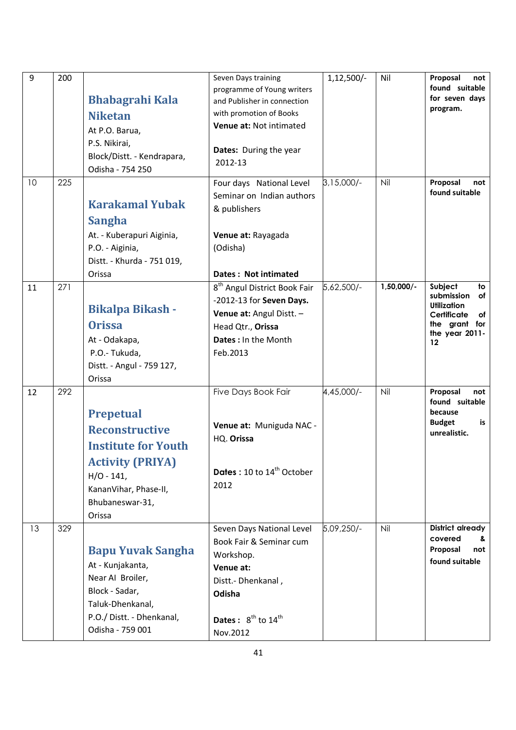| 9 | 200 | **Bhabagrahi Kala Niketan**<br>At P.O. Barua,<br>P.S. Nikirai,<br>Block/Distt. - Kendrapara,<br>Odisha - 754 250 | Seven Days training programme of Young writers and Publisher in connection with promotion of Books<br>**Venue at:** Not intimated<br><br>**Dates:** During the year 2012-13 | 1,12,500/- | Nil | **Proposal not found suitable for seven days program.** |
|---|---|---|---|---|---|---|
| 10 | 225 | **Karakamal Yubak Sangha**<br>At. - Kuberapuri Aiginia,<br>P.O. - Aiginia,<br>Distt. - Khurda - 751 019,<br>Orissa | Four days National Level Seminar on Indian authors & publishers<br><br>**Venue at:** Rayagada (Odisha)<br><br>**Dates : Not intimated** | 3,15,000/- | Nil | **Proposal not found suitable** |
| 11 | 271 | **Bikalpa Bikash - Orissa**<br>At - Odakapa,<br>P.O.- Tukuda,<br>Distt. - Angul - 759 127,<br>Orissa | 8th Angul District Book Fair -2012-13 for **Seven Days.**<br>**Venue at:** Angul Distt. – Head Qtr., **Orissa**<br>**Dates :** In the Month Feb.2013 | 5,62,500/- | **1,50,000/-** | **Subject to submission of Utilization Certificate of the grant for the year 2011-12** |
| 12 | 292 | **Prepetual Reconstructive Institute for Youth Activity (PRIYA)**<br>H/O - 141,<br>KananVihar, Phase-II,<br>Bhubaneswar-31,<br>Orissa | Five Days Book Fair<br><br>**Venue at:** Muniguda NAC - HQ. **Orissa**<br><br>**Dates :** 10 to 14th October 2012 | 4,45,000/- | Nil | **Proposal not found suitable because Budget is unrealistic.** |
| 13 | 329 | **Bapu Yuvak Sangha**<br>At - Kunjakanta,<br>Near AI Broiler,<br>Block - Sadar,<br>Taluk-Dhenkanal,<br>P.O./ Distt. - Dhenkanal,<br>Odisha - 759 001 | Seven Days National Level Book Fair & Seminar cum Workshop.<br>**Venue at:**<br>Distt.- Dhenkanal , **Odisha**<br><br>**Dates :** 8th to 14th Nov.2012 | 5,09,250/- | Nil | **District already covered & Proposal not found suitable** |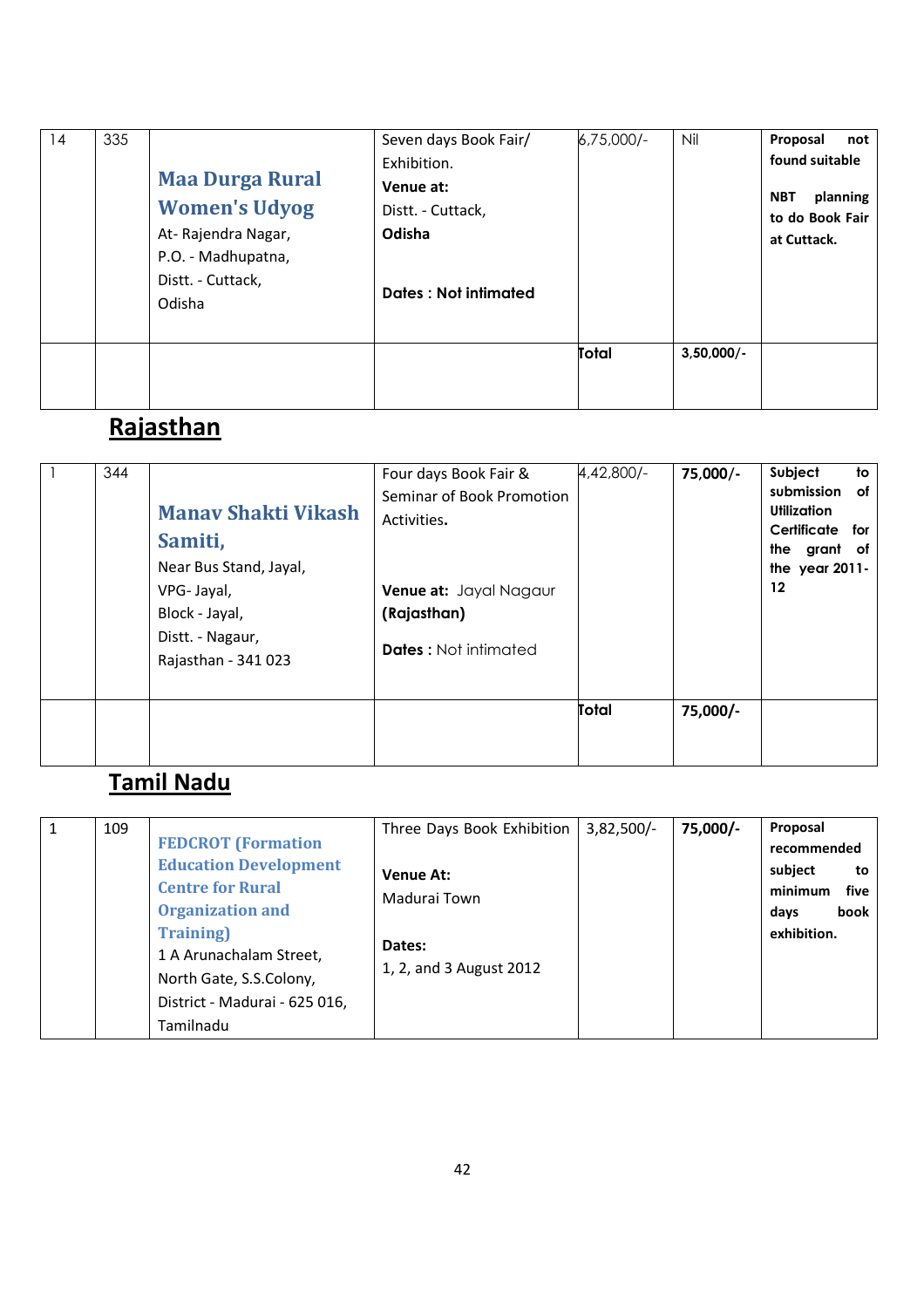| 14 | 335 | **Maa Durga Rural Women's Udyog**<br>At- Rajendra Nagar,<br>P.O. - Madhupatna,<br>Distt. - Cuttack,<br>Odisha | Seven days Book Fair/ Exhibition.<br>**Venue at:**<br>Distt. - Cuttack,<br>**Odisha**<br><br>**Dates : Not intimated** | 6,75,000/- | Nil | **Proposal not found suitable**<br><br>**NBT planning to do Book Fair at Cuttack.** |
|---|---|---|---|---|---|---|
| | | | | **Total** | **3,50,000/-** | |

## Rajasthan

| 1 | 344 | **Manav Shakti Vikash Samiti,**<br>Near Bus Stand, Jayal,<br>VPG- Jayal,<br>Block - Jayal,<br>Distt. - Nagaur,<br>Rajasthan - 341 023 | Four days Book Fair & Seminar of Book Promotion Activities.<br><br>**Venue at:** Jayal Nagaur **(Rajasthan)**<br><br>**Dates :** Not intimated | 4,42,800/- | **75,000/-** | **Subject to submission of Utilization Certificate for the grant of the year 2011-12** |
|---|---|---|---|---|---|---|
| | | | | **Total** | **75,000/-** | |

## Tamil Nadu

| 1 | 109 | **FEDCROT (Formation Education Development Centre for Rural Organization and Training)**<br>1 A Arunachalam Street,<br>North Gate, S.S.Colony,<br>District - Madurai - 625 016,<br>Tamilnadu | Three Days Book Exhibition<br><br>**Venue At:**<br>Madurai Town<br><br>**Dates:**<br>1, 2, and 3 August 2012 | 3,82,500/- | **75,000/-** | **Proposal recommended subject to minimum five days book exhibition.** |
|---|---|---|---|---|---|---|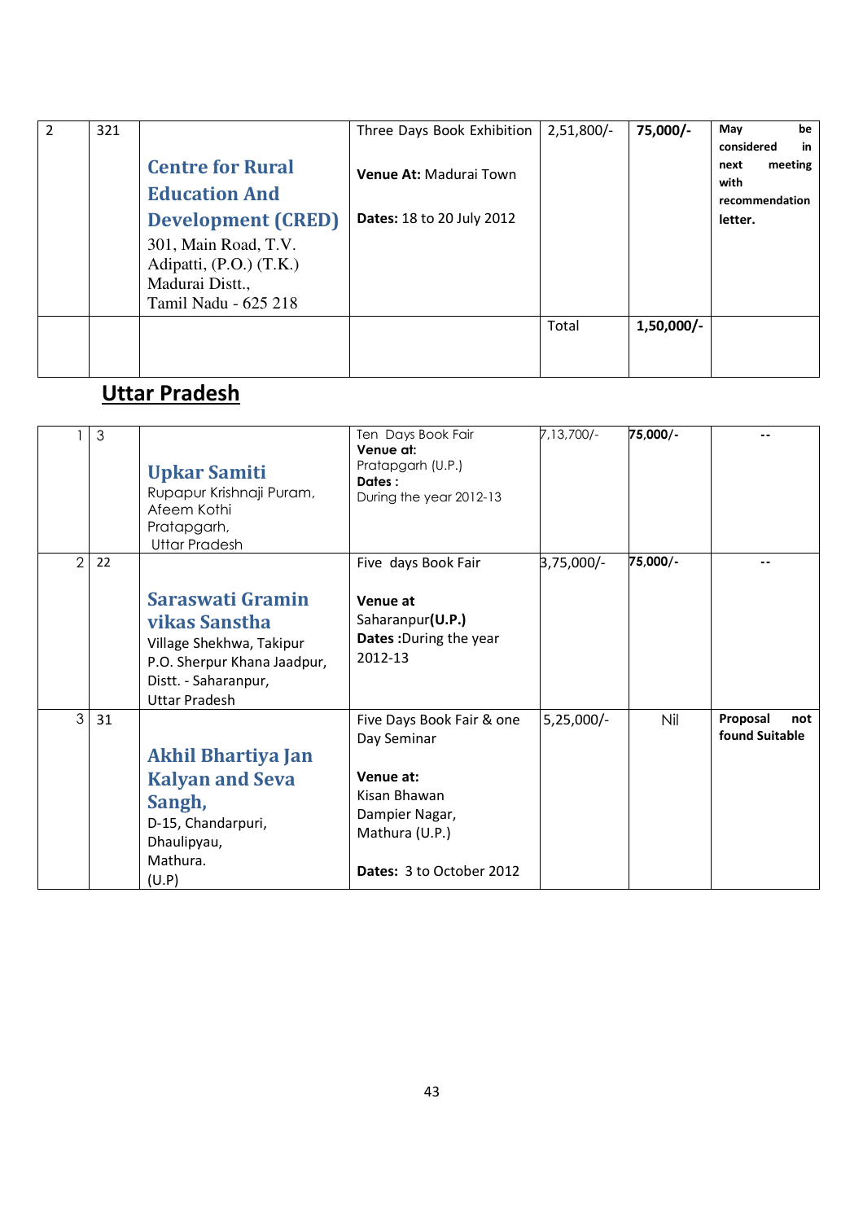| 2 | 321 | **Centre for Rural Education And Development (CRED)** 301, Main Road, T.V. Adipatti, (P.O.) (T.K.) Madurai Distt., Tamil Nadu - 625 218 | Three Days Book Exhibition **Venue At:** Madurai Town **Dates:** 18 to 20 July 2012 | 2,51,800/- | **75,000/-** | **May be considered in next meeting with recommendation letter.** |
|---|---|---|---|---|---|---|
| | | | | Total | **1,50,000/-** | |

## Uttar Pradesh

| 1 | 3 | **Upkar Samiti** Rupapur Krishnaji Puram, Afeem Kothi Pratapgarh, Uttar Pradesh | Ten Days Book Fair **Venue at:** Pratapgarh (U.P.) **Dates :** During the year 2012-13 | 7,13,700/- | **75,000/-** | -- |
|---|---|---|---|---|---|---|
| 2 | 22 | **Saraswati Gramin vikas Sanstha** Village Shekhwa, Takipur P.O. Sherpur Khana Jaadpur, Distt. - Saharanpur, Uttar Pradesh | Five days Book Fair **Venue at** Saharanpur**(U.P.)** **Dates :**During the year 2012-13 | 3,75,000/- | **75,000/-** | -- |
| 3 | 31 | **Akhil Bhartiya Jan Kalyan and Seva Sangh,** D-15, Chandarpuri, Dhaulipyau, Mathura. (U.P) | Five Days Book Fair & one Day Seminar **Venue at:** Kisan Bhawan Dampier Nagar, Mathura (U.P.) **Dates:** 3 to October 2012 | 5,25,000/- | Nil | **Proposal not found Suitable** |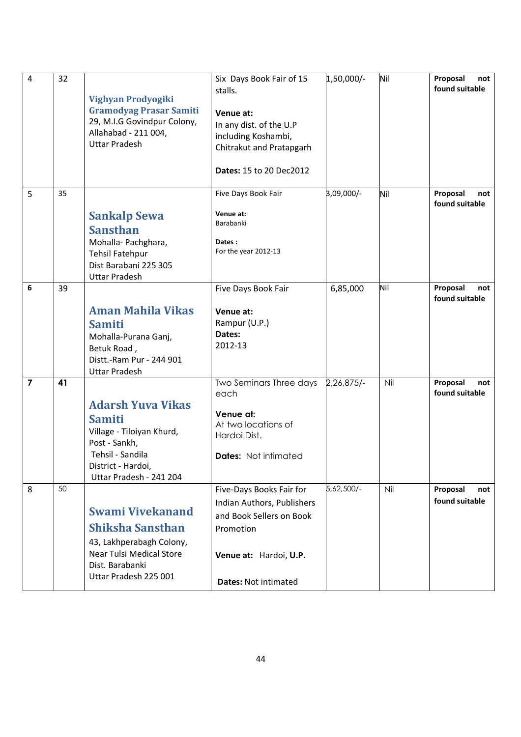| 4 | 32 | **Vighyan Prodyogiki Gramodyag Prasar Samiti**<br>29, M.I.G Govindpur Colony,<br>Allahabad - 211 004,<br>Uttar Pradesh | Six Days Book Fair of 15 stalls.<br><br>**Venue at:**<br>In any dist. of the U.P including Koshambi, Chitrakut and Pratapgarh<br><br>**Dates:** 15 to 20 Dec2012 | 1,50,000/- | Nil | **Proposal not found suitable** |
|---|---|---|---|---|---|---|
| 5 | 35 | **Sankalp Sewa Sansthan**<br>Mohalla- Pachghara,<br>Tehsil Fatehpur<br>Dist Barabani 225 305<br>Uttar Pradesh | Five Days Book Fair<br><br>**Venue at:**<br>Barabanki<br><br>**Dates :**<br>For the year 2012-13 | 3,09,000/- | Nil | **Proposal not found suitable** |
| 6 | 39 | **Aman Mahila Vikas Samiti**<br>Mohalla-Purana Ganj,<br>Betuk Road ,<br>Distt.-Ram Pur - 244 901<br>Uttar Pradesh | Five Days Book Fair<br><br>**Venue at:**<br>Rampur (U.P.)<br>**Dates:**<br>2012-13 | 6,85,000 | Nil | **Proposal not found suitable** |
| 7 | 41 | **Adarsh Yuva Vikas Samiti**<br>Village - Tiloiyan Khurd,<br>Post - Sankh,<br>Tehsil - Sandila<br>District - Hardoi,<br>Uttar Pradesh - 241 204 | Two Seminars Three days each<br><br>**Venue at:**<br>At two locations of Hardoi Dist.<br><br>**Dates:** Not intimated | 2,26,875/- | Nil | **Proposal not found suitable** |
| 8 | 50 | **Swami Vivekanand Shiksha Sansthan**<br>43, Lakhperabagh Colony,<br>Near Tulsi Medical Store<br>Dist. Barabanki<br>Uttar Pradesh 225 001 | Five-Days Books Fair for Indian Authors, Publishers and Book Sellers on Book Promotion<br><br>**Venue at:** Hardoi, **U.P.**<br><br>**Dates:** Not intimated | 5,62,500/- | Nil | **Proposal not found suitable** |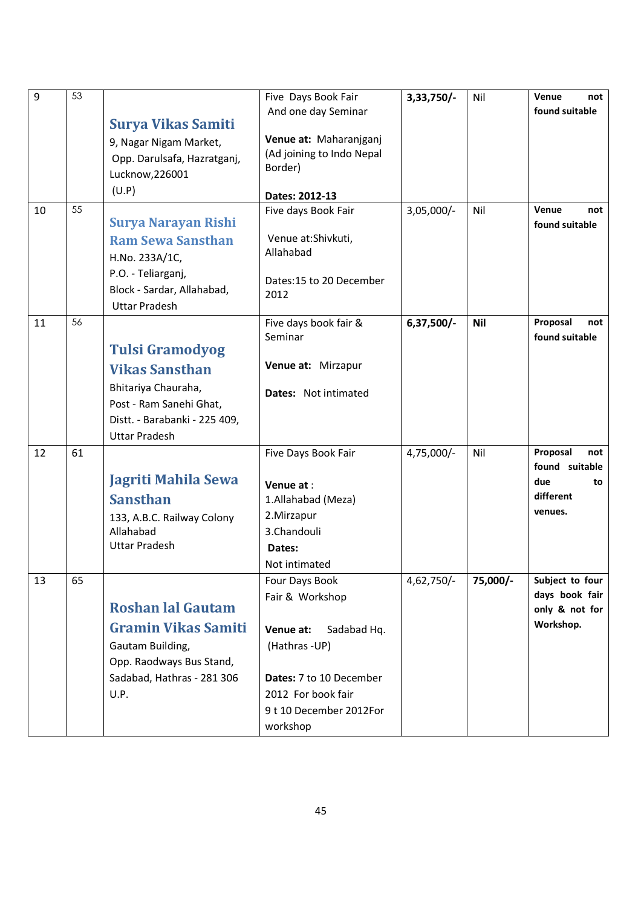| 9 | 53 | **Surya Vikas Samiti**<br>9, Nagar Nigam Market,<br>Opp. Darulsafa, Hazratganj, Lucknow,226001<br>(U.P) | Five Days Book Fair<br>And one day Seminar<br><br>**Venue at:** Maharanjganj (Ad joining to Indo Nepal Border)<br><br>**Dates: 2012-13** | **3,33,750/-** | Nil | **Venue not found suitable** |
|---|---|---|---|---|---|---|
| 10 | 55 | **Surya Narayan Rishi Ram Sewa Sansthan**<br>H.No. 233A/1C,<br>P.O. - Teliarganj,<br>Block - Sardar, Allahabad,<br>Uttar Pradesh | Five days Book Fair<br><br>Venue at:Shivkuti, Allahabad<br><br>Dates:15 to 20 December 2012 | 3,05,000/- | Nil | **Venue not found suitable** |
| 11 | 56 | **Tulsi Gramodyog Vikas Sansthan**<br>Bhitariya Chauraha,<br>Post - Ram Sanehi Ghat,<br>Distt. - Barabanki - 225 409,<br>Uttar Pradesh | Five days book fair & Seminar<br><br>**Venue at:** Mirzapur<br><br>**Dates:** Not intimated | **6,37,500/-** | **Nil** | **Proposal not found suitable** |
| 12 | 61 | **Jagriti Mahila Sewa Sansthan**<br>133, A.B.C. Railway Colony<br>Allahabad<br>Uttar Pradesh | Five Days Book Fair<br><br>**Venue at** :<br>1.Allahabad (Meza)<br>2.Mirzapur<br>3.Chandouli<br>**Dates:**<br>Not intimated | 4,75,000/- | Nil | **Proposal not found suitable due to different venues.** |
| 13 | 65 | **Roshan lal Gautam Gramin Vikas Samiti**<br>Gautam Building,<br>Opp. Raodways Bus Stand,<br>Sadabad, Hathras - 281 306<br>U.P. | Four Days Book Fair & Workshop<br><br>**Venue at:** Sadabad Hq. (Hathras -UP)<br><br>**Dates:** 7 to 10 December 2012 For book fair<br>9 t 10 December 2012For workshop | 4,62,750/- | **75,000/-** | **Subject to four days book fair only & not for Workshop.** |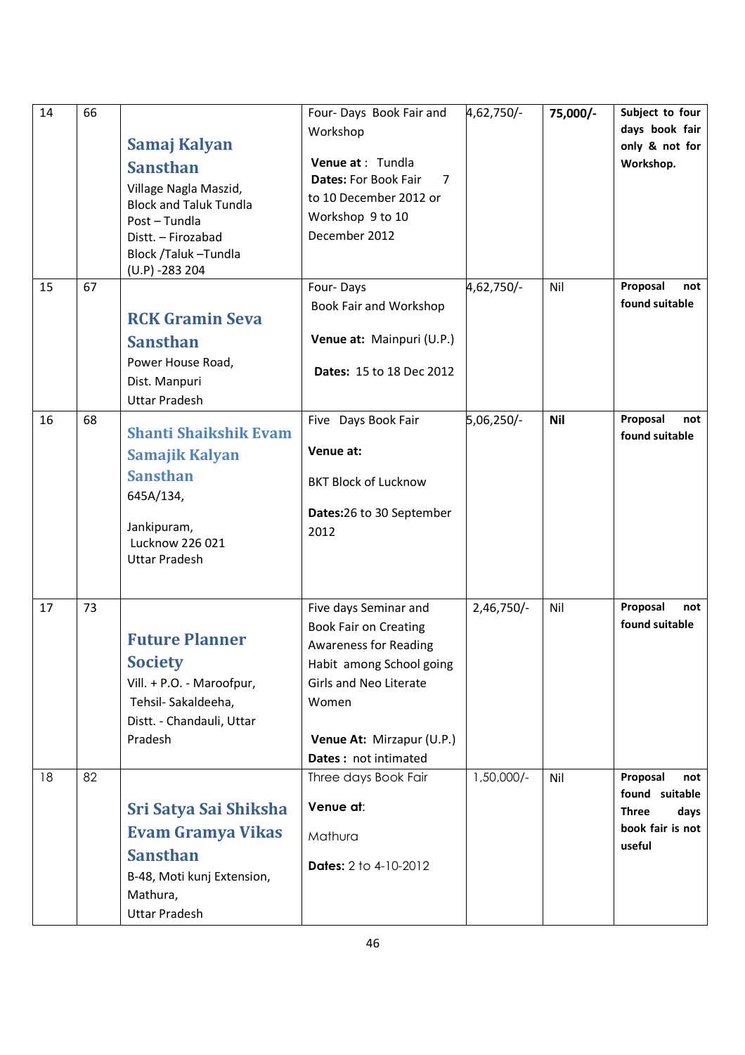| | | | | | | |
|---|---|---|---|---|---|---|
| 14 | 66 | **Samaj Kalyan Sansthan**<br>Village Nagla Maszid,<br>Block and Taluk Tundla<br>Post – Tundla<br>Distt. – Firozabad<br>Block /Taluk –Tundla<br>(U.P) -283 204 | Four- Days Book Fair and Workshop<br><br>**Venue at** : Tundla<br>**Dates:** For Book Fair 7 to 10 December 2012 or Workshop 9 to 10 December 2012 | 4,62,750/- | **75,000/-** | **Subject to four days book fair only & not for Workshop.** |
| 15 | 67 | **RCK Gramin Seva Sansthan**<br>Power House Road,<br>Dist. Manpuri<br>Uttar Pradesh | Four- Days<br>Book Fair and Workshop<br><br>**Venue at:** Mainpuri (U.P.)<br><br>**Dates:** 15 to 18 Dec 2012 | 4,62,750/- | Nil | **Proposal not found suitable** |
| 16 | 68 | **Shanti Shaikshik Evam Samajik Kalyan Sansthan**<br>645A/134,<br><br>Jankipuram,<br>Lucknow 226 021<br>Uttar Pradesh | Five Days Book Fair<br><br>**Venue at:**<br><br>BKT Block of Lucknow<br><br>**Dates:**26 to 30 September 2012 | 5,06,250/- | **Nil** | **Proposal not found suitable** |
| 17 | 73 | **Future Planner Society**<br>Vill. + P.O. - Maroofpur,<br>Tehsil- Sakaldeeha,<br>Distt. - Chandauli, Uttar Pradesh | Five days Seminar and Book Fair on Creating Awareness for Reading Habit among School going Girls and Neo Literate Women<br><br>**Venue At:** Mirzapur (U.P.)<br>**Dates :** not intimated | 2,46,750/- | Nil | **Proposal not found suitable** |
| 18 | 82 | **Sri Satya Sai Shiksha Evam Gramya Vikas Sansthan**<br>B-48, Moti kunj Extension,<br>Mathura,<br>Uttar Pradesh | Three days Book Fair<br><br>**Venue at:**<br><br>Mathura<br><br>**Dates:** 2 to 4-10-2012 | 1,50,000/- | Nil | **Proposal not found suitable Three days book fair is not useful** |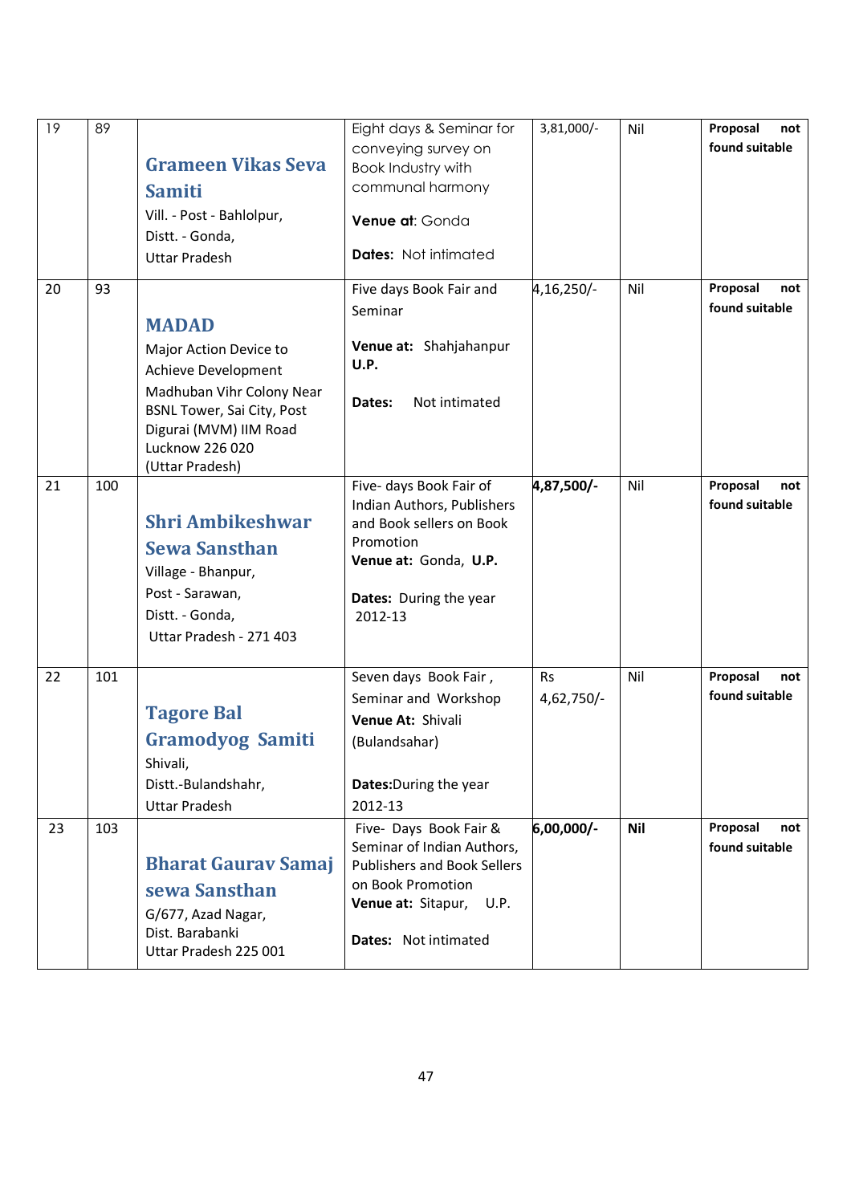| 19 | 89 | **Grameen Vikas Seva Samiti**<br>Vill. - Post - Bahlolpur,<br>Distt. - Gonda,<br>Uttar Pradesh | Eight days & Seminar for conveying survey on Book Industry with communal harmony<br>**Venue at**: Gonda<br>**Dates:** Not intimated | 3,81,000/- | Nil | **Proposal not found suitable** |
|---|---|---|---|---|---|---|
| 20 | 93 | **MADAD**<br>Major Action Device to Achieve Development<br>Madhuban Vihr Colony Near BSNL Tower, Sai City, Post Digurai (MVM) IIM Road Lucknow 226 020<br>(Uttar Pradesh) | Five days Book Fair and Seminar<br>**Venue at:** Shahjahanpur **U.P.**<br>**Dates:** Not intimated | 4,16,250/- | Nil | **Proposal not found suitable** |
| 21 | 100 | **Shri Ambikeshwar Sewa Sansthan**<br>Village - Bhanpur,<br>Post - Sarawan,<br>Distt. - Gonda,<br>Uttar Pradesh - 271 403 | Five- days Book Fair of Indian Authors, Publishers and Book sellers on Book Promotion<br>**Venue at:** Gonda, **U.P.**<br>**Dates:** During the year 2012-13 | **4,87,500/-** | Nil | **Proposal not found suitable** |
| 22 | 101 | **Tagore Bal Gramodyog Samiti**<br>Shivali,<br>Distt.-Bulandshahr,<br>Uttar Pradesh | Seven days Book Fair , Seminar and Workshop<br>**Venue At:** Shivali (Bulandsahar)<br>**Dates:**During the year 2012-13 | Rs 4,62,750/- | Nil | **Proposal not found suitable** |
| 23 | 103 | **Bharat Gaurav Samaj sewa Sansthan**<br>G/677, Azad Nagar,<br>Dist. Barabanki<br>Uttar Pradesh 225 001 | Five- Days Book Fair & Seminar of Indian Authors, Publishers and Book Sellers on Book Promotion<br>**Venue at:** Sitapur, U.P.<br>**Dates:** Not intimated | **6,00,000/-** | **Nil** | **Proposal not found suitable** |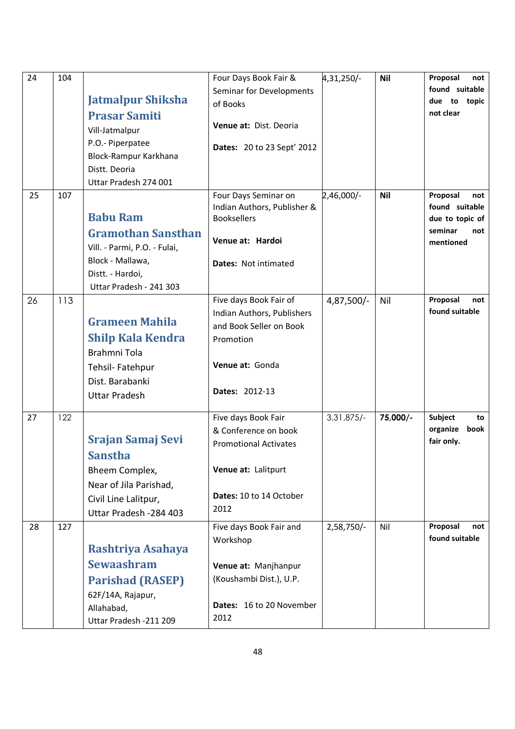| 24 | 104 | **Jatmalpur Shiksha Prasar Samiti**<br>Vill-Jatmalpur<br>P.O.- Piperpatee<br>Block-Rampur Karkhana<br>Distt. Deoria<br>Uttar Pradesh 274 001 | Four Days Book Fair & Seminar for Developments of Books<br><br>**Venue at:** Dist. Deoria<br><br>**Dates:** 20 to 23 Sept' 2012 | 4,31,250/- | **Nil** | **Proposal not found suitable due to topic not clear** |
|---|---|---|---|---|---|---|
| 25 | 107 | **Babu Ram Gramothan Sansthan**<br>Vill. - Parmi, P.O. - Fulai,<br>Block - Mallawa,<br>Distt. - Hardoi,<br>Uttar Pradesh - 241 303 | Four Days Seminar on Indian Authors, Publisher & Booksellers<br><br>**Venue at: Hardoi**<br><br>**Dates:** Not intimated | 2,46,000/- | **Nil** | **Proposal not found suitable due to topic of seminar not mentioned** |
| 26 | 113 | **Grameen Mahila Shilp Kala Kendra**<br>Brahmni Tola<br>Tehsil- Fatehpur<br>Dist. Barabanki<br>Uttar Pradesh | Five days Book Fair of Indian Authors, Publishers and Book Seller on Book Promotion<br><br>**Venue at:** Gonda<br><br>**Dates:** 2012-13 | 4,87,500/- | Nil | **Proposal not found suitable** |
| 27 | 122 | **Srajan Samaj Sevi Sanstha**<br>Bheem Complex,<br>Near of Jila Parishad,<br>Civil Line Lalitpur,<br>Uttar Pradesh -284 403 | Five days Book Fair & Conference on book Promotional Activates<br><br>**Venue at:** Lalitpurt<br><br>**Dates:** 10 to 14 October 2012 | 3,31,875/- | **75,000/-** | **Subject to organize book fair only.** |
| 28 | 127 | **Rashtriya Asahaya Sewaashram Parishad (RASEP)**<br>62F/14A, Rajapur,<br>Allahabad,<br>Uttar Pradesh -211 209 | Five days Book Fair and Workshop<br><br>**Venue at:** Manjhanpur (Koushambi Dist.), U.P.<br><br>**Dates:** 16 to 20 November 2012 | 2,58,750/- | Nil | **Proposal not found suitable** |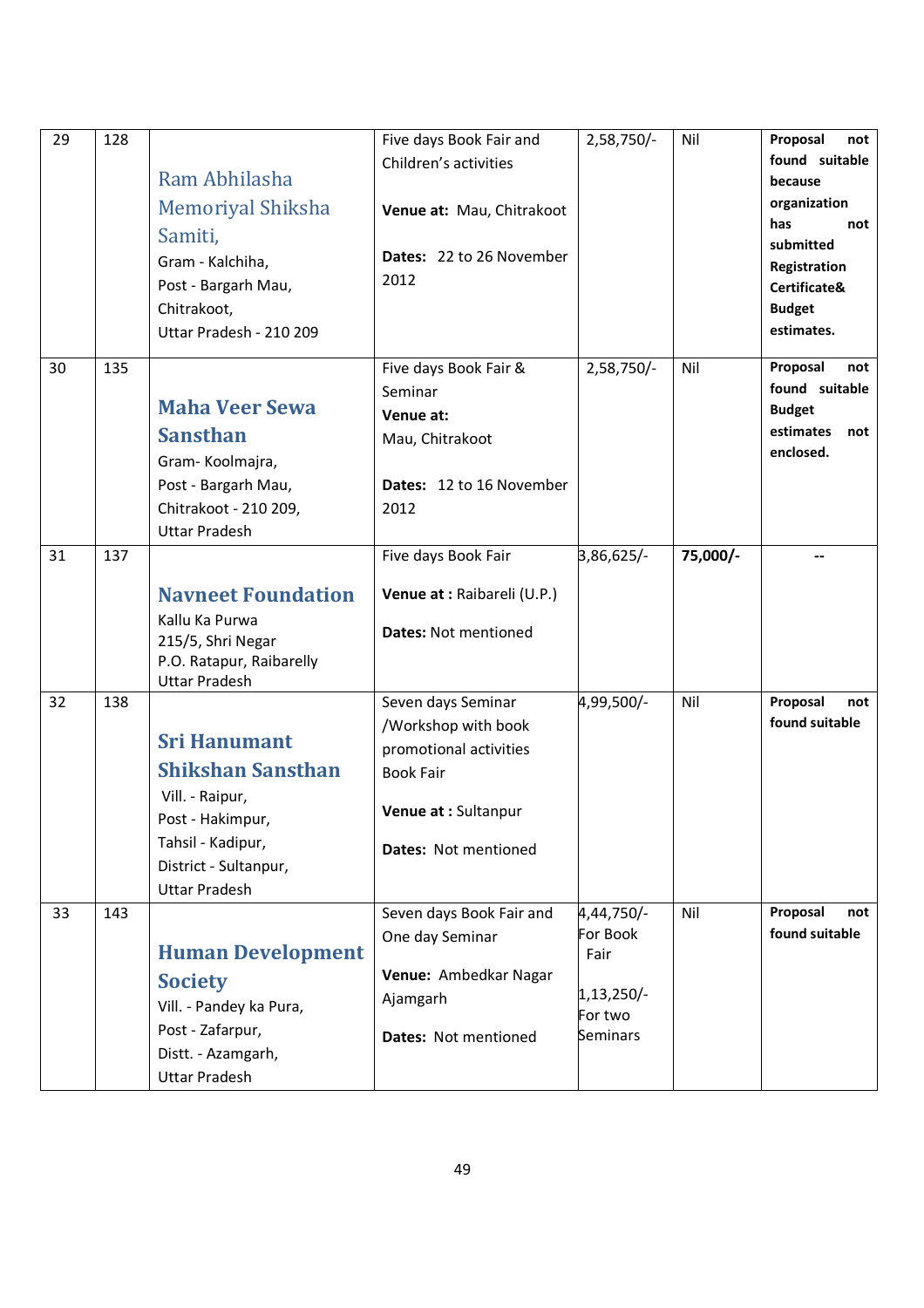| 29 | 128 | **Ram Abhilasha Memoriyal Shiksha Samiti,**<br>Gram - Kalchiha,<br>Post - Bargarh Mau,<br>Chitrakoot,<br>Uttar Pradesh - 210 209 | Five days Book Fair and Children's activities<br><br>**Venue at:** Mau, Chitrakoot<br><br>**Dates:** 22 to 26 November 2012 | 2,58,750/- | Nil | **Proposal not found suitable because organization has not submitted Registration Certificate& Budget estimates.** |
|---|---|---|---|---|---|---|
| 30 | 135 | **Maha Veer Sewa Sansthan**<br>Gram- Koolmajra,<br>Post - Bargarh Mau,<br>Chitrakoot - 210 209,<br>Uttar Pradesh | Five days Book Fair & Seminar<br>**Venue at:**<br>Mau, Chitrakoot<br><br>**Dates:** 12 to 16 November 2012 | 2,58,750/- | Nil | **Proposal not found suitable Budget estimates not enclosed.** |
| 31 | 137 | **Navneet Foundation**<br>Kallu Ka Purwa<br>215/5, Shri Negar<br>P.O. Ratapur, Raibarelly<br>Uttar Pradesh | Five days Book Fair<br><br>**Venue at :** Raibareli (U.P.)<br><br>**Dates:** Not mentioned | 3,86,625/- | **75,000/-** | -- |
| 32 | 138 | **Sri Hanumant Shikshan Sansthan**<br>Vill. - Raipur,<br>Post - Hakimpur,<br>Tahsil - Kadipur,<br>District - Sultanpur,<br>Uttar Pradesh | Seven days Seminar /Workshop with book promotional activities Book Fair<br><br>**Venue at :** Sultanpur<br><br>**Dates:** Not mentioned | 4,99,500/- | Nil | **Proposal not found suitable** |
| 33 | 143 | **Human Development Society**<br>Vill. - Pandey ka Pura,<br>Post - Zafarpur,<br>Distt. - Azamgarh,<br>Uttar Pradesh | Seven days Book Fair and One day Seminar<br><br>**Venue:** Ambedkar Nagar Ajamgarh<br><br>**Dates:** Not mentioned | 4,44,750/- For Book Fair<br><br>1,13,250/- For two Seminars | Nil | **Proposal not found suitable** |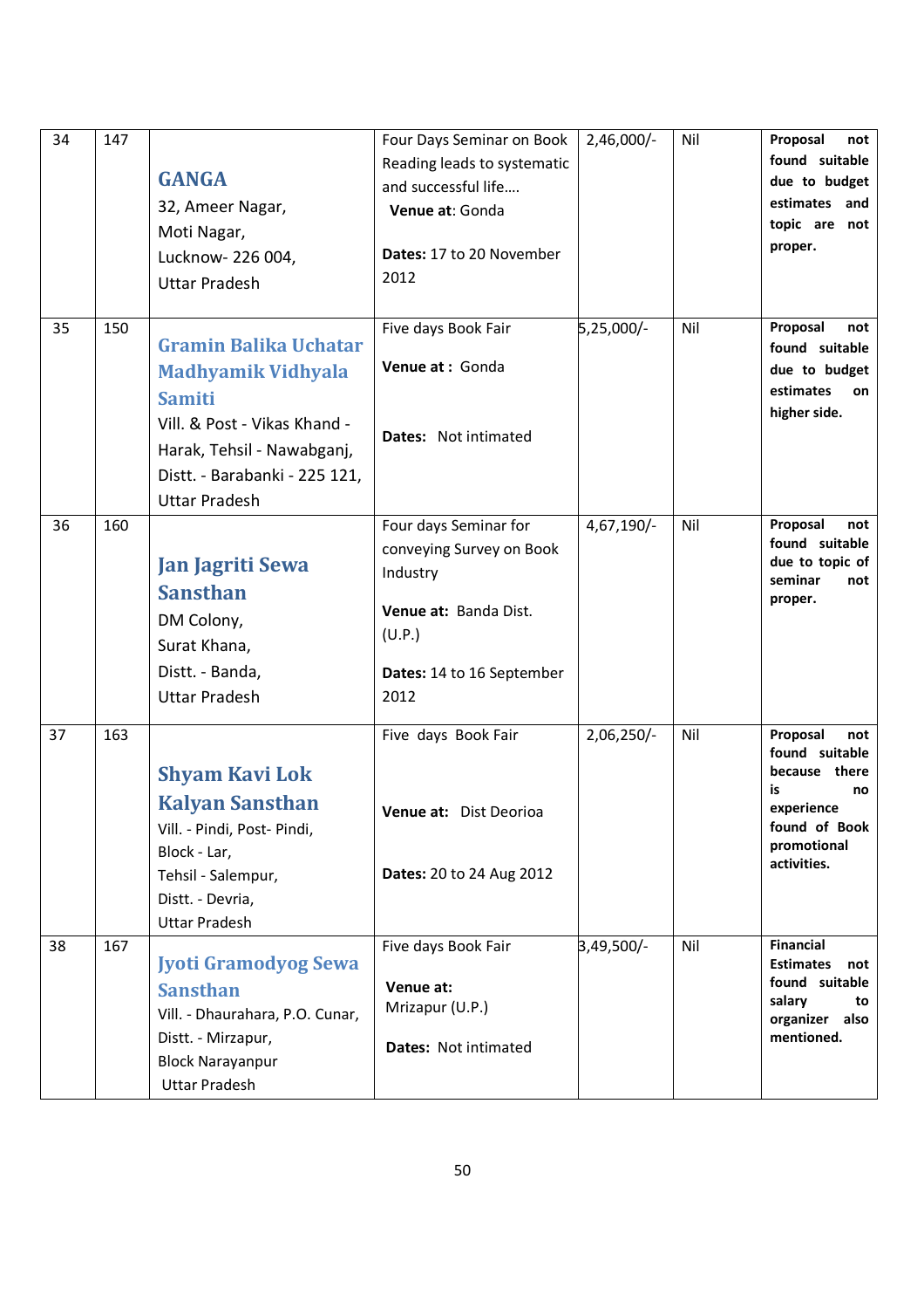| 34 | 147 | **GANGA**<br>32, Ameer Nagar,<br>Moti Nagar,<br>Lucknow- 226 004,<br>Uttar Pradesh | Four Days Seminar on Book Reading leads to systematic and successful life….<br>**Venue at**: Gonda<br><br>**Dates:** 17 to 20 November 2012 | 2,46,000/- | Nil | **Proposal not found suitable due to budget estimates and topic are not proper.** |
|---|---|---|---|---|---|---|
| 35 | 150 | **Gramin Balika Uchatar Madhyamik Vidhyala Samiti**<br>Vill. & Post - Vikas Khand - Harak, Tehsil - Nawabganj, Distt. - Barabanki - 225 121, Uttar Pradesh | Five days Book Fair<br><br>**Venue at :** Gonda<br><br>**Dates:** Not intimated | 5,25,000/- | Nil | **Proposal not found suitable due to budget estimates on higher side.** |
| 36 | 160 | **Jan Jagriti Sewa Sansthan**<br>DM Colony,<br>Surat Khana,<br>Distt. - Banda,<br>Uttar Pradesh | Four days Seminar for conveying Survey on Book Industry<br><br>**Venue at:** Banda Dist. (U.P.)<br><br>**Dates:** 14 to 16 September 2012 | 4,67,190/- | Nil | **Proposal not found suitable due to topic of seminar not proper.** |
| 37 | 163 | **Shyam Kavi Lok Kalyan Sansthan**<br>Vill. - Pindi, Post- Pindi,<br>Block - Lar,<br>Tehsil - Salempur,<br>Distt. - Devria,<br>Uttar Pradesh | Five days Book Fair<br><br>**Venue at:** Dist Deorioa<br><br>**Dates:** 20 to 24 Aug 2012 | 2,06,250/- | Nil | **Proposal not found suitable because there is no experience found of Book promotional activities.** |
| 38 | 167 | **Jyoti Gramodyog Sewa Sansthan**<br>Vill. - Dhaurahara, P.O. Cunar,<br>Distt. - Mirzapur,<br>Block Narayanpur<br>Uttar Pradesh | Five days Book Fair<br><br>**Venue at:**<br>Mrizapur (U.P.)<br><br>**Dates:** Not intimated | 3,49,500/- | Nil | **Financial Estimates not found suitable salary to organizer also mentioned.** |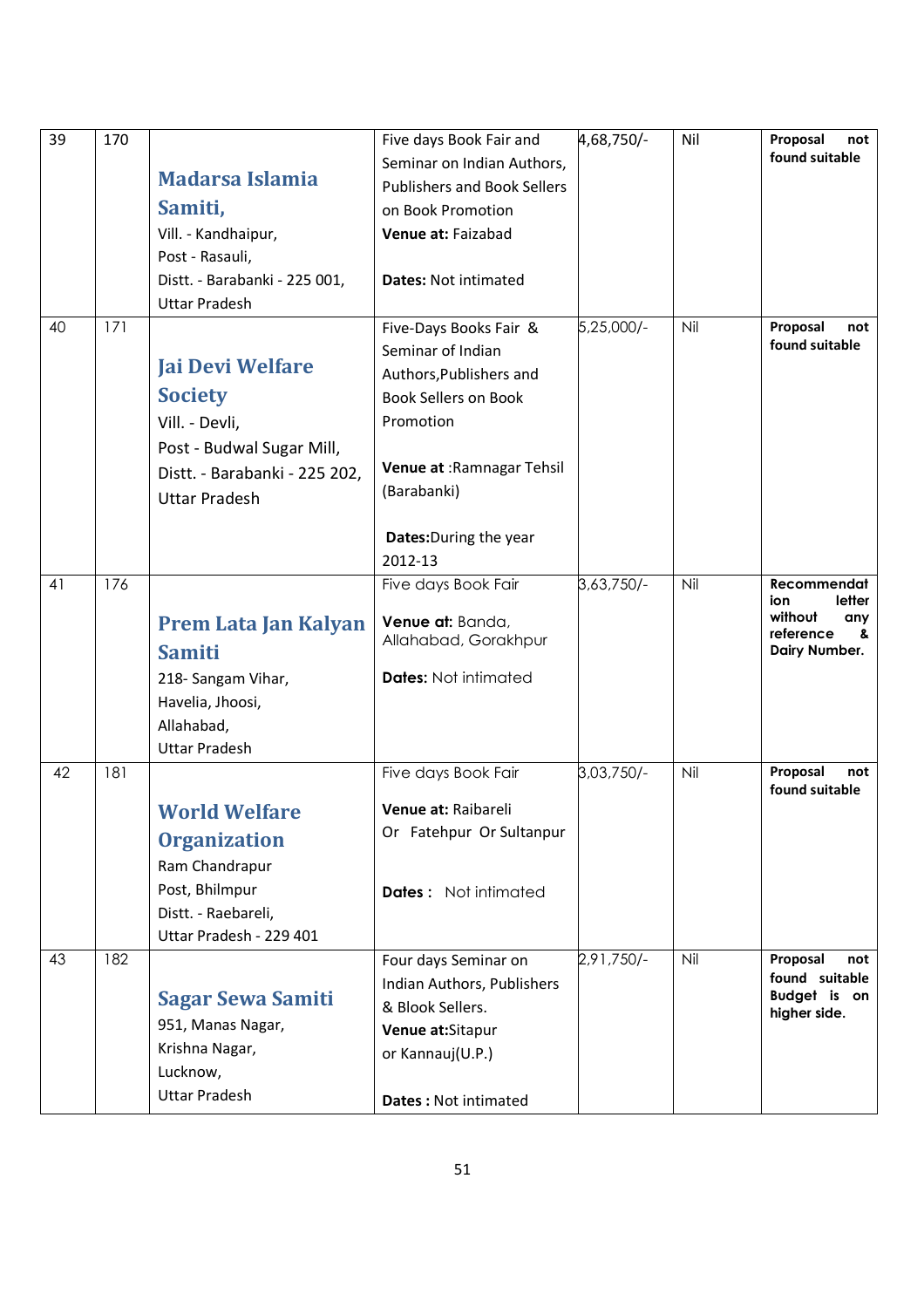| 39 | 170 | **Madarsa Islamia Samiti,** Vill. - Kandhaipur, Post - Rasauli, Distt. - Barabanki - 225 001, Uttar Pradesh | Five days Book Fair and Seminar on Indian Authors, Publishers and Book Sellers on Book Promotion **Venue at:** Faizabad **Dates:** Not intimated | 4,68,750/- | Nil | **Proposal not found suitable** |
|---|---|---|---|---|---|---|
| 40 | 171 | **Jai Devi Welfare Society** Vill. - Devli, Post - Budwal Sugar Mill, Distt. - Barabanki - 225 202, Uttar Pradesh | Five-Days Books Fair & Seminar of Indian Authors,Publishers and Book Sellers on Book Promotion **Venue at** :Ramnagar Tehsil (Barabanki) **Dates:**During the year 2012-13 | 5,25,000/- | Nil | **Proposal not found suitable** |
| 41 | 176 | **Prem Lata Jan Kalyan Samiti** 218- Sangam Vihar, Havelia, Jhoosi, Allahabad, Uttar Pradesh | Five days Book Fair **Venue at:** Banda, Allahabad, Gorakhpur **Dates:** Not intimated | 3,63,750/- | Nil | **Recommendation letter without any reference & Dairy Number.** |
| 42 | 181 | **World Welfare Organization** Ram Chandrapur Post, Bhilmpur Distt. - Raebareli, Uttar Pradesh - 229 401 | Five days Book Fair **Venue at:** Raibareli Or Fatehpur Or Sultanpur **Dates :** Not intimated | 3,03,750/- | Nil | **Proposal not found suitable** |
| 43 | 182 | **Sagar Sewa Samiti** 951, Manas Nagar, Krishna Nagar, Lucknow, Uttar Pradesh | Four days Seminar on Indian Authors, Publishers & Blook Sellers. **Venue at:**Sitapur or Kannauj(U.P.) **Dates :** Not intimated | 2,91,750/- | Nil | **Proposal not found suitable Budget is on higher side.** |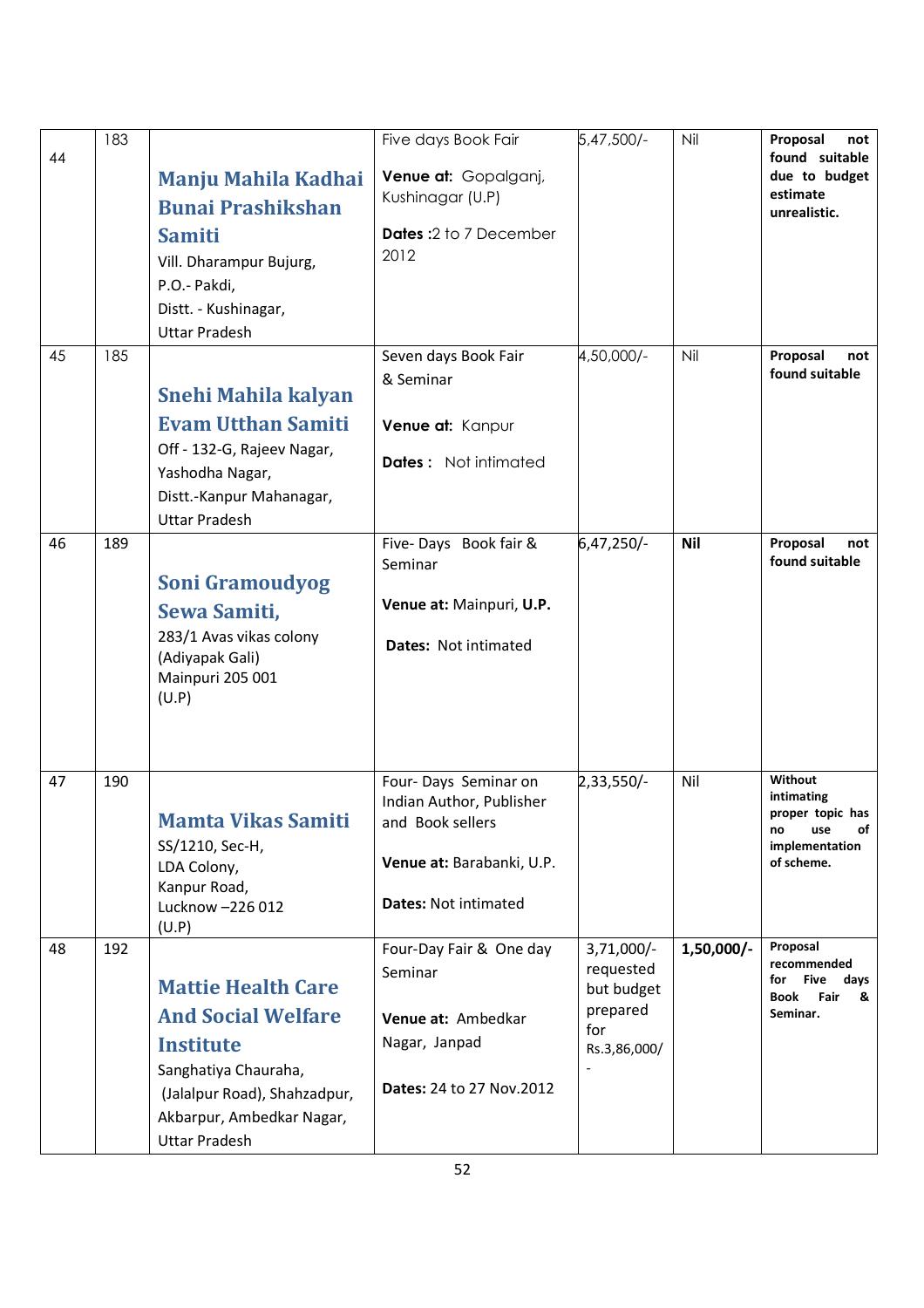| 44 | 183 | **Manju Mahila Kadhai Bunai Prashikshan Samiti**<br>Vill. Dharampur Bujurg,<br>P.O.- Pakdi,<br>Distt. - Kushinagar,<br>Uttar Pradesh | Five days Book Fair<br>**Venue at:** Gopalganj, Kushinagar (U.P)<br>**Dates** :2 to 7 December 2012 | 5,47,500/- | Nil | **Proposal not found suitable due to budget estimate unrealistic.** |
|---|---|---|---|---|---|---|
| 45 | 185 | **Snehi Mahila kalyan Evam Utthan Samiti**<br>Off - 132-G, Rajeev Nagar,<br>Yashodha Nagar,<br>Distt.-Kanpur Mahanagar,<br>Uttar Pradesh | Seven days Book Fair & Seminar<br>**Venue at:** Kanpur<br>**Dates :** Not intimated | 4,50,000/- | Nil | **Proposal not found suitable** |
| 46 | 189 | **Soni Gramoudyog Sewa Samiti,**<br>283/1 Avas vikas colony<br>(Adiyapak Gali)<br>Mainpuri 205 001<br>(U.P) | Five- Days Book fair & Seminar<br>**Venue at:** Mainpuri, **U.P.**<br>**Dates:** Not intimated | 6,47,250/- | **Nil** | **Proposal not found suitable** |
| 47 | 190 | **Mamta Vikas Samiti**<br>SS/1210, Sec-H,<br>LDA Colony,<br>Kanpur Road,<br>Lucknow –226 012<br>(U.P) | Four- Days Seminar on Indian Author, Publisher and Book sellers<br>**Venue at:** Barabanki, U.P.<br>**Dates:** Not intimated | 2,33,550/- | Nil | **Without intimating proper topic has no use of implementation of scheme.** |
| 48 | 192 | **Mattie Health Care And Social Welfare Institute**<br>Sanghatiya Chauraha,<br>(Jalalpur Road), Shahzadpur,<br>Akbarpur, Ambedkar Nagar,<br>Uttar Pradesh | Four-Day Fair & One day Seminar<br>**Venue at:** Ambedkar Nagar, Janpad<br>**Dates:** 24 to 27 Nov.2012 | 3,71,000/- requested but budget prepared for Rs.3,86,000/- | **1,50,000/-** | **Proposal recommended for Five days Book Fair & Seminar.** |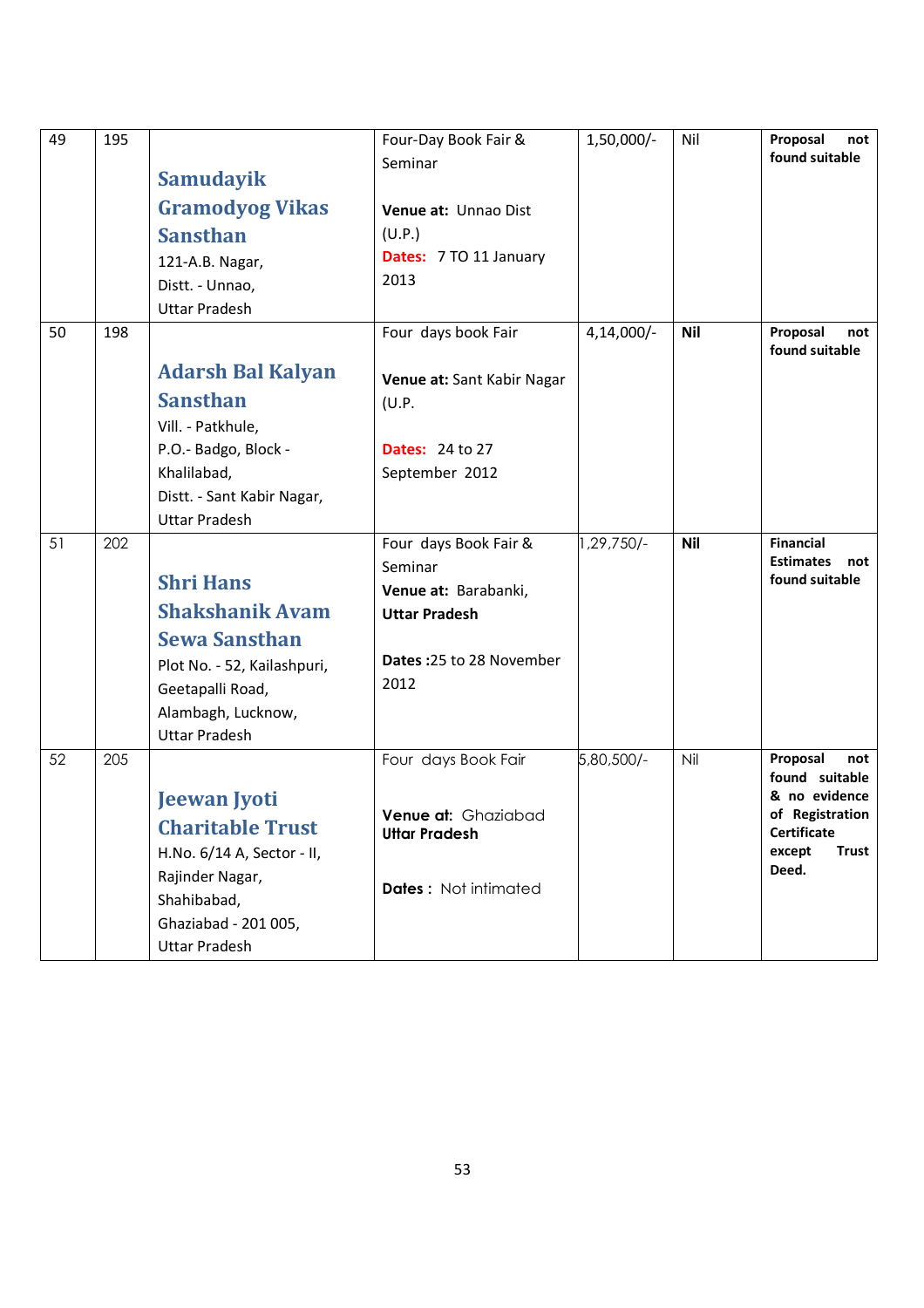| 49 | 195 | **Samudayik Gramodyog Vikas Sansthan**<br>121-A.B. Nagar,<br>Distt. - Unnao,<br>Uttar Pradesh | Four-Day Book Fair & Seminar<br><br>**Venue at:** Unnao Dist (U.P.)<br>**Dates:** 7 TO 11 January 2013 | 1,50,000/- | Nil | **Proposal not found suitable** |
|---|---|---|---|---|---|---|
| 50 | 198 | **Adarsh Bal Kalyan Sansthan**<br>Vill. - Patkhule,<br>P.O.- Badgo, Block - Khalilabad,<br>Distt. - Sant Kabir Nagar,<br>Uttar Pradesh | Four days book Fair<br><br>**Venue at:** Sant Kabir Nagar (U.P.<br><br>**Dates:** 24 to 27 September 2012 | 4,14,000/- | **Nil** | **Proposal not found suitable** |
| 51 | 202 | **Shri Hans Shakshanik Avam Sewa Sansthan**<br>Plot No. - 52, Kailashpuri,<br>Geetapalli Road,<br>Alambagh, Lucknow,<br>Uttar Pradesh | Four days Book Fair & Seminar<br>**Venue at:** Barabanki, **Uttar Pradesh**<br><br>**Dates :**25 to 28 November 2012 | 1,29,750/- | **Nil** | **Financial Estimates not found suitable** |
| 52 | 205 | **Jeewan Jyoti Charitable Trust**<br>H.No. 6/14 A, Sector - II,<br>Rajinder Nagar,<br>Shahibabad,<br>Ghaziabad - 201 005,<br>Uttar Pradesh | Four days Book Fair<br><br>**Venue at:** Ghaziabad **Uttar Pradesh**<br><br>**Dates :** Not intimated | 5,80,500/- | Nil | **Proposal not found suitable & no evidence of Registration Certificate except Trust Deed.** |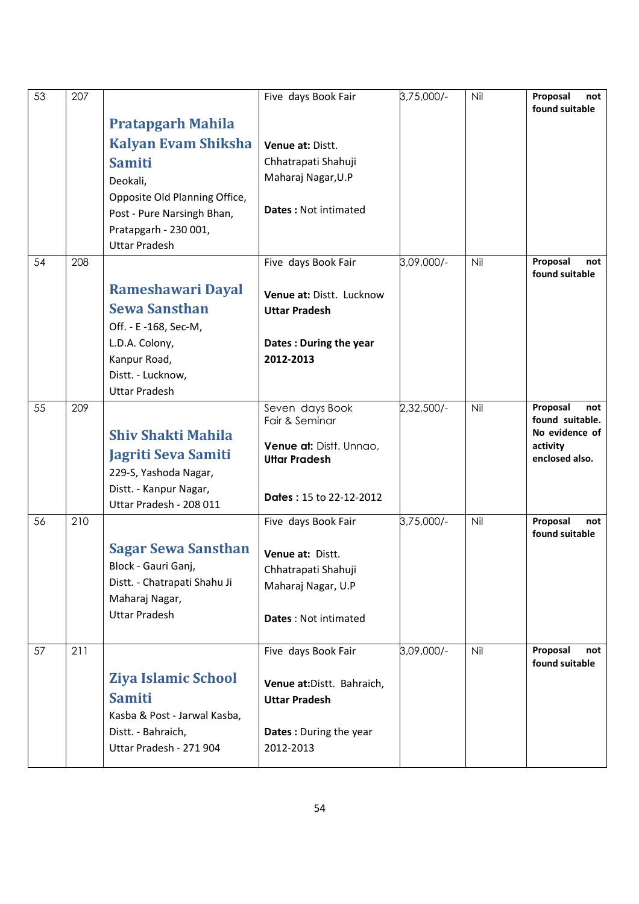| 53 | 207 | **Pratapgarh Mahila Kalyan Evam Shiksha Samiti**<br>Deokali,<br>Opposite Old Planning Office,<br>Post - Pure Narsingh Bhan,<br>Pratapgarh - 230 001,<br>Uttar Pradesh | Five days Book Fair<br><br>**Venue at:** Distt. Chhatrapati Shahuji Maharaj Nagar,U.P<br><br>**Dates :** Not intimated | 3,75,000/- | Nil | **Proposal not found suitable** |
|---|---|---|---|---|---|---|
| 54 | 208 | **Rameshawari Dayal Sewa Sansthan**<br>Off. - E -168, Sec-M,<br>L.D.A. Colony,<br>Kanpur Road,<br>Distt. - Lucknow,<br>Uttar Pradesh | Five days Book Fair<br><br>**Venue at:** Distt. Lucknow **Uttar Pradesh**<br><br>**Dates : During the year 2012-2013** | 3,09,000/- | Nil | **Proposal not found suitable** |
| 55 | 209 | **Shiv Shakti Mahila Jagriti Seva Samiti**<br>229-S, Yashoda Nagar,<br>Distt. - Kanpur Nagar,<br>Uttar Pradesh - 208 011 | Seven days Book Fair & Seminar<br><br>**Venue at:** Distt. Unnao, **Uttar Pradesh**<br><br>**Dates :** 15 to 22-12-2012 | 2,32,500/- | Nil | **Proposal not found suitable. No evidence of activity enclosed also.** |
| 56 | 210 | **Sagar Sewa Sansthan**<br>Block - Gauri Ganj,<br>Distt. - Chatrapati Shahu Ji Maharaj Nagar,<br>Uttar Pradesh | Five days Book Fair<br><br>**Venue at:** Distt. Chhatrapati Shahuji Maharaj Nagar, U.P<br><br>**Dates** : Not intimated | 3,75,000/- | Nil | **Proposal not found suitable** |
| 57 | 211 | **Ziya Islamic School Samiti**<br>Kasba & Post - Jarwal Kasba,<br>Distt. - Bahraich,<br>Uttar Pradesh - 271 904 | Five days Book Fair<br><br>**Venue at:**Distt. Bahraich, **Uttar Pradesh**<br><br>**Dates :** During the year 2012-2013 | 3,09,000/- | Nil | **Proposal not found suitable** |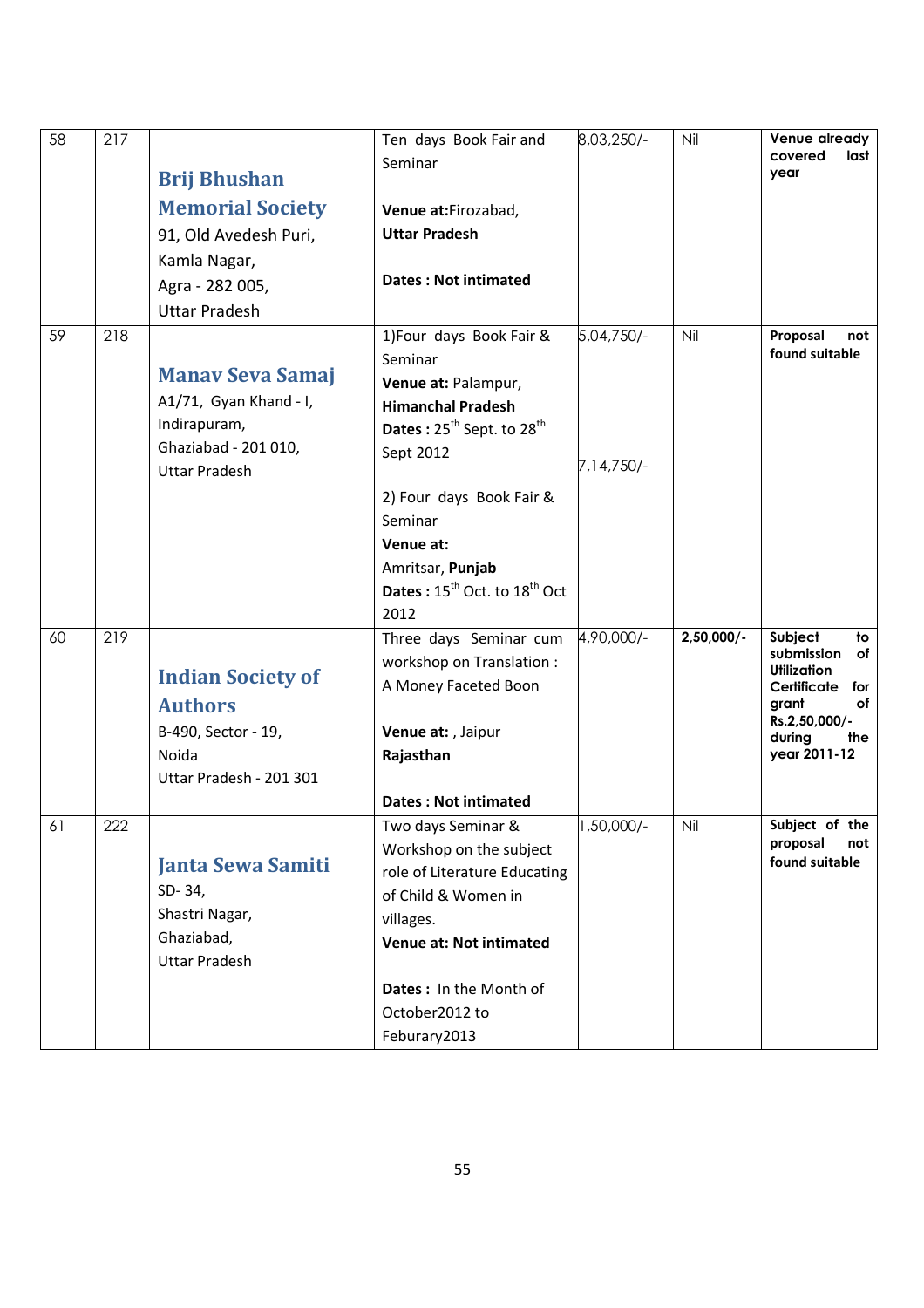| 58 | 217 | **Brij Bhushan Memorial Society**<br>91, Old Avedesh Puri,<br>Kamla Nagar,<br>Agra - 282 005,<br>Uttar Pradesh | Ten days Book Fair and Seminar<br><br>**Venue at:**Firozabad, **Uttar Pradesh**<br><br>**Dates : Not intimated** | 8,03,250/- | Nil | **Venue already covered last year** |
|---|---|---|---|---|---|---|
| 59 | 218 | **Manav Seva Samaj**<br>A1/71, Gyan Khand - I,<br>Indirapuram,<br>Ghaziabad - 201 010,<br>Uttar Pradesh | 1)Four days Book Fair & Seminar<br>**Venue at:** Palampur, **Himanchal Pradesh**<br>**Dates :** 25th Sept. to 28th Sept 2012<br><br>2) Four days Book Fair & Seminar<br>**Venue at:**<br>Amritsar, **Punjab**<br>**Dates :** 15th Oct. to 18th Oct 2012 | 5,04,750/-<br><br>7,14,750/- | Nil | **Proposal not found suitable** |
| 60 | 219 | **Indian Society of Authors**<br>B-490, Sector - 19,<br>Noida<br>Uttar Pradesh - 201 301 | Three days Seminar cum workshop on Translation : A Money Faceted Boon<br><br>**Venue at:** , Jaipur **Rajasthan**<br><br>**Dates : Not intimated** | 4,90,000/- | **2,50,000/-** | **Subject to submission of Utilization Certificate for grant of Rs.2,50,000/- during the year 2011-12** |
| 61 | 222 | **Janta Sewa Samiti**<br>SD- 34,<br>Shastri Nagar,<br>Ghaziabad,<br>Uttar Pradesh | Two days Seminar & Workshop on the subject role of Literature Educating of Child & Women in villages.<br>**Venue at: Not intimated**<br><br>**Dates :** In the Month of October2012 to Feburary2013 | 1,50,000/- | Nil | **Subject of the proposal not found suitable** |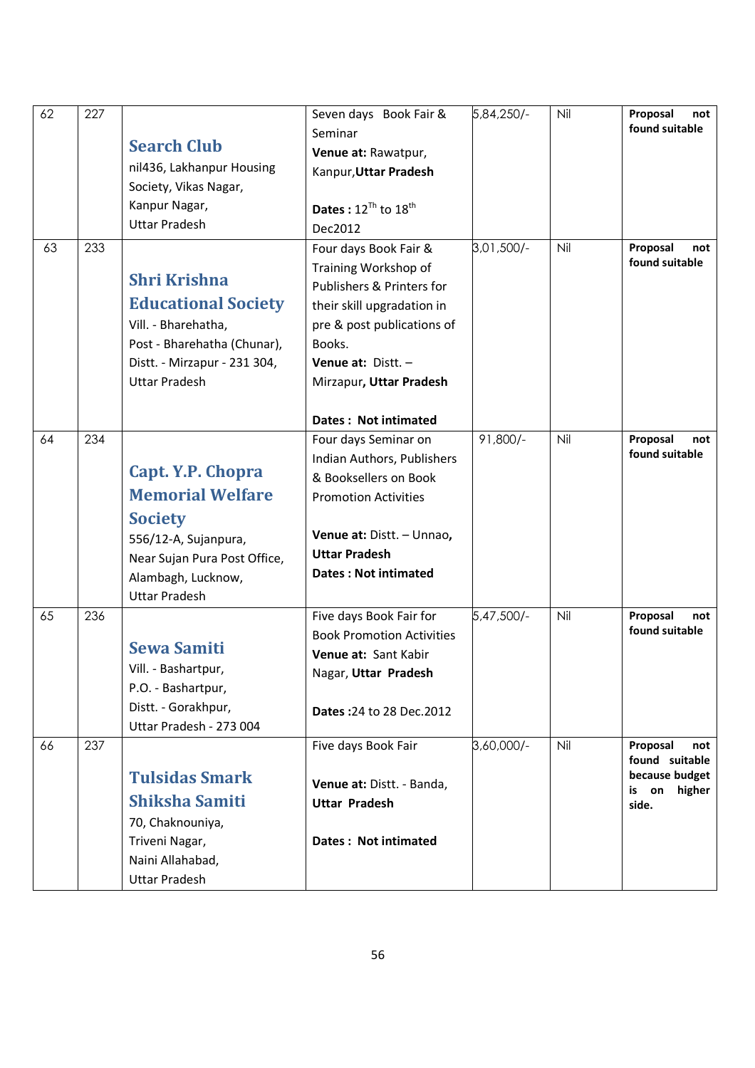| 62 | 227 | **Search Club**<br>nil436, Lakhanpur Housing Society, Vikas Nagar, Kanpur Nagar, Uttar Pradesh | Seven days Book Fair & Seminar<br>**Venue at:** Rawatpur, Kanpur,**Uttar Pradesh**<br><br>**Dates :** 12[Th] to 18[th] Dec2012 | 5,84,250/- | Nil | **Proposal not found suitable** |
|---|---|---|---|---|---|---|
| 63 | 233 | **Shri Krishna Educational Society**<br>Vill. - Bharehatha,<br>Post - Bharehatha (Chunar),<br>Distt. - Mirzapur - 231 304,<br>Uttar Pradesh | Four days Book Fair & Training Workshop of Publishers & Printers for their skill upgradation in pre & post publications of Books.<br>**Venue at:** Distt. – Mirzapur**, Uttar Pradesh**<br><br>**Dates : Not intimated** | 3,01,500/- | Nil | **Proposal not found suitable** |
| 64 | 234 | **Capt. Y.P. Chopra Memorial Welfare Society**<br>556/12-A, Sujanpura,<br>Near Sujan Pura Post Office,<br>Alambagh, Lucknow,<br>Uttar Pradesh | Four days Seminar on Indian Authors, Publishers & Booksellers on Book Promotion Activities<br><br>**Venue at:** Distt. – Unnao, **Uttar Pradesh**<br>**Dates : Not intimated** | 91,800/- | Nil | **Proposal not found suitable** |
| 65 | 236 | **Sewa Samiti**<br>Vill. - Bashartpur,<br>P.O. - Bashartpur,<br>Distt. - Gorakhpur,<br>Uttar Pradesh - 273 004 | Five days Book Fair for Book Promotion Activities<br>**Venue at:** Sant Kabir Nagar, **Uttar Pradesh**<br><br>**Dates :**24 to 28 Dec.2012 | 5,47,500/- | Nil | **Proposal not found suitable** |
| 66 | 237 | **Tulsidas Smark Shiksha Samiti**<br>70, Chaknouniya,<br>Triveni Nagar,<br>Naini Allahabad,<br>Uttar Pradesh | Five days Book Fair<br><br>**Venue at:** Distt. - Banda, **Uttar Pradesh**<br><br>**Dates : Not intimated** | 3,60,000/- | Nil | **Proposal not found suitable because budget is on higher side.** |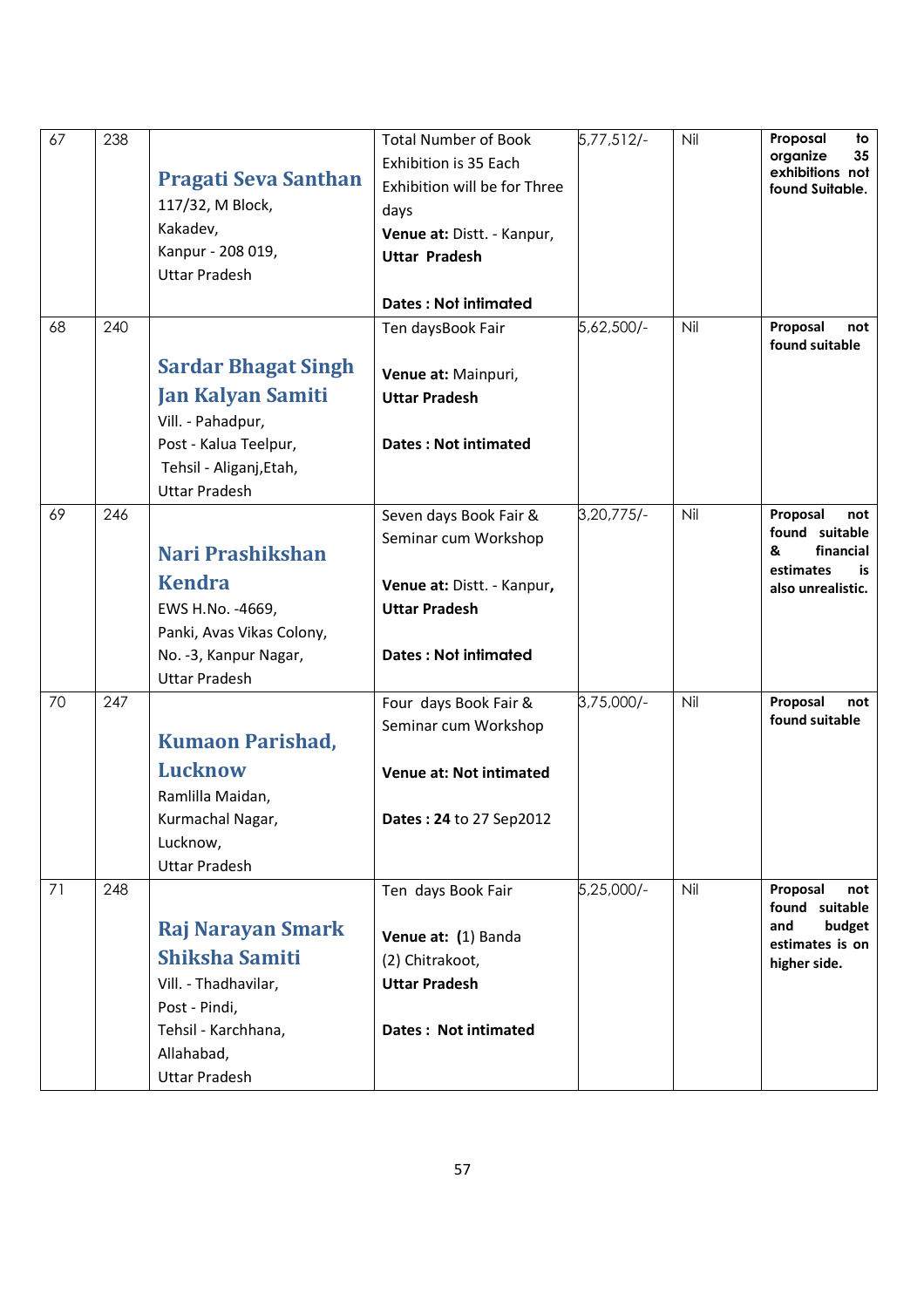| 67 | 238 | **Pragati Seva Santhan**<br>117/32, M Block,<br>Kakadev,<br>Kanpur - 208 019,<br>Uttar Pradesh | Total Number of Book Exhibition is 35 Each Exhibition will be for Three days<br>**Venue at:** Distt. - Kanpur, **Uttar Pradesh**<br><br>**Dates : Not intimated** | 5,77,512/- | Nil | **Proposal to organize 35 exhibitions not found Suitable.** |
|---|---|---|---|---|---|---|
| 68 | 240 | **Sardar Bhagat Singh Jan Kalyan Samiti**<br>Vill. - Pahadpur,<br>Post - Kalua Teelpur,<br>Tehsil - Aliganj,Etah,<br>Uttar Pradesh | Ten daysBook Fair<br><br>**Venue at:** Mainpuri, **Uttar Pradesh**<br><br>**Dates : Not intimated** | 5,62,500/- | Nil | **Proposal not found suitable** |
| 69 | 246 | **Nari Prashikshan Kendra**<br>EWS H.No. -4669,<br>Panki, Avas Vikas Colony,<br>No. -3, Kanpur Nagar,<br>Uttar Pradesh | Seven days Book Fair & Seminar cum Workshop<br><br>**Venue at:** Distt. - Kanpur, **Uttar Pradesh**<br><br>**Dates : Not intimated** | 3,20,775/- | Nil | **Proposal not found suitable & financial estimates is also unrealistic.** |
| 70 | 247 | **Kumaon Parishad, Lucknow**<br>Ramlilla Maidan,<br>Kurmachal Nagar,<br>Lucknow,<br>Uttar Pradesh | Four days Book Fair & Seminar cum Workshop<br><br>**Venue at: Not intimated**<br><br>**Dates : 24** to 27 Sep2012 | 3,75,000/- | Nil | **Proposal not found suitable** |
| 71 | 248 | **Raj Narayan Smark Shiksha Samiti**<br>Vill. - Thadhavilar,<br>Post - Pindi,<br>Tehsil - Karchhana,<br>Allahabad,<br>Uttar Pradesh | Ten days Book Fair<br><br>**Venue at: (**1) Banda<br>(2) Chitrakoot,<br>**Uttar Pradesh**<br><br>**Dates : Not intimated** | 5,25,000/- | Nil | **Proposal not found suitable and budget estimates is on higher side.** |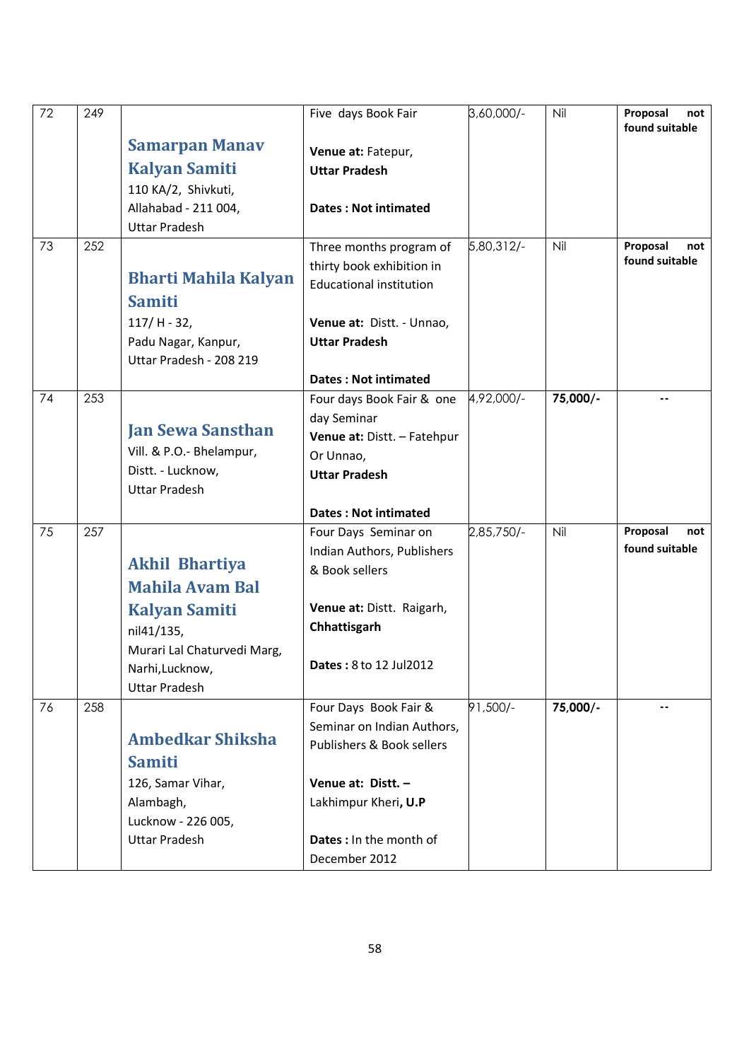| 72 | 249 | **Samarpan Manav Kalyan Samiti**<br>110 KA/2, Shivkuti,<br>Allahabad - 211 004,<br>Uttar Pradesh | Five days Book Fair<br><br>**Venue at:** Fatepur,<br>**Uttar Pradesh**<br><br>**Dates : Not intimated** | 3,60,000/- | Nil | **Proposal not found suitable** |
|---|---|---|---|---|---|---|
| 73 | 252 | **Bharti Mahila Kalyan Samiti**<br>117/ H - 32,<br>Padu Nagar, Kanpur,<br>Uttar Pradesh - 208 219 | Three months program of thirty book exhibition in Educational institution<br><br>**Venue at:** Distt. - Unnao,<br>**Uttar Pradesh**<br><br>**Dates : Not intimated** | 5,80,312/- | Nil | **Proposal not found suitable** |
| 74 | 253 | **Jan Sewa Sansthan**<br>Vill. & P.O.- Bhelampur,<br>Distt. - Lucknow,<br>Uttar Pradesh | Four days Book Fair & one day Seminar<br>**Venue at:** Distt. – Fatehpur Or Unnao,<br>**Uttar Pradesh**<br><br>**Dates : Not intimated** | 4,92,000/- | **75,000/-** | -- |
| 75 | 257 | **Akhil Bhartiya Mahila Avam Bal Kalyan Samiti**<br>nil41/135,<br>Murari Lal Chaturvedi Marg,<br>Narhi,Lucknow,<br>Uttar Pradesh | Four Days Seminar on Indian Authors, Publishers & Book sellers<br><br>**Venue at:** Distt. Raigarh,<br>**Chhattisgarh**<br><br>**Dates :** 8 to 12 Jul2012 | 2,85,750/- | Nil | **Proposal not found suitable** |
| 76 | 258 | **Ambedkar Shiksha Samiti**<br>126, Samar Vihar,<br>Alambagh,<br>Lucknow - 226 005,<br>Uttar Pradesh | Four Days Book Fair & Seminar on Indian Authors, Publishers & Book sellers<br><br>**Venue at: Distt. –** Lakhimpur Kheri**, U.P**<br><br>**Dates :** In the month of December 2012 | 91,500/- | **75,000/-** | -- |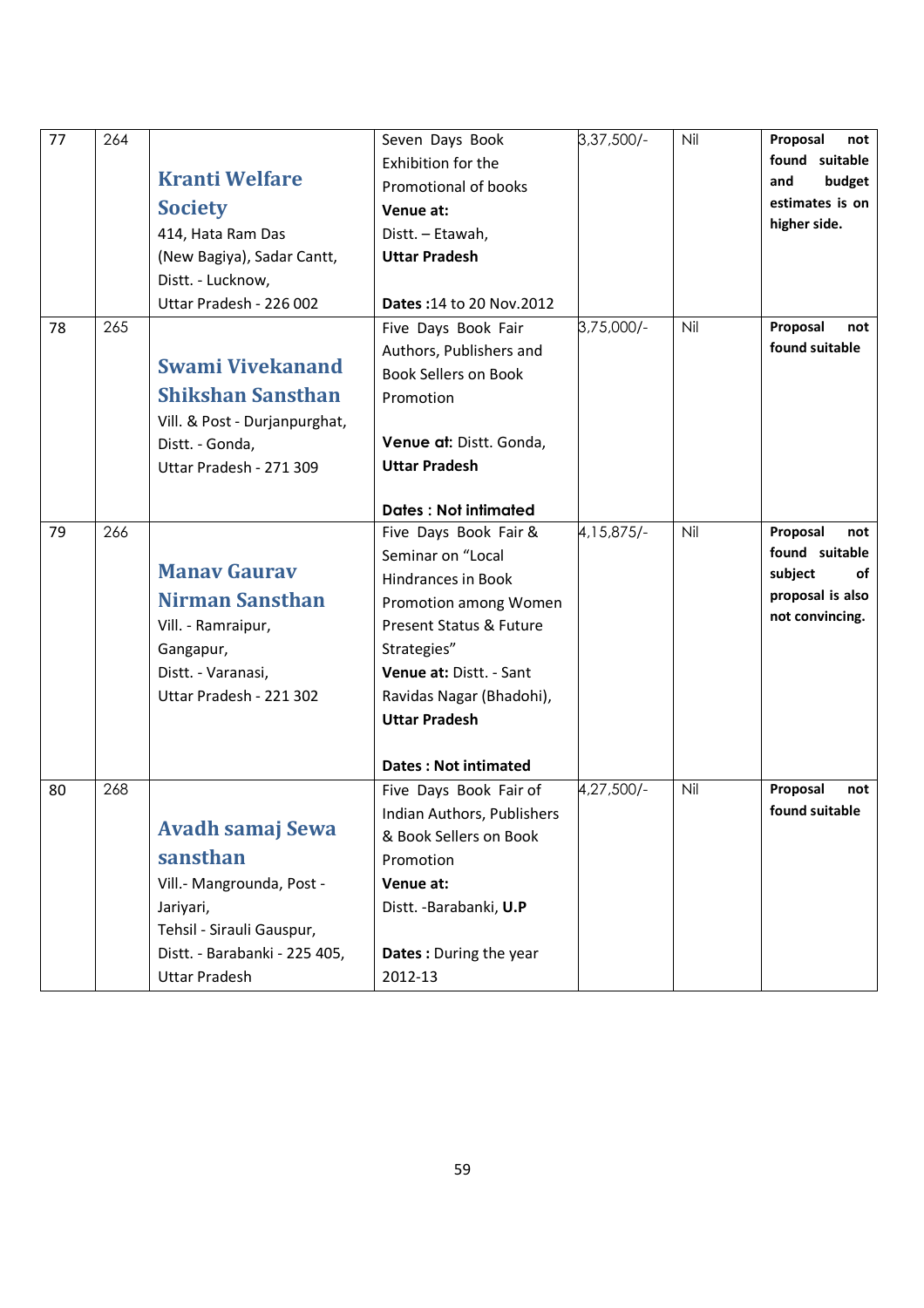| 77 | 264 | **Kranti Welfare Society**<br>414, Hata Ram Das (New Bagiya), Sadar Cantt, Distt. - Lucknow, Uttar Pradesh - 226 002 | Seven Days Book Exhibition for the Promotional of books<br>**Venue at:**<br>Distt. – Etawah, **Uttar Pradesh**<br><br>**Dates :**14 to 20 Nov.2012 | 3,37,500/- | Nil | **Proposal not found suitable and budget estimates is on higher side.** |
|---|---|---|---|---|---|---|
| 78 | 265 | **Swami Vivekanand Shikshan Sansthan**<br>Vill. & Post - Durjanpurghat, Distt. - Gonda, Uttar Pradesh - 271 309 | Five Days Book Fair Authors, Publishers and Book Sellers on Book Promotion<br><br>**Venue at:** Distt. Gonda, **Uttar Pradesh**<br><br>**Dates : Not intimated** | 3,75,000/- | Nil | **Proposal not found suitable** |
| 79 | 266 | **Manav Gaurav Nirman Sansthan**<br>Vill. - Ramraipur, Gangapur, Distt. - Varanasi, Uttar Pradesh - 221 302 | Five Days Book Fair & Seminar on "Local Hindrances in Book Promotion among Women Present Status & Future Strategies"<br>**Venue at:** Distt. - Sant Ravidas Nagar (Bhadohi), **Uttar Pradesh**<br><br>**Dates : Not intimated** | 4,15,875/- | Nil | **Proposal not found suitable subject of proposal is also not convincing.** |
| 80 | 268 | **Avadh samaj Sewa sansthan**<br>Vill.- Mangrounda, Post - Jariyari, Tehsil - Sirauli Gauspur, Distt. - Barabanki - 225 405, Uttar Pradesh | Five Days Book Fair of Indian Authors, Publishers & Book Sellers on Book Promotion<br>**Venue at:**<br>Distt. -Barabanki, **U.P**<br><br>**Dates :** During the year 2012-13 | 4,27,500/- | Nil | **Proposal not found suitable** |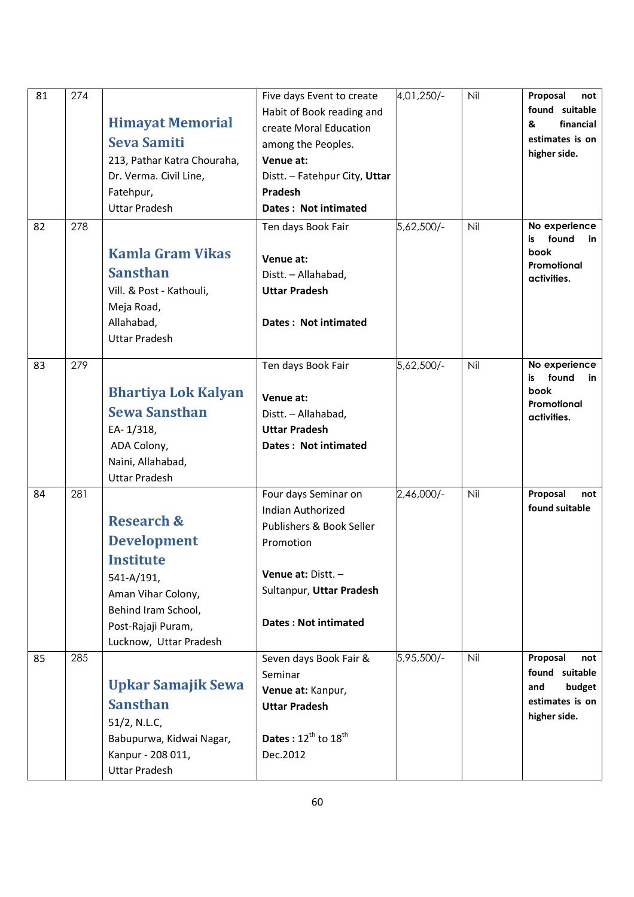| 81 | 274 | **Himayat Memorial Seva Samiti**<br>213, Pathar Katra Chouraha,<br>Dr. Verma. Civil Line,<br>Fatehpur,<br>Uttar Pradesh | Five days Event to create Habit of Book reading and create Moral Education among the Peoples.<br>**Venue at:**<br>Distt. – Fatehpur City, **Uttar Pradesh**<br>**Dates : Not intimated** | 4,01,250/- | Nil | **Proposal not found suitable & financial estimates is on higher side.** |
|---|---|---|---|---|---|---|
| 82 | 278 | **Kamla Gram Vikas Sansthan**<br>Vill. & Post - Kathouli,<br>Meja Road,<br>Allahabad,<br>Uttar Pradesh | Ten days Book Fair<br><br>**Venue at:**<br>Distt. – Allahabad,<br>**Uttar Pradesh**<br><br>**Dates : Not intimated** | 5,62,500/- | Nil | **No experience is found in book Promotional activities.** |
| 83 | 279 | **Bhartiya Lok Kalyan Sewa Sansthan**<br>EA- 1/318,<br>ADA Colony,<br>Naini, Allahabad,<br>Uttar Pradesh | Ten days Book Fair<br><br>**Venue at:**<br>Distt. – Allahabad,<br>**Uttar Pradesh**<br>**Dates : Not intimated** | 5,62,500/- | Nil | **No experience is found in book Promotional activities.** |
| 84 | 281 | **Research & Development Institute**<br>541-A/191,<br>Aman Vihar Colony,<br>Behind Iram School,<br>Post-Rajaji Puram,<br>Lucknow, Uttar Pradesh | Four days Seminar on Indian Authorized Publishers & Book Seller Promotion<br><br>**Venue at:** Distt. – Sultanpur, **Uttar Pradesh**<br><br>**Dates : Not intimated** | 2,46,000/- | Nil | **Proposal not found suitable** |
| 85 | 285 | **Upkar Samajik Sewa Sansthan**<br>51/2, N.L.C,<br>Babupurwa, Kidwai Nagar,<br>Kanpur - 208 011,<br>Uttar Pradesh | Seven days Book Fair & Seminar<br>**Venue at:** Kanpur,<br>**Uttar Pradesh**<br><br>**Dates :** 12th to 18th Dec.2012 | 5,95,500/- | Nil | **Proposal not found suitable and budget estimates is on higher side.** |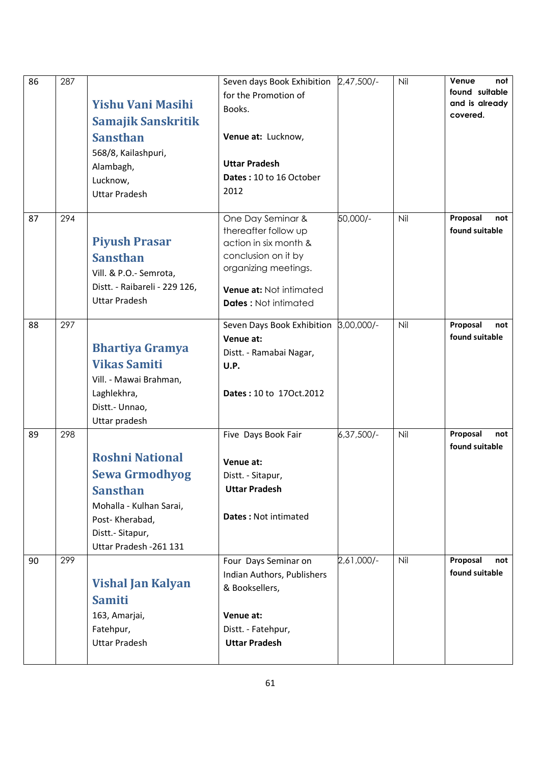| 86 | 287 | **Yishu Vani Masihi Samajik Sanskritik Sansthan**<br>568/8, Kailashpuri,<br>Alambagh,<br>Lucknow,<br>Uttar Pradesh | Seven days Book Exhibition for the Promotion of Books.<br><br>**Venue at:** Lucknow,<br><br>**Uttar Pradesh**<br>**Dates :** 10 to 16 October 2012 | 2,47,500/- | Nil | **Venue not found suitable and is already covered.** |
|---|---|---|---|---|---|---|
| 87 | 294 | **Piyush Prasar Sansthan**<br>Vill. & P.O.- Semrota,<br>Distt. - Raibareli - 229 126,<br>Uttar Pradesh | One Day Seminar & thereafter follow up action in six month & conclusion on it by organizing meetings.<br><br>**Venue at:** Not intimated<br>**Dates :** Not intimated | 50,000/- | Nil | **Proposal not found suitable** |
| 88 | 297 | **Bhartiya Gramya Vikas Samiti**<br>Vill. - Mawai Brahman,<br>Laghlekhra,<br>Distt.- Unnao,<br>Uttar pradesh | Seven Days Book Exhibition<br>**Venue at:**<br>Distt. - Ramabai Nagar,<br>**U.P.**<br><br>**Dates :** 10 to 17Oct.2012 | 3,00,000/- | Nil | **Proposal not found suitable** |
| 89 | 298 | **Roshni National Sewa Grmodhyog Sansthan**<br>Mohalla - Kulhan Sarai,<br>Post- Kherabad,<br>Distt.- Sitapur,<br>Uttar Pradesh -261 131 | Five Days Book Fair<br><br>**Venue at:**<br>Distt. - Sitapur,<br>**Uttar Pradesh**<br><br>**Dates :** Not intimated | 6,37,500/- | Nil | **Proposal not found suitable** |
| 90 | 299 | **Vishal Jan Kalyan Samiti**<br>163, Amarjai,<br>Fatehpur,<br>Uttar Pradesh | Four Days Seminar on Indian Authors, Publishers & Booksellers,<br><br>**Venue at:**<br>Distt. - Fatehpur,<br>**Uttar Pradesh** | 2,61,000/- | Nil | **Proposal not found suitable** |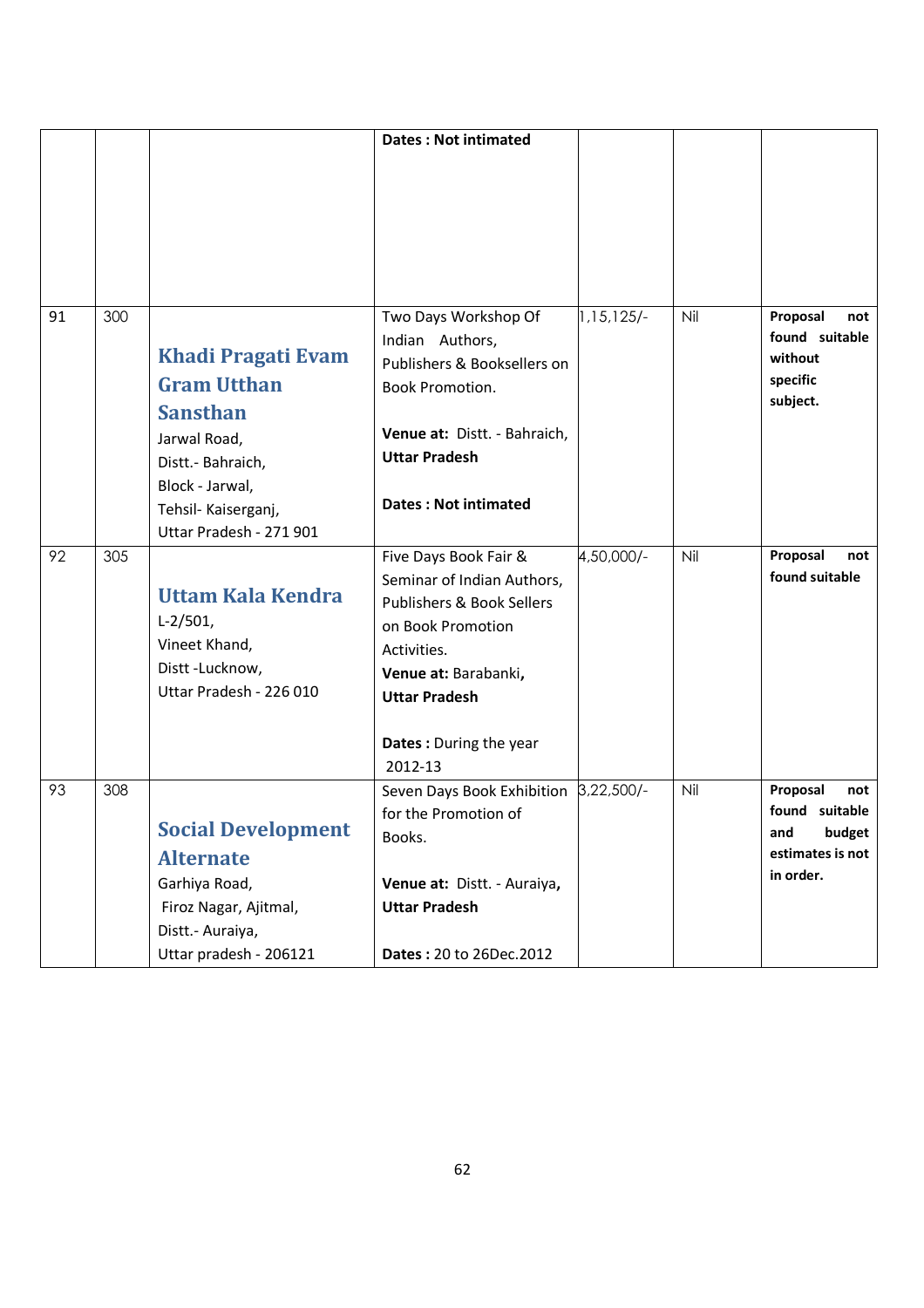| | | | | | | |
|---|---|---|---|---|---|---|
| | | | **Dates : Not intimated** | | | |
| 91 | 300 | **Khadi Pragati Evam Gram Utthan Sansthan** Jarwal Road, Distt.- Bahraich, Block - Jarwal, Tehsil- Kaiserganj, Uttar Pradesh - 271 901 | Two Days Workshop Of Indian Authors, Publishers & Booksellers on Book Promotion. **Venue at:** Distt. - Bahraich, **Uttar Pradesh** **Dates : Not intimated** | 1,15,125/- | Nil | **Proposal not found suitable without specific subject.** |
| 92 | 305 | **Uttam Kala Kendra** L-2/501, Vineet Khand, Distt -Lucknow, Uttar Pradesh - 226 010 | Five Days Book Fair & Seminar of Indian Authors, Publishers & Book Sellers on Book Promotion Activities. **Venue at:** Barabanki, **Uttar Pradesh** **Dates :** During the year 2012-13 | 4,50,000/- | Nil | **Proposal not found suitable** |
| 93 | 308 | **Social Development Alternate** Garhiya Road, Firoz Nagar, Ajitmal, Distt.- Auraiya, Uttar pradesh - 206121 | Seven Days Book Exhibition for the Promotion of Books. **Venue at:** Distt. - Auraiya, **Uttar Pradesh** **Dates :** 20 to 26Dec.2012 | 3,22,500/- | Nil | **Proposal not found suitable and budget estimates is not in order.** |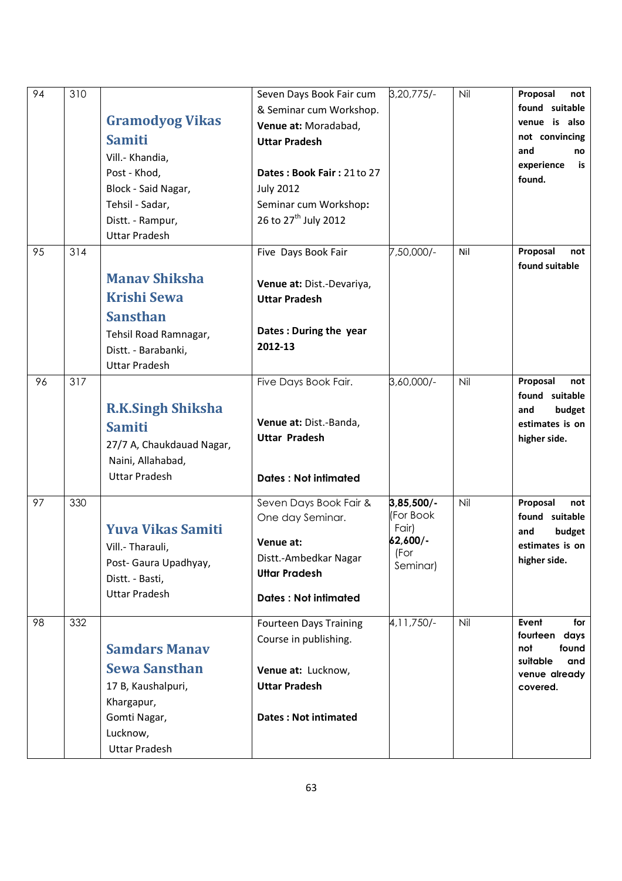| 94 | 310 | **Gramodyog Vikas Samiti**<br>Vill.- Khandia,<br>Post - Khod,<br>Block - Said Nagar,<br>Tehsil - Sadar,<br>Distt. - Rampur,<br>Uttar Pradesh | Seven Days Book Fair cum & Seminar cum Workshop.<br>**Venue at:** Moradabad, **Uttar Pradesh**<br><br>**Dates : Book Fair :** 21 to 27 July 2012<br>Seminar cum Workshop**:** 26 to 27th July 2012 | 3,20,775/- | Nil | **Proposal not found suitable venue is also not convincing and no experience is found.** |
|---|---|---|---|---|---|---|
| 95 | 314 | **Manav Shiksha Krishi Sewa Sansthan**<br>Tehsil Road Ramnagar,<br>Distt. - Barabanki,<br>Uttar Pradesh | Five Days Book Fair<br><br>**Venue at:** Dist.-Devariya, **Uttar Pradesh**<br><br>**Dates : During the year 2012-13** | 7,50,000/- | Nil | **Proposal not found suitable** |
| 96 | 317 | **R.K.Singh Shiksha Samiti**<br>27/7 A, Chaukdauad Nagar,<br>Naini, Allahabad,<br>Uttar Pradesh | Five Days Book Fair.<br><br>**Venue at:** Dist.-Banda, **Uttar Pradesh**<br><br>**Dates : Not intimated** | 3,60,000/- | Nil | **Proposal not found suitable and budget estimates is on higher side.** |
| 97 | 330 | **Yuva Vikas Samiti**<br>Vill.- Tharauli,<br>Post- Gaura Upadhyay,<br>Distt. - Basti,<br>Uttar Pradesh | Seven Days Book Fair & One day Seminar.<br>**Venue at:**<br>Distt.-Ambedkar Nagar **Uttar Pradesh**<br><br>**Dates : Not intimated** | **3,85,500/-** (For Book Fair)<br>**62,600/-** (For Seminar) | Nil | **Proposal not found suitable and budget estimates is on higher side.** |
| 98 | 332 | **Samdars Manav Sewa Sansthan**<br>17 B, Kaushalpuri,<br>Khargapur,<br>Gomti Nagar,<br>Lucknow,<br>Uttar Pradesh | Fourteen Days Training Course in publishing.<br><br>**Venue at:** Lucknow, **Uttar Pradesh**<br><br>**Dates : Not intimated** | 4,11,750/- | Nil | **Event for fourteen days not found suitable and venue already covered.** |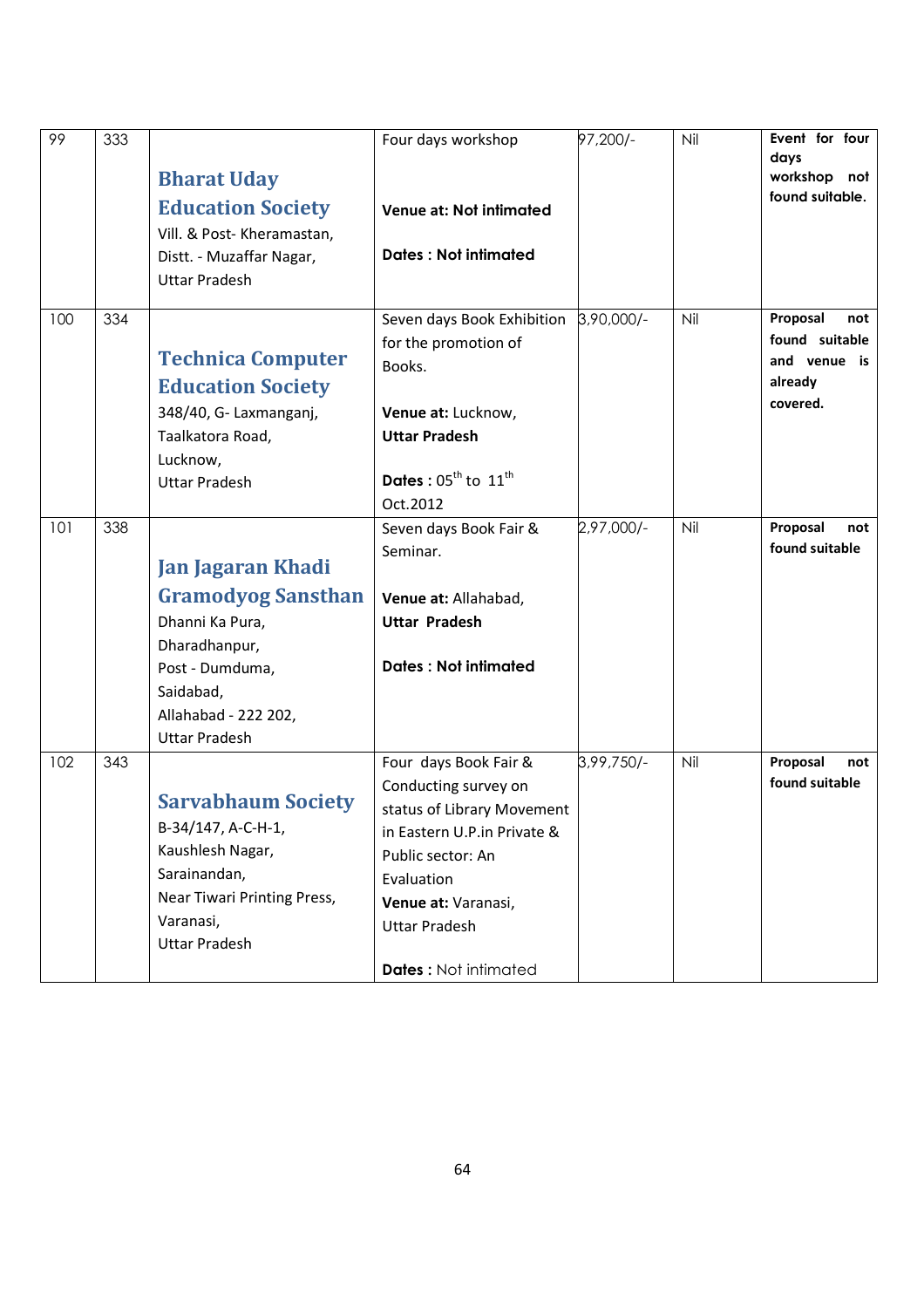| 99 | 333 | **Bharat Uday Education Society**<br>Vill. & Post- Kheramastan,<br>Distt. - Muzaffar Nagar,<br>Uttar Pradesh | Four days workshop<br><br>**Venue at: Not intimated**<br><br>**Dates : Not intimated** | 97,200/- | Nil | **Event for four days workshop not found suitable.** |
|---|---|---|---|---|---|---|
| 100 | 334 | **Technica Computer Education Society**<br>348/40, G- Laxmanganj,<br>Taalkatora Road,<br>Lucknow,<br>Uttar Pradesh | Seven days Book Exhibition for the promotion of Books.<br><br>**Venue at:** Lucknow,<br>**Uttar Pradesh**<br><br>**Dates :** 05th to 11th Oct.2012 | 3,90,000/- | Nil | **Proposal not found suitable and venue is already covered.** |
| 101 | 338 | **Jan Jagaran Khadi Gramodyog Sansthan**<br>Dhanni Ka Pura,<br>Dharadhanpur,<br>Post - Dumduma,<br>Saidabad,<br>Allahabad - 222 202,<br>Uttar Pradesh | Seven days Book Fair & Seminar.<br><br>**Venue at:** Allahabad,<br>**Uttar Pradesh**<br><br>**Dates : Not intimated** | 2,97,000/- | Nil | **Proposal not found suitable** |
| 102 | 343 | **Sarvabhaum Society**<br>B-34/147, A-C-H-1,<br>Kaushlesh Nagar,<br>Sarainandan,<br>Near Tiwari Printing Press,<br>Varanasi,<br>Uttar Pradesh | Four days Book Fair & Conducting survey on status of Library Movement in Eastern U.P.in Private & Public sector: An Evaluation<br>**Venue at:** Varanasi,<br>Uttar Pradesh<br><br>**Dates :** Not intimated | 3,99,750/- | Nil | **Proposal not found suitable** |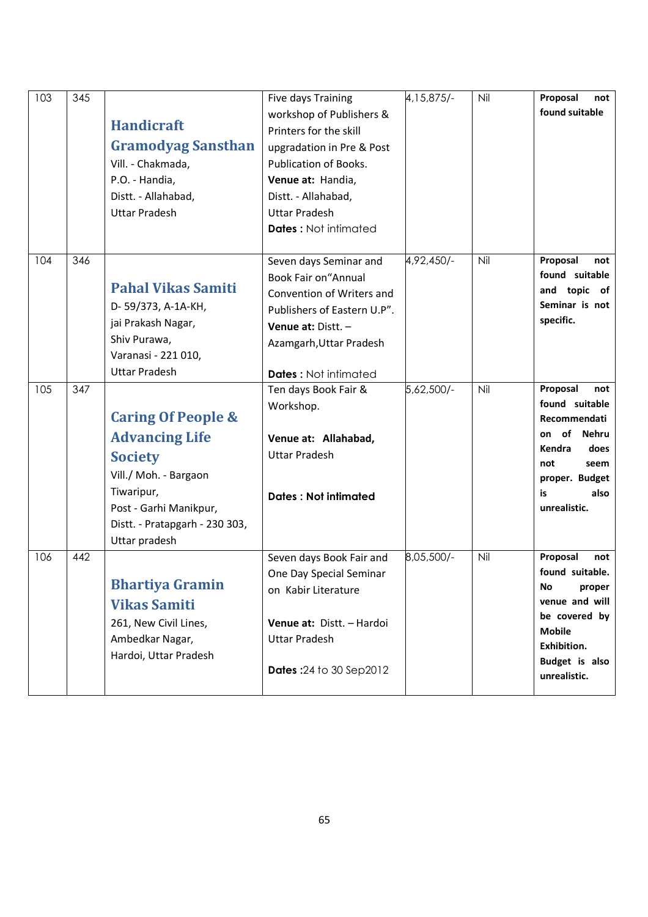| 103 | 345 | **Handicraft Gramodyag Sansthan**<br>Vill. - Chakmada,<br>P.O. - Handia,<br>Distt. - Allahabad,<br>Uttar Pradesh | Five days Training workshop of Publishers & Printers for the skill upgradation in Pre & Post Publication of Books.<br>**Venue at:** Handia, Distt. - Allahabad, Uttar Pradesh<br>**Dates :** Not intimated | 4,15,875/- | Nil | **Proposal not found suitable** |
|---|---|---|---|---|---|---|
| 104 | 346 | **Pahal Vikas Samiti**<br>D- 59/373, A-1A-KH,<br>jai Prakash Nagar,<br>Shiv Purawa,<br>Varanasi - 221 010,<br>Uttar Pradesh | Seven days Seminar and Book Fair on"Annual Convention of Writers and Publishers of Eastern U.P".<br>**Venue at:** Distt. – Azamgarh,Uttar Pradesh<br>**Dates :** Not intimated | 4,92,450/- | Nil | **Proposal not found suitable and topic of Seminar is not specific.** |
| 105 | 347 | **Caring Of People & Advancing Life Society**<br>Vill./ Moh. - Bargaon Tiwaripur,<br>Post - Garhi Manikpur,<br>Distt. - Pratapgarh - 230 303,<br>Uttar pradesh | Ten days Book Fair & Workshop.<br>**Venue at: Allahabad,** Uttar Pradesh<br>**Dates : Not intimated** | 5,62,500/- | Nil | **Proposal not found suitable Recommendation of Nehru Kendra does not seem proper. Budget is also unrealistic.** |
| 106 | 442 | **Bhartiya Gramin Vikas Samiti**<br>261, New Civil Lines,<br>Ambedkar Nagar,<br>Hardoi, Uttar Pradesh | Seven days Book Fair and One Day Special Seminar on Kabir Literature<br>**Venue at:** Distt. – Hardoi Uttar Pradesh<br>**Dates :**24 to 30 Sep2012 | 8,05,500/- | Nil | **Proposal not found suitable. No proper venue and will be covered by Mobile Exhibition. Budget is also unrealistic.** |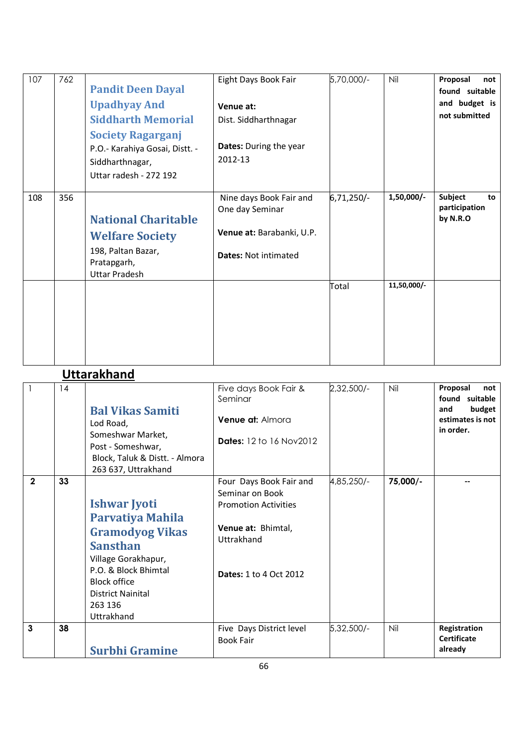| 107 | 762 | **Pandit Deen Dayal Upadhyay And Siddharth Memorial Society Ragarganj** P.O.- Karahiya Gosai, Distt. - Siddharthnagar, Uttar radesh - 272 192 | Eight Days Book Fair **Venue at:** Dist. Siddharthnagar **Dates:** During the year 2012-13 | 5,70,000/- | Nil | **Proposal not found suitable and budget is not submitted** |
|---|---|---|---|---|---|---|
| 108 | 356 | **National Charitable Welfare Society** 198, Paltan Bazar, Pratapgarh, Uttar Pradesh | Nine days Book Fair and One day Seminar **Venue at:** Barabanki, U.P. **Dates:** Not intimated | 6,71,250/- | **1,50,000/-** | **Subject to participation by N.R.O** |
| | | | | Total | **11,50,000/-** | |

## Uttarakhand

| 1 | 14 | **Bal Vikas Samiti** Lod Road, Someshwar Market, Post - Someshwar, Block, Taluk & Distt. - Almora 263 637, Uttrakhand | Five days Book Fair & Seminar **Venue at:** Almora **Dates:** 12 to 16 Nov2012 | 2,32,500/- | Nil | **Proposal not found suitable and budget estimates is not in order.** |
|---|---|---|---|---|---|---|
| **2** | **33** | **Ishwar Jyoti Parvatiya Mahila Gramodyog Vikas Sansthan** Village Gorakhapur, P.O. & Block Bhimtal Block office District Nainital 263 136 Uttrakhand | Four Days Book Fair and Seminar on Book Promotion Activities **Venue at:** Bhimtal, Uttrakhand **Dates:** 1 to 4 Oct 2012 | 4,85,250/- | **75,000/-** | -- |
| **3** | **38** | **Surbhi Gramine** | Five Days District level Book Fair | 5,32,500/- | Nil | **Registration Certificate already** |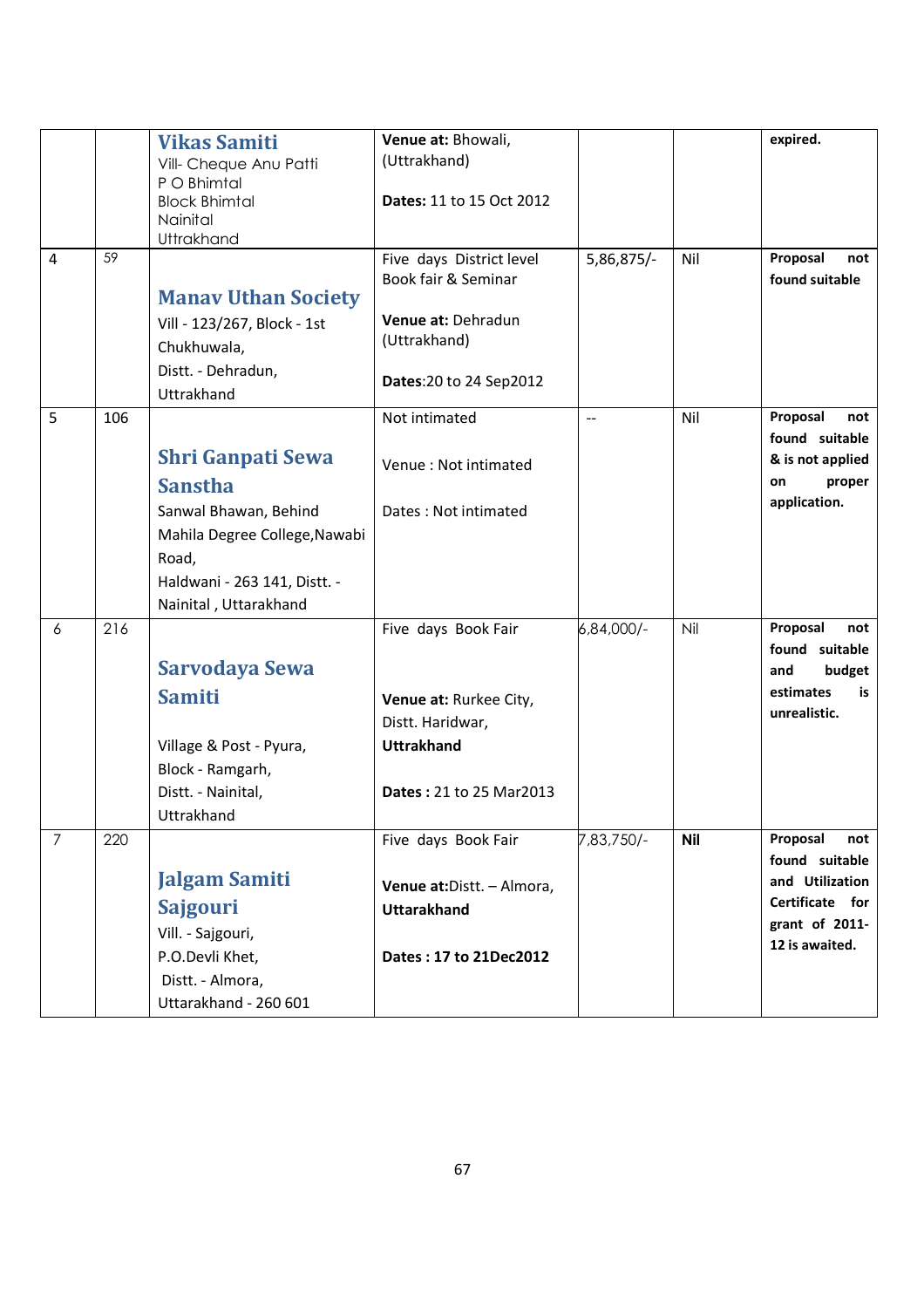|  |  |  |  |  |  |  |
|---|---|---|---|---|---|---|
|  |  | **Vikas Samiti**<br>Vill- Cheque Anu Patti<br>P O Bhimtal<br>Block Bhimtal<br>Nainital<br>Uttrakhand | **Venue at:** Bhowali, (Uttrakhand)<br><br>**Dates:** 11 to 15 Oct 2012 |  |  | **expired.** |
| 4 | 59 | **Manav Uthan Society**<br>Vill - 123/267, Block - 1st Chukhuwala,<br>Distt. - Dehradun, Uttrakhand | Five days District level Book fair & Seminar<br><br>**Venue at:** Dehradun (Uttrakhand)<br><br>**Dates**:20 to 24 Sep2012 | 5,86,875/- | Nil | **Proposal not found suitable** |
| 5 | 106 | **Shri Ganpati Sewa Sanstha**<br>Sanwal Bhawan, Behind Mahila Degree College,Nawabi Road,<br>Haldwani - 263 141, Distt. - Nainital , Uttarakhand | Not intimated<br><br>Venue : Not intimated<br><br>Dates : Not intimated | -- | Nil | **Proposal not found suitable & is not applied on proper application.** |
| 6 | 216 | **Sarvodaya Sewa Samiti**<br><br>Village & Post - Pyura,<br>Block - Ramgarh,<br>Distt. - Nainital,<br>Uttrakhand | Five days Book Fair<br><br>**Venue at:** Rurkee City, Distt. Haridwar, **Uttrakhand**<br><br>**Dates :** 21 to 25 Mar2013 | 6,84,000/- | Nil | **Proposal not found suitable and budget estimates is unrealistic.** |
| 7 | 220 | **Jalgam Samiti Sajgouri**<br>Vill. - Sajgouri,<br>P.O.Devli Khet,<br>Distt. - Almora,<br>Uttarakhand - 260 601 | Five days Book Fair<br><br>**Venue at:**Distt. – Almora, **Uttarakhand**<br><br>**Dates : 17 to 21Dec2012** | 7,83,750/- | **Nil** | **Proposal not found suitable and Utilization Certificate for grant of 2011-12 is awaited.** |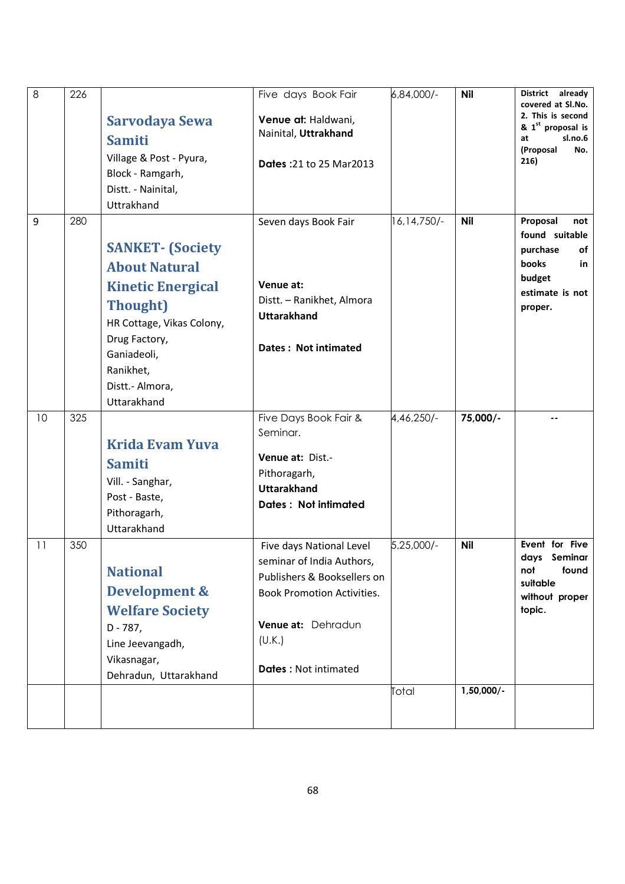| 8 | 226 | **Sarvodaya Sewa Samiti**<br>Village & Post - Pyura,<br>Block - Ramgarh,<br>Distt. - Nainital,<br>Uttrakhand | Five days Book Fair<br><br>**Venue at:** Haldwani, Nainital, **Uttrakhand**<br><br>**Dates** :21 to 25 Mar2013 | 6,84,000/- | **Nil** | **District already covered at Sl.No. 2. This is second & 1st proposal is at sl.no.6 (Proposal No. 216)** |
|---|---|---|---|---|---|---|
| 9 | 280 | **SANKET- (Society About Natural Kinetic Energical Thought)**<br>HR Cottage, Vikas Colony,<br>Drug Factory,<br>Ganiadeoli,<br>Ranikhet,<br>Distt.- Almora,<br>Uttarakhand | Seven days Book Fair<br><br>**Venue at:**<br>Distt. – Ranikhet, Almora<br>**Uttarakhand**<br><br>**Dates : Not intimated** | 16,14,750/- | **Nil** | **Proposal not found suitable purchase of books in budget estimate is not proper.** |
| 10 | 325 | **Krida Evam Yuva Samiti**<br>Vill. - Sanghar,<br>Post - Baste,<br>Pithoragarh,<br>Uttarakhand | Five Days Book Fair & Seminar.<br><br>**Venue at:** Dist.- Pithoragarh,<br>**Uttarakhand**<br>**Dates : Not intimated** | 4,46,250/- | **75,000/-** | -- |
| 11 | 350 | **National Development & Welfare Society**<br>D - 787,<br>Line Jeevangadh,<br>Vikasnagar,<br>Dehradun, Uttarakhand | Five days National Level seminar of India Authors, Publishers & Booksellers on Book Promotion Activities.<br><br>**Venue at:** Dehradun (U.K.)<br><br>**Dates** : Not intimated | 5,25,000/- | **Nil** | **Event for Five days Seminar not found suitable without proper topic.** |
| | | | | Total | **1,50,000/-** | |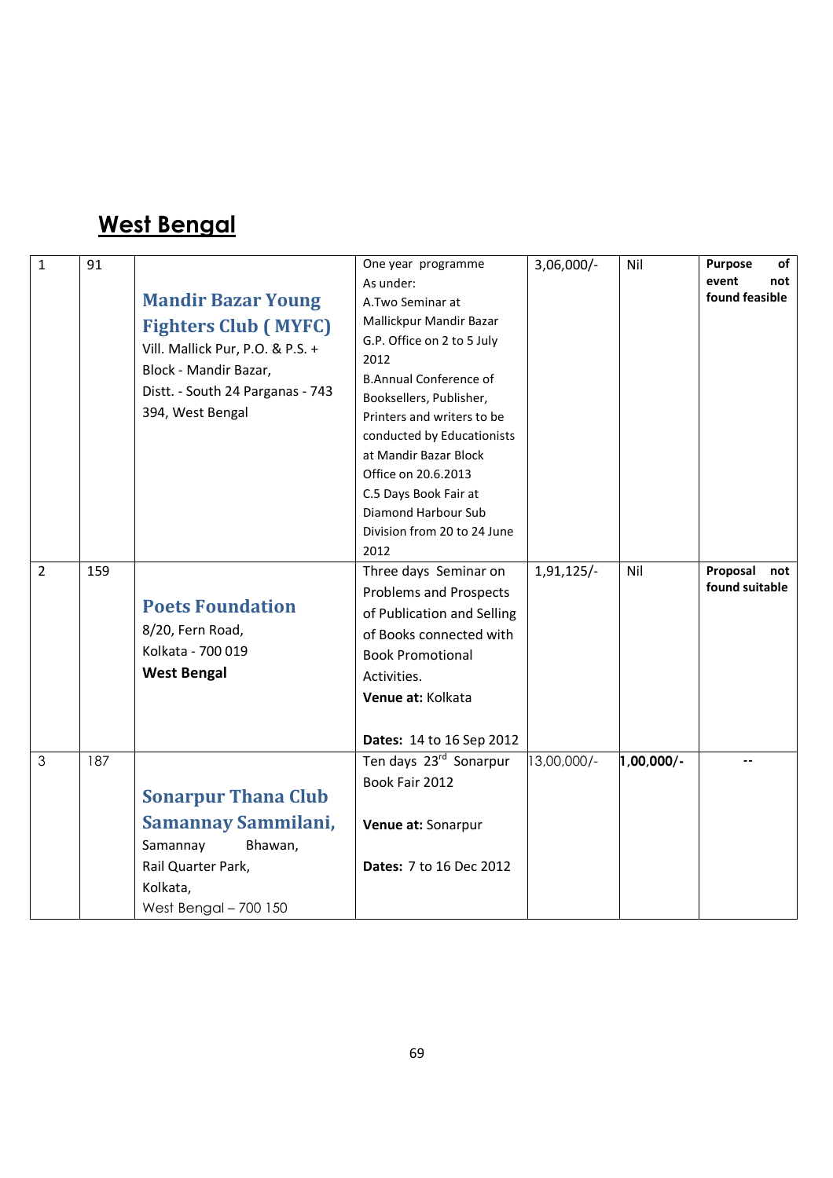## West Bengal

| | | | | | | |
|---|---|---|---|---|---|---|
| 1 | 91 | **Mandir Bazar Young Fighters Club ( MYFC)**<br>Vill. Mallick Pur, P.O. & P.S. + Block - Mandir Bazar,<br>Distt. - South 24 Parganas - 743 394, West Bengal | One year programme As under:<br>A.Two Seminar at Mallickpur Mandir Bazar G.P. Office on 2 to 5 July 2012<br>B.Annual Conference of Booksellers, Publisher, Printers and writers to be conducted by Educationists at Mandir Bazar Block Office on 20.6.2013<br>C.5 Days Book Fair at Diamond Harbour Sub Division from 20 to 24 June 2012 | 3,06,000/- | Nil | **Purpose of event not found feasible** |
| 2 | 159 | **Poets Foundation**<br>8/20, Fern Road,<br>Kolkata - 700 019<br>**West Bengal** | Three days Seminar on Problems and Prospects of Publication and Selling of Books connected with Book Promotional Activities.<br>**Venue at:** Kolkata<br><br>**Dates:** 14 to 16 Sep 2012 | 1,91,125/- | Nil | **Proposal not found suitable** |
| 3 | 187 | **Sonarpur Thana Club Samannay Sammilani,**<br>Samannay Bhawan,<br>Rail Quarter Park,<br>Kolkata,<br>West Bengal – 700 150 | Ten days 23rd Sonarpur Book Fair 2012<br><br>**Venue at:** Sonarpur<br><br>**Dates:** 7 to 16 Dec 2012 | 13,00,000/- | **1,00,000/-** | -- |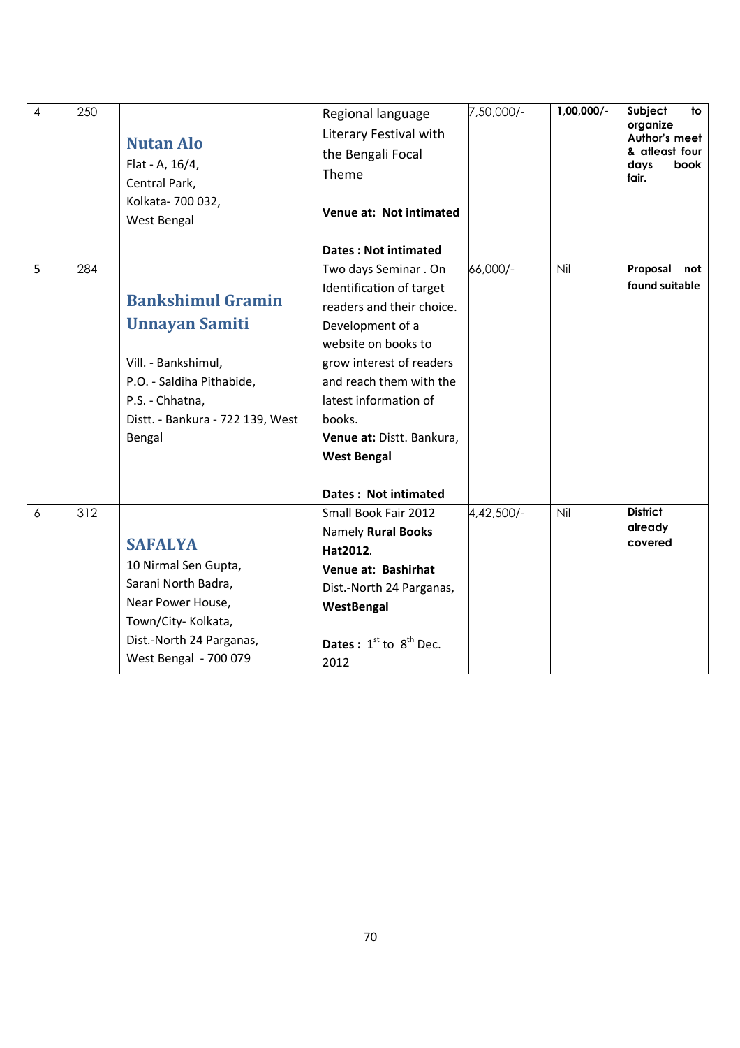| 4 | 250 | **Nutan Alo**<br>Flat - A, 16/4,<br>Central Park,<br>Kolkata- 700 032,<br>West Bengal | Regional language Literary Festival with the Bengali Focal Theme<br><br>**Venue at: Not intimated**<br><br>**Dates : Not intimated** | 7,50,000/- | **1,00,000/-** | **Subject to organize Author's meet & atleast four days book fair.** |
|---|---|---|---|---|---|---|
| 5 | 284 | **Bankshimul Gramin Unnayan Samiti**<br><br>Vill. - Bankshimul,<br>P.O. - Saldiha Pithabide,<br>P.S. - Chhatna,<br>Distt. - Bankura - 722 139, West Bengal | Two days Seminar . On Identification of target readers and their choice. Development of a website on books to grow interest of readers and reach them with the latest information of books.<br>**Venue at:** Distt. Bankura, **West Bengal**<br><br>**Dates : Not intimated** | 66,000/- | Nil | **Proposal not found suitable** |
| 6 | 312 | **SAFALYA**<br>10 Nirmal Sen Gupta, Sarani North Badra,<br>Near Power House,<br>Town/City- Kolkata,<br>Dist.-North 24 Parganas,<br>West Bengal - 700 079 | Small Book Fair 2012 Namely **Rural Books Hat2012**.<br>**Venue at: Bashirhat** Dist.-North 24 Parganas, **WestBengal**<br><br>**Dates :** 1st to 8th Dec. 2012 | 4,42,500/- | Nil | **District already covered** |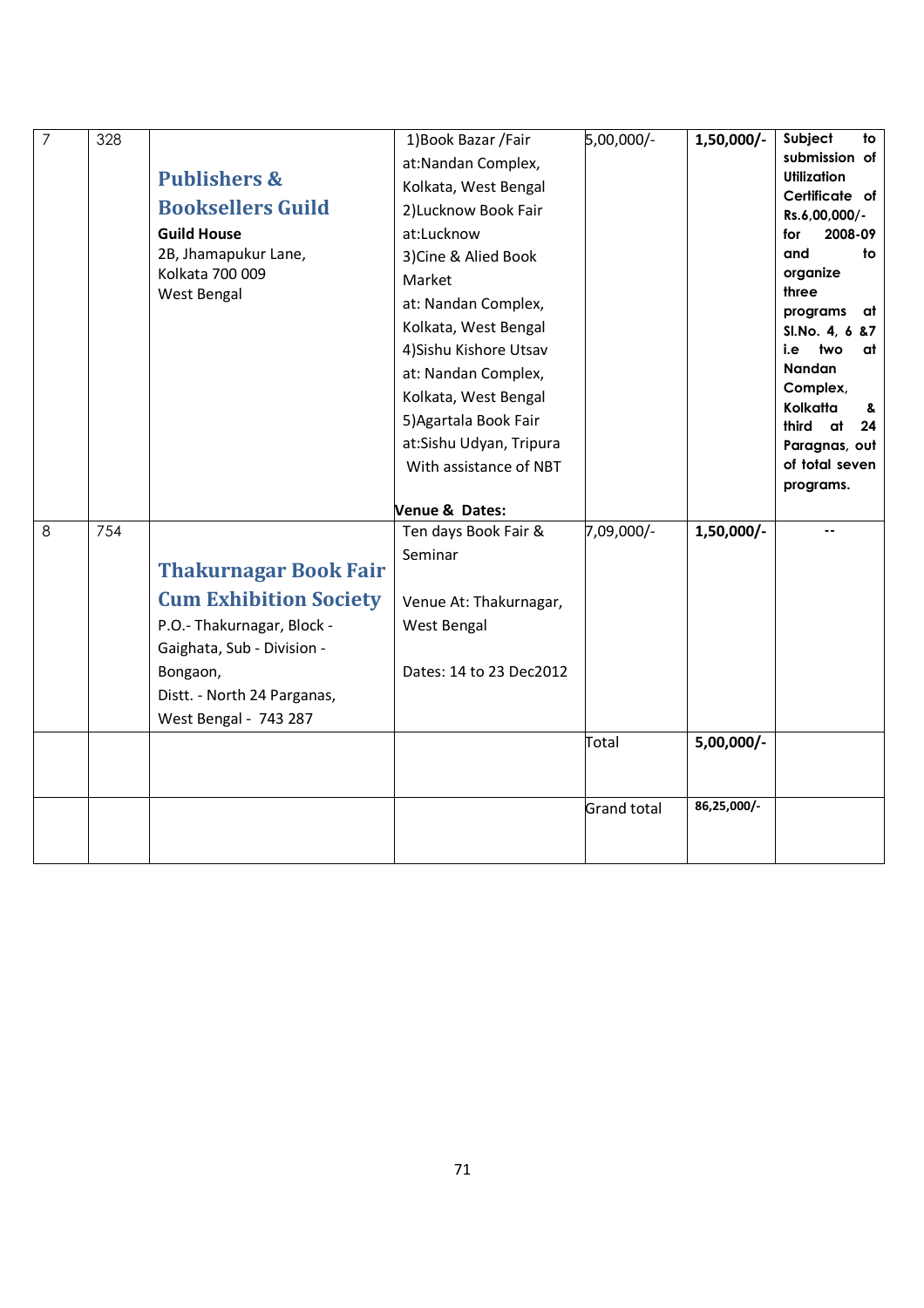| | | | | | | |
|---|---|---|---|---|---|---|
| 7 | 328 | **Publishers & Booksellers Guild**<br>**Guild House**<br>2B, Jhamapukur Lane,<br>Kolkata 700 009<br>West Bengal | 1)Book Bazar /Fair at:Nandan Complex, Kolkata, West Bengal<br>2)Lucknow Book Fair at:Lucknow<br>3)Cine & Alied Book Market at: Nandan Complex, Kolkata, West Bengal<br>4)Sishu Kishore Utsav at: Nandan Complex, Kolkata, West Bengal<br>5)Agartala Book Fair at:Sishu Udyan, Tripura<br>With assistance of NBT<br><br>**Venue & Dates:** | 5,00,000/- | **1,50,000/-** | **Subject to submission of Utilization Certificate of Rs.6,00,000/- for 2008-09 and to organize three programs at Sl.No. 4, 6 &7 i.e two at Nandan Complex, Kolkatta & third at 24 Paragnas, out of total seven programs.** |
| 8 | 754 | **Thakurnagar Book Fair Cum Exhibition Society**<br>P.O.- Thakurnagar, Block - Gaighata, Sub - Division - Bongaon,<br>Distt. - North 24 Parganas,<br>West Bengal - 743 287 | Ten days Book Fair & Seminar<br><br>Venue At: Thakurnagar, West Bengal<br><br>Dates: 14 to 23 Dec2012 | 7,09,000/- | **1,50,000/-** | -- |
| | | | | Total | **5,00,000/-** | |
| | | | | Grand total | **86,25,000/-** | |